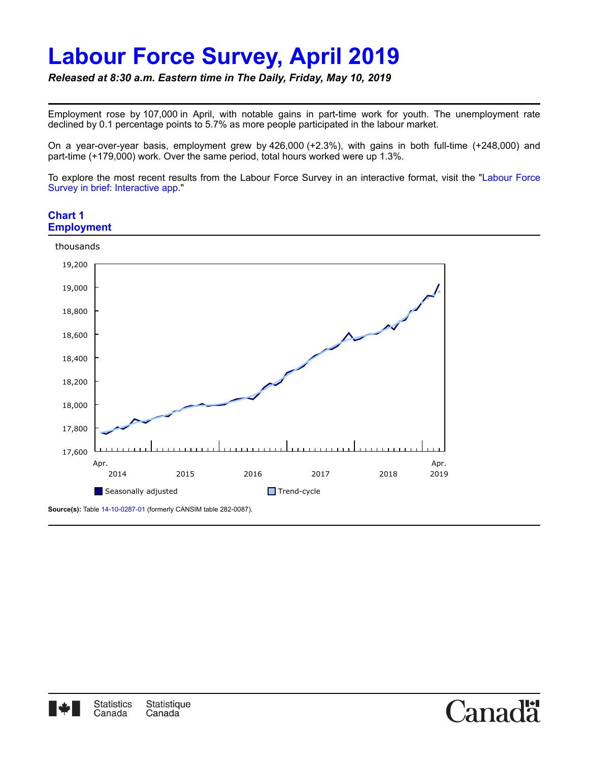# Labour Force Survey, April 2019

***Released at 8:30 a.m. Eastern time in The Daily, Friday, May 10, 2019***

Employment rose by 107,000 in April, with notable gains in part-time work for youth. The unemployment rate declined by 0.1 percentage points to 5.7% as more people participated in the labour market.

On a year-over-year basis, employment grew by 426,000 (+2.3%), with gains in both full-time (+248,000) and part-time (+179,000) work. Over the same period, total hours worked were up 1.3%.

To explore the most recent results from the Labour Force Survey in an interactive format, visit the "Labour Force Survey in brief: Interactive app."

## Chart 1
## Employment

thousands

19,200
19,000
18,800
18,600
18,400
18,200
18,000
17,800
17,600

Apr. 2014 | 2015 | 2016 | 2017 | 2018 | Apr. 2019

Seasonally adjusted | Trend-cycle

**Source(s):** Table 14-10-0287-01 (formerly CANSIM table 282-0087).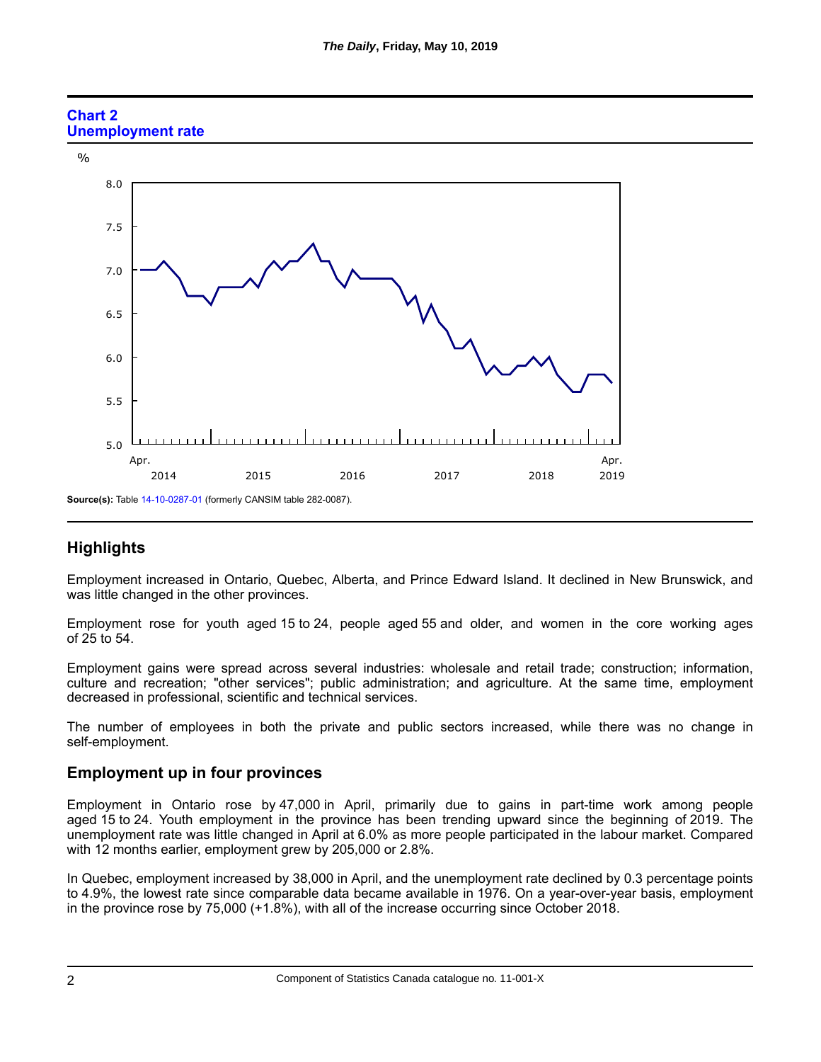**Chart 2**
**Unemployment rate**

**Source(s):** Table 14-10-0287-01 (formerly CANSIM table 282-0087).

## Highlights

Employment increased in Ontario, Quebec, Alberta, and Prince Edward Island. It declined in New Brunswick, and was little changed in the other provinces.

Employment rose for youth aged 15 to 24, people aged 55 and older, and women in the core working ages of 25 to 54.

Employment gains were spread across several industries: wholesale and retail trade; construction; information, culture and recreation; "other services"; public administration; and agriculture. At the same time, employment decreased in professional, scientific and technical services.

The number of employees in both the private and public sectors increased, while there was no change in self-employment.

## Employment up in four provinces

Employment in Ontario rose by 47,000 in April, primarily due to gains in part-time work among people aged 15 to 24. Youth employment in the province has been trending upward since the beginning of 2019. The unemployment rate was little changed in April at 6.0% as more people participated in the labour market. Compared with 12 months earlier, employment grew by 205,000 or 2.8%.

In Quebec, employment increased by 38,000 in April, and the unemployment rate declined by 0.3 percentage points to 4.9%, the lowest rate since comparable data became available in 1976. On a year-over-year basis, employment in the province rose by 75,000 (+1.8%), with all of the increase occurring since October 2018.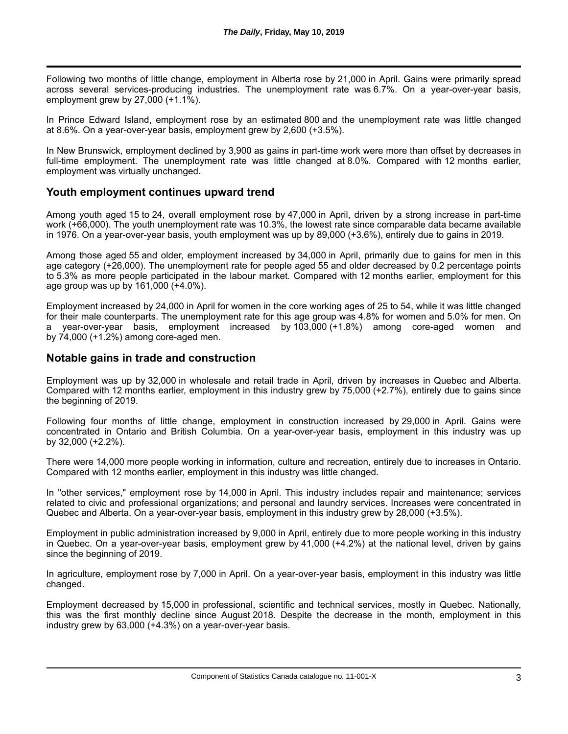Following two months of little change, employment in Alberta rose by 21,000 in April. Gains were primarily spread across several services-producing industries. The unemployment rate was 6.7%. On a year-over-year basis, employment grew by 27,000 (+1.1%).

In Prince Edward Island, employment rose by an estimated 800 and the unemployment rate was little changed at 8.6%. On a year-over-year basis, employment grew by 2,600 (+3.5%).

In New Brunswick, employment declined by 3,900 as gains in part-time work were more than offset by decreases in full-time employment. The unemployment rate was little changed at 8.0%. Compared with 12 months earlier, employment was virtually unchanged.

## Youth employment continues upward trend

Among youth aged 15 to 24, overall employment rose by 47,000 in April, driven by a strong increase in part-time work (+66,000). The youth unemployment rate was 10.3%, the lowest rate since comparable data became available in 1976. On a year-over-year basis, youth employment was up by 89,000 (+3.6%), entirely due to gains in 2019.

Among those aged 55 and older, employment increased by 34,000 in April, primarily due to gains for men in this age category (+26,000). The unemployment rate for people aged 55 and older decreased by 0.2 percentage points to 5.3% as more people participated in the labour market. Compared with 12 months earlier, employment for this age group was up by 161,000 (+4.0%).

Employment increased by 24,000 in April for women in the core working ages of 25 to 54, while it was little changed for their male counterparts. The unemployment rate for this age group was 4.8% for women and 5.0% for men. On a year-over-year basis, employment increased by 103,000 (+1.8%) among core-aged women and by 74,000 (+1.2%) among core-aged men.

## Notable gains in trade and construction

Employment was up by 32,000 in wholesale and retail trade in April, driven by increases in Quebec and Alberta. Compared with 12 months earlier, employment in this industry grew by 75,000 (+2.7%), entirely due to gains since the beginning of 2019.

Following four months of little change, employment in construction increased by 29,000 in April. Gains were concentrated in Ontario and British Columbia. On a year-over-year basis, employment in this industry was up by 32,000 (+2.2%).

There were 14,000 more people working in information, culture and recreation, entirely due to increases in Ontario. Compared with 12 months earlier, employment in this industry was little changed.

In "other services," employment rose by 14,000 in April. This industry includes repair and maintenance; services related to civic and professional organizations; and personal and laundry services. Increases were concentrated in Quebec and Alberta. On a year-over-year basis, employment in this industry grew by 28,000 (+3.5%).

Employment in public administration increased by 9,000 in April, entirely due to more people working in this industry in Quebec. On a year-over-year basis, employment grew by 41,000 (+4.2%) at the national level, driven by gains since the beginning of 2019.

In agriculture, employment rose by 7,000 in April. On a year-over-year basis, employment in this industry was little changed.

Employment decreased by 15,000 in professional, scientific and technical services, mostly in Quebec. Nationally, this was the first monthly decline since August 2018. Despite the decrease in the month, employment in this industry grew by 63,000 (+4.3%) on a year-over-year basis.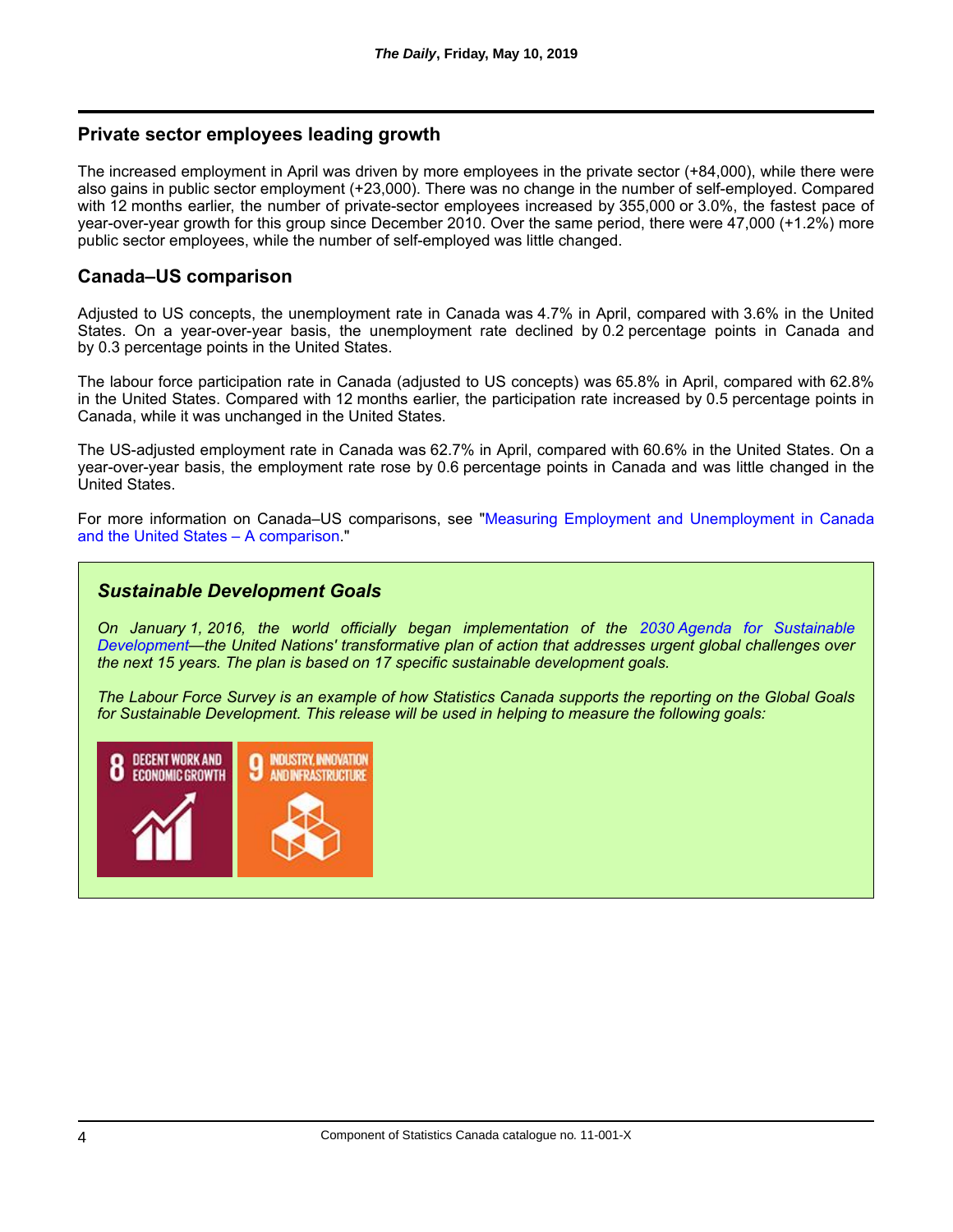## Private sector employees leading growth

The increased employment in April was driven by more employees in the private sector (+84,000), while there were also gains in public sector employment (+23,000). There was no change in the number of self-employed. Compared with 12 months earlier, the number of private-sector employees increased by 355,000 or 3.0%, the fastest pace of year-over-year growth for this group since December 2010. Over the same period, there were 47,000 (+1.2%) more public sector employees, while the number of self-employed was little changed.

## Canada–US comparison

Adjusted to US concepts, the unemployment rate in Canada was 4.7% in April, compared with 3.6% in the United States. On a year-over-year basis, the unemployment rate declined by 0.2 percentage points in Canada and by 0.3 percentage points in the United States.

The labour force participation rate in Canada (adjusted to US concepts) was 65.8% in April, compared with 62.8% in the United States. Compared with 12 months earlier, the participation rate increased by 0.5 percentage points in Canada, while it was unchanged in the United States.

The US-adjusted employment rate in Canada was 62.7% in April, compared with 60.6% in the United States. On a year-over-year basis, the employment rate rose by 0.6 percentage points in Canada and was little changed in the United States.

For more information on Canada–US comparisons, see "Measuring Employment and Unemployment in Canada and the United States – A comparison."

### *Sustainable Development Goals*

*On January 1, 2016, the world officially began implementation of the 2030 Agenda for Sustainable Development—the United Nations' transformative plan of action that addresses urgent global challenges over the next 15 years. The plan is based on 17 specific sustainable development goals.*

*The Labour Force Survey is an example of how Statistics Canada supports the reporting on the Global Goals for Sustainable Development. This release will be used in helping to measure the following goals:*

8 DECENT WORK AND ECONOMIC GROWTH

9 INDUSTRY, INNOVATION AND INFRASTRUCTURE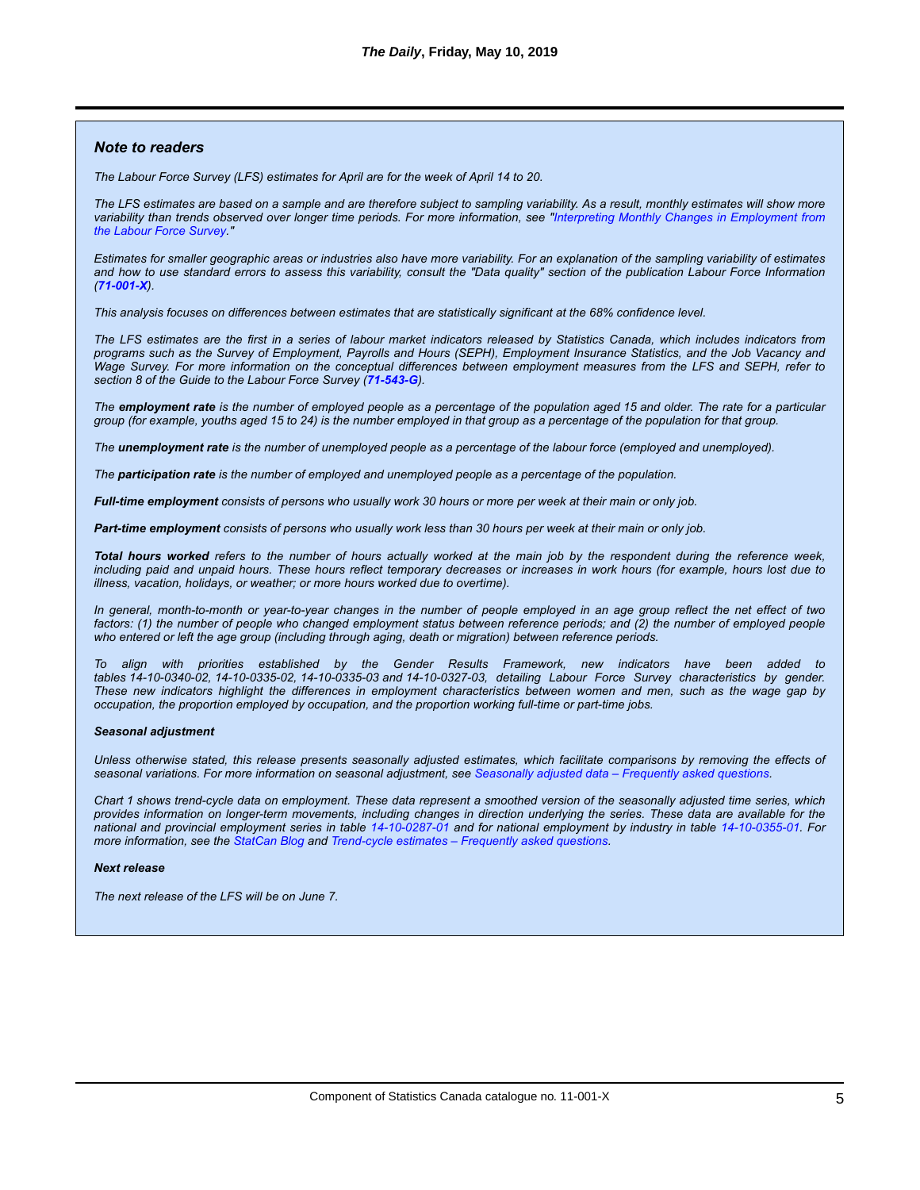## *Note to readers*

*The Labour Force Survey (LFS) estimates for April are for the week of April 14 to 20.*

*The LFS estimates are based on a sample and are therefore subject to sampling variability. As a result, monthly estimates will show more variability than trends observed over longer time periods. For more information, see "Interpreting Monthly Changes in Employment from the Labour Force Survey."*

*Estimates for smaller geographic areas or industries also have more variability. For an explanation of the sampling variability of estimates and how to use standard errors to assess this variability, consult the "Data quality" section of the publication Labour Force Information (**71-001-X**).*

*This analysis focuses on differences between estimates that are statistically significant at the 68% confidence level.*

*The LFS estimates are the first in a series of labour market indicators released by Statistics Canada, which includes indicators from programs such as the Survey of Employment, Payrolls and Hours (SEPH), Employment Insurance Statistics, and the Job Vacancy and Wage Survey. For more information on the conceptual differences between employment measures from the LFS and SEPH, refer to section 8 of the Guide to the Labour Force Survey (**71-543-G**).*

*The **employment rate** is the number of employed people as a percentage of the population aged 15 and older. The rate for a particular group (for example, youths aged 15 to 24) is the number employed in that group as a percentage of the population for that group.*

*The **unemployment rate** is the number of unemployed people as a percentage of the labour force (employed and unemployed).*

*The **participation rate** is the number of employed and unemployed people as a percentage of the population.*

***Full-time employment** consists of persons who usually work 30 hours or more per week at their main or only job.*

***Part-time employment** consists of persons who usually work less than 30 hours per week at their main or only job.*

***Total hours worked** refers to the number of hours actually worked at the main job by the respondent during the reference week, including paid and unpaid hours. These hours reflect temporary decreases or increases in work hours (for example, hours lost due to illness, vacation, holidays, or weather; or more hours worked due to overtime).*

*In general, month-to-month or year-to-year changes in the number of people employed in an age group reflect the net effect of two factors: (1) the number of people who changed employment status between reference periods; and (2) the number of employed people who entered or left the age group (including through aging, death or migration) between reference periods.*

*To align with priorities established by the Gender Results Framework, new indicators have been added to tables 14-10-0340-02, 14-10-0335-02, 14-10-0335-03 and 14-10-0327-03, detailing Labour Force Survey characteristics by gender. These new indicators highlight the differences in employment characteristics between women and men, such as the wage gap by occupation, the proportion employed by occupation, and the proportion working full-time or part-time jobs.*

#### *Seasonal adjustment*

*Unless otherwise stated, this release presents seasonally adjusted estimates, which facilitate comparisons by removing the effects of seasonal variations. For more information on seasonal adjustment, see Seasonally adjusted data – Frequently asked questions.*

*Chart 1 shows trend-cycle data on employment. These data represent a smoothed version of the seasonally adjusted time series, which provides information on longer-term movements, including changes in direction underlying the series. These data are available for the national and provincial employment series in table 14-10-0287-01 and for national employment by industry in table 14-10-0355-01. For more information, see the StatCan Blog and Trend-cycle estimates – Frequently asked questions.*

#### *Next release*

*The next release of the LFS will be on June 7.*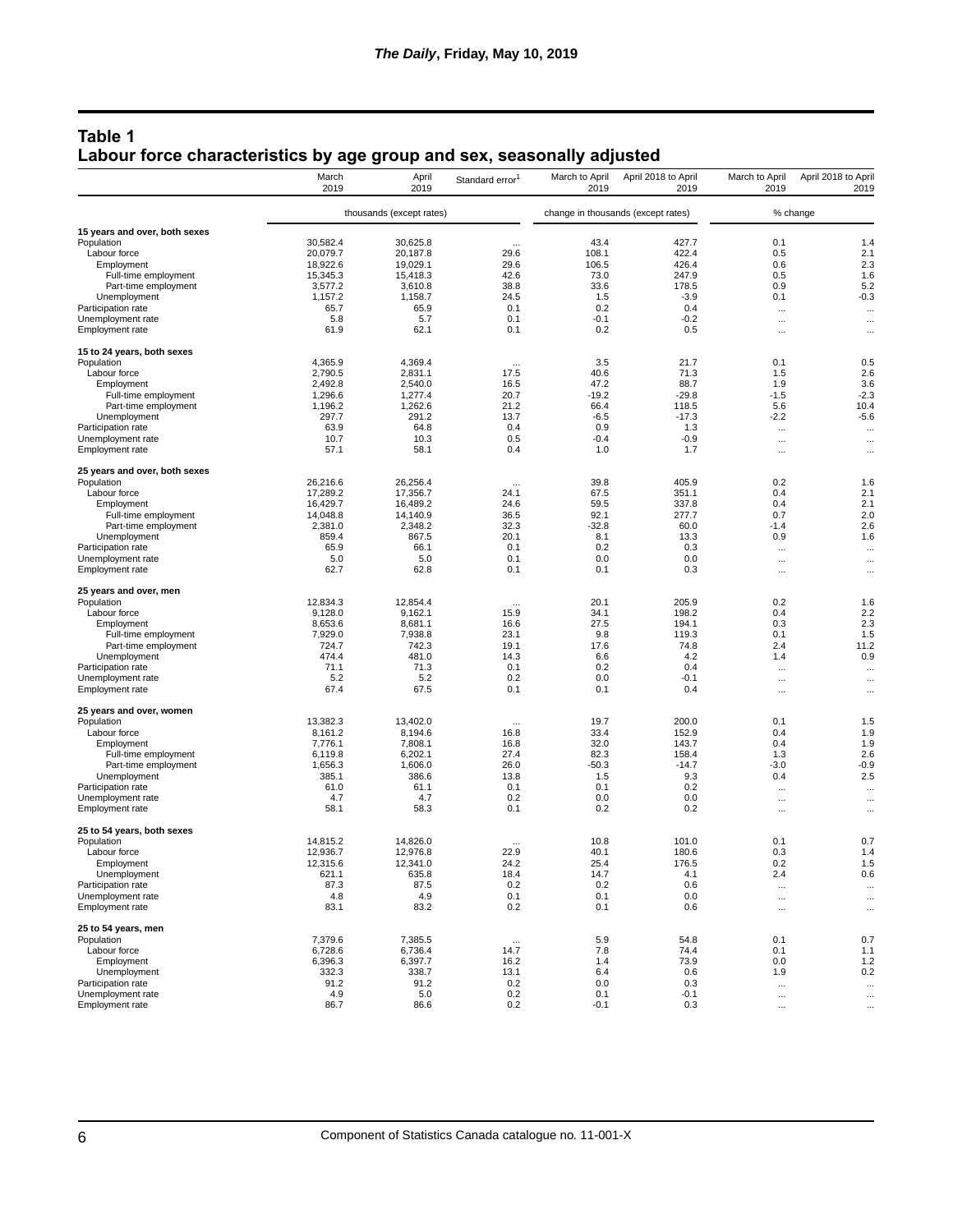## Table 1
## Labour force characteristics by age group and sex, seasonally adjusted

| | March 2019 | April 2019 | Standard error[1] | March to April 2019 | April 2018 to April 2019 | March to April 2019 | April 2018 to April 2019 |
|---|---|---|---|---|---|---|---|
| | thousands (except rates) | | | change in thousands (except rates) | | % change | |
| **15 years and over, both sexes** | | | | | | | |
| Population | 30,582.4 | 30,625.8 | ... | 43.4 | 427.7 | 0.1 | 1.4 |
| Labour force | 20,079.7 | 20,187.8 | 29.6 | 108.1 | 422.4 | 0.5 | 2.1 |
| Employment | 18,922.6 | 19,029.1 | 29.6 | 106.5 | 426.4 | 0.6 | 2.3 |
| Full-time employment | 15,345.3 | 15,418.3 | 42.6 | 73.0 | 247.9 | 0.5 | 1.6 |
| Part-time employment | 3,577.2 | 3,610.8 | 38.8 | 33.6 | 178.5 | 0.9 | 5.2 |
| Unemployment | 1,157.2 | 1,158.7 | 24.5 | 1.5 | -3.9 | 0.1 | -0.3 |
| Participation rate | 65.7 | 65.9 | 0.1 | 0.2 | 0.4 | ... | ... |
| Unemployment rate | 5.8 | 5.7 | 0.1 | -0.1 | -0.2 | ... | ... |
| Employment rate | 61.9 | 62.1 | 0.1 | 0.2 | 0.5 | ... | ... |
| **15 to 24 years, both sexes** | | | | | | | |
| Population | 4,365.9 | 4,369.4 | ... | 3.5 | 21.7 | 0.1 | 0.5 |
| Labour force | 2,790.5 | 2,831.1 | 17.5 | 40.6 | 71.3 | 1.5 | 2.6 |
| Employment | 2,492.8 | 2,540.0 | 16.5 | 47.2 | 88.7 | 1.9 | 3.6 |
| Full-time employment | 1,296.6 | 1,277.4 | 20.7 | -19.2 | -29.8 | -1.5 | -2.3 |
| Part-time employment | 1,196.2 | 1,262.6 | 21.2 | 66.4 | 118.5 | 5.6 | 10.4 |
| Unemployment | 297.7 | 291.2 | 13.7 | -6.5 | -17.3 | -2.2 | -5.6 |
| Participation rate | 63.9 | 64.8 | 0.4 | 0.9 | 1.3 | ... | ... |
| Unemployment rate | 10.7 | 10.3 | 0.5 | -0.4 | -0.9 | ... | ... |
| Employment rate | 57.1 | 58.1 | 0.4 | 1.0 | 1.7 | ... | ... |
| **25 years and over, both sexes** | | | | | | | |
| Population | 26,216.6 | 26,256.4 | ... | 39.8 | 405.9 | 0.2 | 1.6 |
| Labour force | 17,289.2 | 17,356.7 | 24.1 | 67.5 | 351.1 | 0.4 | 2.1 |
| Employment | 16,429.7 | 16,489.2 | 24.6 | 59.5 | 337.8 | 0.4 | 2.1 |
| Full-time employment | 14,048.8 | 14,140.9 | 36.5 | 92.1 | 277.7 | 0.7 | 2.0 |
| Part-time employment | 2,381.0 | 2,348.2 | 32.3 | -32.8 | 60.0 | -1.4 | 2.6 |
| Unemployment | 859.4 | 867.5 | 20.1 | 8.1 | 13.3 | 0.9 | 1.6 |
| Participation rate | 65.9 | 66.1 | 0.1 | 0.2 | 0.3 | ... | ... |
| Unemployment rate | 5.0 | 5.0 | 0.1 | 0.0 | 0.0 | ... | ... |
| Employment rate | 62.7 | 62.8 | 0.1 | 0.1 | 0.3 | ... | ... |
| **25 years and over, men** | | | | | | | |
| Population | 12,834.3 | 12,854.4 | ... | 20.1 | 205.9 | 0.2 | 1.6 |
| Labour force | 9,128.0 | 9,162.1 | 15.9 | 34.1 | 198.2 | 0.4 | 2.2 |
| Employment | 8,653.6 | 8,681.1 | 16.6 | 27.5 | 194.1 | 0.3 | 2.3 |
| Full-time employment | 7,929.0 | 7,938.8 | 23.1 | 9.8 | 119.3 | 0.1 | 1.5 |
| Part-time employment | 724.7 | 742.3 | 19.1 | 17.6 | 74.8 | 2.4 | 11.2 |
| Unemployment | 474.4 | 481.0 | 14.3 | 6.6 | 4.2 | 1.4 | 0.9 |
| Participation rate | 71.1 | 71.3 | 0.1 | 0.2 | 0.4 | ... | ... |
| Unemployment rate | 5.2 | 5.2 | 0.2 | 0.0 | -0.1 | ... | ... |
| Employment rate | 67.4 | 67.5 | 0.1 | 0.1 | 0.4 | ... | ... |
| **25 years and over, women** | | | | | | | |
| Population | 13,382.3 | 13,402.0 | ... | 19.7 | 200.0 | 0.1 | 1.5 |
| Labour force | 8,161.2 | 8,194.6 | 16.8 | 33.4 | 152.9 | 0.4 | 1.9 |
| Employment | 7,776.1 | 7,808.1 | 16.8 | 32.0 | 143.7 | 0.4 | 1.9 |
| Full-time employment | 6,119.8 | 6,202.1 | 27.4 | 82.3 | 158.4 | 1.3 | 2.6 |
| Part-time employment | 1,656.3 | 1,606.0 | 26.0 | -50.3 | -14.7 | -3.0 | -0.9 |
| Unemployment | 385.1 | 386.6 | 13.8 | 1.5 | 9.3 | 0.4 | 2.5 |
| Participation rate | 61.0 | 61.1 | 0.1 | 0.1 | 0.2 | ... | ... |
| Unemployment rate | 4.7 | 4.7 | 0.2 | 0.0 | 0.0 | ... | ... |
| Employment rate | 58.1 | 58.3 | 0.1 | 0.2 | 0.2 | ... | ... |
| **25 to 54 years, both sexes** | | | | | | | |
| Population | 14,815.2 | 14,826.0 | ... | 10.8 | 101.0 | 0.1 | 0.7 |
| Labour force | 12,936.7 | 12,976.8 | 22.9 | 40.1 | 180.6 | 0.3 | 1.4 |
| Employment | 12,315.6 | 12,341.0 | 24.2 | 25.4 | 176.5 | 0.2 | 1.5 |
| Unemployment | 621.1 | 635.8 | 18.4 | 14.7 | 4.1 | 2.4 | 0.6 |
| Participation rate | 87.3 | 87.5 | 0.2 | 0.2 | 0.6 | ... | ... |
| Unemployment rate | 4.8 | 4.9 | 0.1 | 0.1 | 0.0 | ... | ... |
| Employment rate | 83.1 | 83.2 | 0.2 | 0.1 | 0.6 | ... | ... |
| **25 to 54 years, men** | | | | | | | |
| Population | 7,379.6 | 7,385.5 | ... | 5.9 | 54.8 | 0.1 | 0.7 |
| Labour force | 6,728.6 | 6,736.4 | 14.7 | 7.8 | 74.4 | 0.1 | 1.1 |
| Employment | 6,396.3 | 6,397.7 | 16.2 | 1.4 | 73.9 | 0.0 | 1.2 |
| Unemployment | 332.3 | 338.7 | 13.1 | 6.4 | 0.6 | 1.9 | 0.2 |
| Participation rate | 91.2 | 91.2 | 0.2 | 0.0 | 0.3 | ... | ... |
| Unemployment rate | 4.9 | 5.0 | 0.2 | 0.1 | -0.1 | ... | ... |
| Employment rate | 86.7 | 86.6 | 0.2 | -0.1 | 0.3 | ... | ... |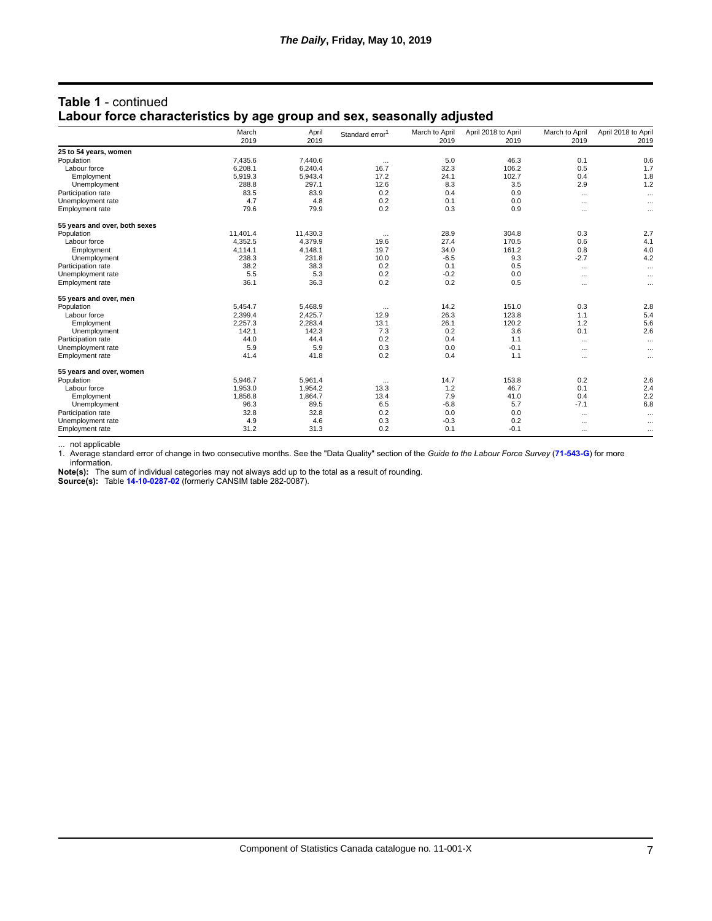## Table 1 - continued
## Labour force characteristics by age group and sex, seasonally adjusted

| | March 2019 | April 2019 | Standard error[1] | March to April 2019 | April 2018 to April 2019 | March to April 2019 | April 2018 to April 2019 |
|---|---|---|---|---|---|---|---|
| **25 to 54 years, women** | | | | | | | |
| Population | 7,435.6 | 7,440.6 | ... | 5.0 | 46.3 | 0.1 | 0.6 |
| Labour force | 6,208.1 | 6,240.4 | 16.7 | 32.3 | 106.2 | 0.5 | 1.7 |
| Employment | 5,919.3 | 5,943.4 | 17.2 | 24.1 | 102.7 | 0.4 | 1.8 |
| Unemployment | 288.8 | 297.1 | 12.6 | 8.3 | 3.5 | 2.9 | 1.2 |
| Participation rate | 83.5 | 83.9 | 0.2 | 0.4 | 0.9 | ... | ... |
| Unemployment rate | 4.7 | 4.8 | 0.2 | 0.1 | 0.0 | ... | ... |
| Employment rate | 79.6 | 79.9 | 0.2 | 0.3 | 0.9 | ... | ... |
| **55 years and over, both sexes** | | | | | | | |
| Population | 11,401.4 | 11,430.3 | ... | 28.9 | 304.8 | 0.3 | 2.7 |
| Labour force | 4,352.5 | 4,379.9 | 19.6 | 27.4 | 170.5 | 0.6 | 4.1 |
| Employment | 4,114.1 | 4,148.1 | 19.7 | 34.0 | 161.2 | 0.8 | 4.0 |
| Unemployment | 238.3 | 231.8 | 10.0 | -6.5 | 9.3 | -2.7 | 4.2 |
| Participation rate | 38.2 | 38.3 | 0.2 | 0.1 | 0.5 | ... | ... |
| Unemployment rate | 5.5 | 5.3 | 0.2 | -0.2 | 0.0 | ... | ... |
| Employment rate | 36.1 | 36.3 | 0.2 | 0.2 | 0.5 | ... | ... |
| **55 years and over, men** | | | | | | | |
| Population | 5,454.7 | 5,468.9 | ... | 14.2 | 151.0 | 0.3 | 2.8 |
| Labour force | 2,399.4 | 2,425.7 | 12.9 | 26.3 | 123.8 | 1.1 | 5.4 |
| Employment | 2,257.3 | 2,283.4 | 13.1 | 26.1 | 120.2 | 1.2 | 5.6 |
| Unemployment | 142.1 | 142.3 | 7.3 | 0.2 | 3.6 | 0.1 | 2.6 |
| Participation rate | 44.0 | 44.4 | 0.2 | 0.4 | 1.1 | ... | ... |
| Unemployment rate | 5.9 | 5.9 | 0.3 | 0.0 | -0.1 | ... | ... |
| Employment rate | 41.4 | 41.8 | 0.2 | 0.4 | 1.1 | ... | ... |
| **55 years and over, women** | | | | | | | |
| Population | 5,946.7 | 5,961.4 | ... | 14.7 | 153.8 | 0.2 | 2.6 |
| Labour force | 1,953.0 | 1,954.2 | 13.3 | 1.2 | 46.7 | 0.1 | 2.4 |
| Employment | 1,856.8 | 1,864.7 | 13.4 | 7.9 | 41.0 | 0.4 | 2.2 |
| Unemployment | 96.3 | 89.5 | 6.5 | -6.8 | 5.7 | -7.1 | 6.8 |
| Participation rate | 32.8 | 32.8 | 0.2 | 0.0 | 0.0 | ... | ... |
| Unemployment rate | 4.9 | 4.6 | 0.3 | -0.3 | 0.2 | ... | ... |
| Employment rate | 31.2 | 31.3 | 0.2 | 0.1 | -0.1 | ... | ... |

... not applicable

1. Average standard error of change in two consecutive months. See the "Data Quality" section of the *Guide to the Labour Force Survey* (**71-543-G**) for more information.

**Note(s):** The sum of individual categories may not always add up to the total as a result of rounding.

**Source(s):** Table **14-10-0287-02** (formerly CANSIM table 282-0087).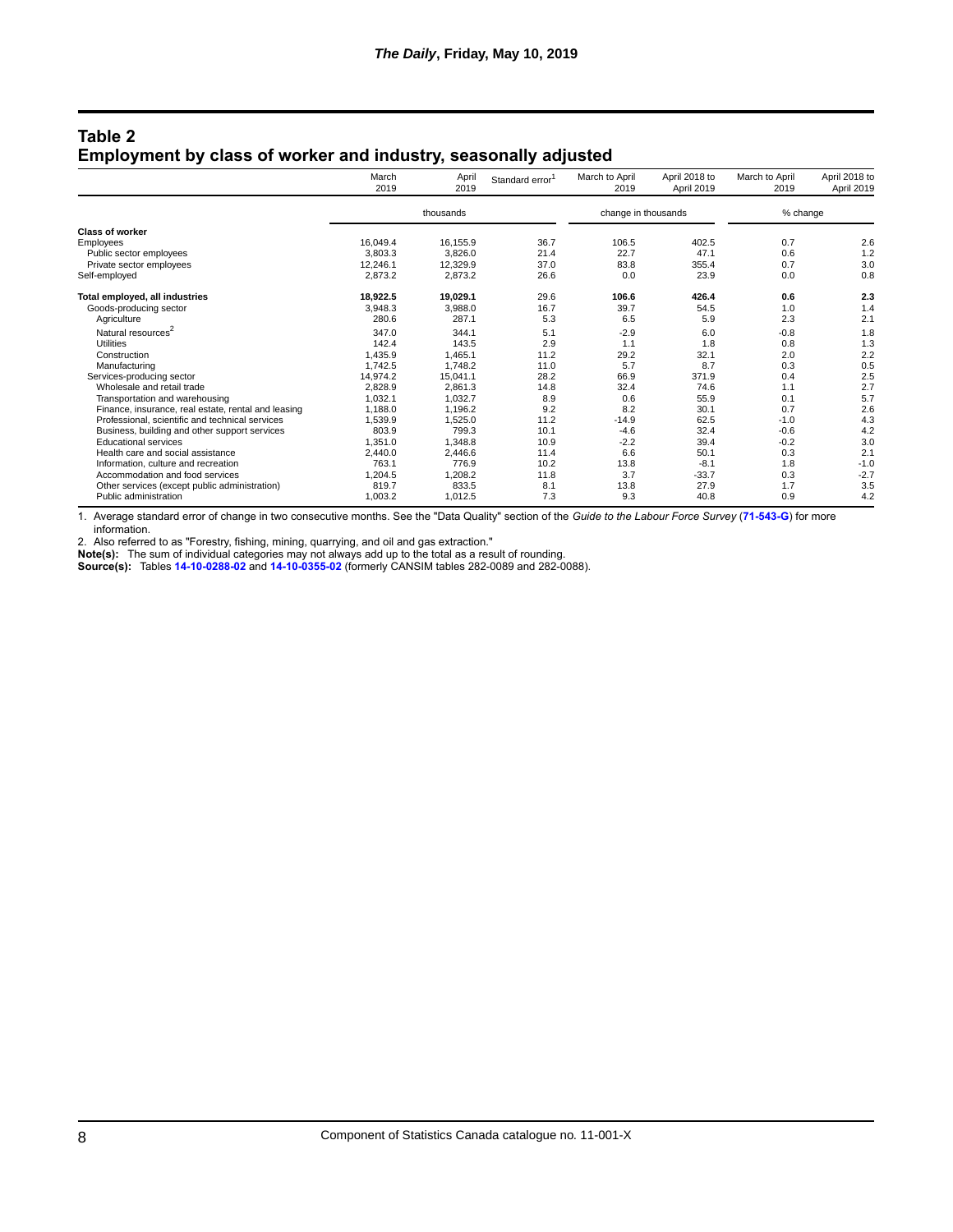## Table 2
## Employment by class of worker and industry, seasonally adjusted

| | March 2019 | April 2019 | Standard error[1] | March to April 2019 | April 2018 to April 2019 | March to April 2019 | April 2018 to April 2019 |
|---|---|---|---|---|---|---|---|
| | thousands | | | change in thousands | | % change | |
| **Class of worker** | | | | | | | |
| Employees | 16,049.4 | 16,155.9 | 36.7 | 106.5 | 402.5 | 0.7 | 2.6 |
| Public sector employees | 3,803.3 | 3,826.0 | 21.4 | 22.7 | 47.1 | 0.6 | 1.2 |
| Private sector employees | 12,246.1 | 12,329.9 | 37.0 | 83.8 | 355.4 | 0.7 | 3.0 |
| Self-employed | 2,873.2 | 2,873.2 | 26.6 | 0.0 | 23.9 | 0.0 | 0.8 |
| **Total employed, all industries** | **18,922.5** | **19,029.1** | 29.6 | **106.6** | **426.4** | **0.6** | **2.3** |
| Goods-producing sector | 3,948.3 | 3,988.0 | 16.7 | 39.7 | 54.5 | 1.0 | 1.4 |
| Agriculture | 280.6 | 287.1 | 5.3 | 6.5 | 5.9 | 2.3 | 2.1 |
| Natural resources[2] | 347.0 | 344.1 | 5.1 | -2.9 | 6.0 | -0.8 | 1.8 |
| Utilities | 142.4 | 143.5 | 2.9 | 1.1 | 1.8 | 0.8 | 1.3 |
| Construction | 1,435.9 | 1,465.1 | 11.2 | 29.2 | 32.1 | 2.0 | 2.2 |
| Manufacturing | 1,742.5 | 1,748.2 | 11.0 | 5.7 | 8.7 | 0.3 | 0.5 |
| Services-producing sector | 14,974.2 | 15,041.1 | 28.2 | 66.9 | 371.9 | 0.4 | 2.5 |
| Wholesale and retail trade | 2,828.9 | 2,861.3 | 14.8 | 32.4 | 74.6 | 1.1 | 2.7 |
| Transportation and warehousing | 1,032.1 | 1,032.7 | 8.9 | 0.6 | 55.9 | 0.1 | 5.7 |
| Finance, insurance, real estate, rental and leasing | 1,188.0 | 1,196.2 | 9.2 | 8.2 | 30.1 | 0.7 | 2.6 |
| Professional, scientific and technical services | 1,539.9 | 1,525.0 | 11.2 | -14.9 | 62.5 | -1.0 | 4.3 |
| Business, building and other support services | 803.9 | 799.3 | 10.1 | -4.6 | 32.4 | -0.6 | 4.2 |
| Educational services | 1,351.0 | 1,348.8 | 10.9 | -2.2 | 39.4 | -0.2 | 3.0 |
| Health care and social assistance | 2,440.0 | 2,446.6 | 11.4 | 6.6 | 50.1 | 0.3 | 2.1 |
| Information, culture and recreation | 763.1 | 776.9 | 10.2 | 13.8 | -8.1 | 1.8 | -1.0 |
| Accommodation and food services | 1,204.5 | 1,208.2 | 11.8 | 3.7 | -33.7 | 0.3 | -2.7 |
| Other services (except public administration) | 819.7 | 833.5 | 8.1 | 13.8 | 27.9 | 1.7 | 3.5 |
| Public administration | 1,003.2 | 1,012.5 | 7.3 | 9.3 | 40.8 | 0.9 | 4.2 |

1. Average standard error of change in two consecutive months. See the "Data Quality" section of the *Guide to the Labour Force Survey* (**71-543-G**) for more information.

2. Also referred to as "Forestry, fishing, mining, quarrying, and oil and gas extraction."

**Note(s):** The sum of individual categories may not always add up to the total as a result of rounding.

**Source(s):** Tables **14-10-0288-02** and **14-10-0355-02** (formerly CANSIM tables 282-0089 and 282-0088).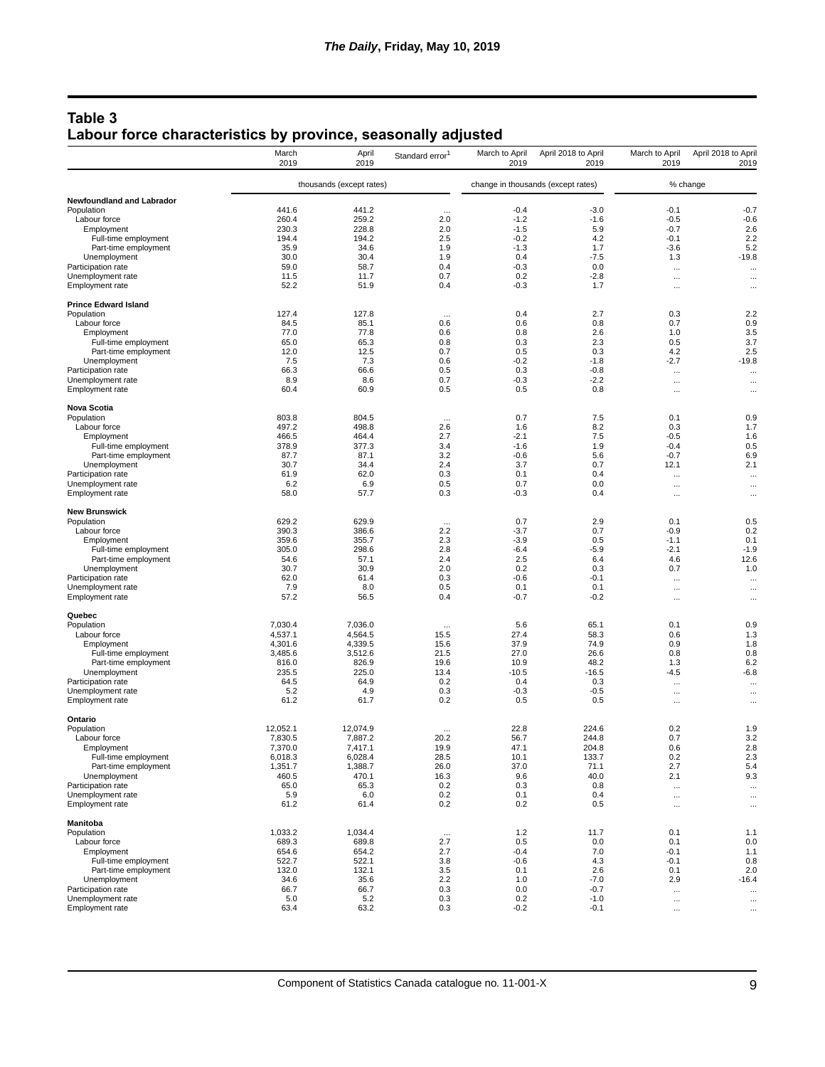## Table 3
## Labour force characteristics by province, seasonally adjusted

| | March 2019 | April 2019 | Standard error[1] | March to April 2019 | April 2018 to April 2019 | March to April 2019 | April 2018 to April 2019 |
|---|---|---|---|---|---|---|---|
| | thousands (except rates) | | | change in thousands (except rates) | | % change | |
| **Newfoundland and Labrador** | | | | | | | |
| Population | 441.6 | 441.2 | ... | -0.4 | -3.0 | -0.1 | -0.7 |
| Labour force | 260.4 | 259.2 | 2.0 | -1.2 | -1.6 | -0.5 | -0.6 |
| Employment | 230.3 | 228.8 | 2.0 | -1.5 | 5.9 | -0.7 | 2.6 |
| Full-time employment | 194.4 | 194.2 | 2.5 | -0.2 | 4.2 | -0.1 | 2.2 |
| Part-time employment | 35.9 | 34.6 | 1.9 | -1.3 | 1.7 | -3.6 | 5.2 |
| Unemployment | 30.0 | 30.4 | 1.9 | 0.4 | -7.5 | 1.3 | -19.8 |
| Participation rate | 59.0 | 58.7 | 0.4 | -0.3 | 0.0 | ... | ... |
| Unemployment rate | 11.5 | 11.7 | 0.7 | 0.2 | -2.8 | ... | ... |
| Employment rate | 52.2 | 51.9 | 0.4 | -0.3 | 1.7 | ... | ... |
| **Prince Edward Island** | | | | | | | |
| Population | 127.4 | 127.8 | ... | 0.4 | 2.7 | 0.3 | 2.2 |
| Labour force | 84.5 | 85.1 | 0.6 | 0.6 | 0.8 | 0.7 | 0.9 |
| Employment | 77.0 | 77.8 | 0.6 | 0.8 | 2.6 | 1.0 | 3.5 |
| Full-time employment | 65.0 | 65.3 | 0.8 | 0.3 | 2.3 | 0.5 | 3.7 |
| Part-time employment | 12.0 | 12.5 | 0.7 | 0.5 | 0.3 | 4.2 | 2.5 |
| Unemployment | 7.5 | 7.3 | 0.6 | -0.2 | -1.8 | -2.7 | -19.8 |
| Participation rate | 66.3 | 66.6 | 0.5 | 0.3 | -0.8 | ... | ... |
| Unemployment rate | 8.9 | 8.6 | 0.7 | -0.3 | -2.2 | ... | ... |
| Employment rate | 60.4 | 60.9 | 0.5 | 0.5 | 0.8 | ... | ... |
| **Nova Scotia** | | | | | | | |
| Population | 803.8 | 804.5 | ... | 0.7 | 7.5 | 0.1 | 0.9 |
| Labour force | 497.2 | 498.8 | 2.6 | 1.6 | 8.2 | 0.3 | 1.7 |
| Employment | 466.5 | 464.4 | 2.7 | -2.1 | 7.5 | -0.5 | 1.6 |
| Full-time employment | 378.9 | 377.3 | 3.4 | -1.6 | 1.9 | -0.4 | 0.5 |
| Part-time employment | 87.7 | 87.1 | 3.2 | -0.6 | 5.6 | -0.7 | 6.9 |
| Unemployment | 30.7 | 34.4 | 2.4 | 3.7 | 0.7 | 12.1 | 2.1 |
| Participation rate | 61.9 | 62.0 | 0.3 | 0.1 | 0.4 | ... | ... |
| Unemployment rate | 6.2 | 6.9 | 0.5 | 0.7 | 0.0 | ... | ... |
| Employment rate | 58.0 | 57.7 | 0.3 | -0.3 | 0.4 | ... | ... |
| **New Brunswick** | | | | | | | |
| Population | 629.2 | 629.9 | ... | 0.7 | 2.9 | 0.1 | 0.5 |
| Labour force | 390.3 | 386.6 | 2.2 | -3.7 | 0.7 | -0.9 | 0.2 |
| Employment | 359.6 | 355.7 | 2.3 | -3.9 | 0.5 | -1.1 | 0.1 |
| Full-time employment | 305.0 | 298.6 | 2.8 | -6.4 | -5.9 | -2.1 | -1.9 |
| Part-time employment | 54.6 | 57.1 | 2.4 | 2.5 | 6.4 | 4.6 | 12.6 |
| Unemployment | 30.7 | 30.9 | 2.0 | 0.2 | 0.3 | 0.7 | 1.0 |
| Participation rate | 62.0 | 61.4 | 0.3 | -0.6 | -0.1 | ... | ... |
| Unemployment rate | 7.9 | 8.0 | 0.5 | 0.1 | 0.1 | ... | ... |
| Employment rate | 57.2 | 56.5 | 0.4 | -0.7 | -0.2 | ... | ... |
| **Quebec** | | | | | | | |
| Population | 7,030.4 | 7,036.0 | ... | 5.6 | 65.1 | 0.1 | 0.9 |
| Labour force | 4,537.1 | 4,564.5 | 15.5 | 27.4 | 58.3 | 0.6 | 1.3 |
| Employment | 4,301.6 | 4,339.5 | 15.6 | 37.9 | 74.9 | 0.9 | 1.8 |
| Full-time employment | 3,485.6 | 3,512.6 | 21.5 | 27.0 | 26.6 | 0.8 | 0.8 |
| Part-time employment | 816.0 | 826.9 | 19.6 | 10.9 | 48.2 | 1.3 | 6.2 |
| Unemployment | 235.5 | 225.0 | 13.4 | -10.5 | -16.5 | -4.5 | -6.8 |
| Participation rate | 64.5 | 64.9 | 0.2 | 0.4 | 0.3 | ... | ... |
| Unemployment rate | 5.2 | 4.9 | 0.3 | -0.3 | -0.5 | ... | ... |
| Employment rate | 61.2 | 61.7 | 0.2 | 0.5 | 0.5 | ... | ... |
| **Ontario** | | | | | | | |
| Population | 12,052.1 | 12,074.9 | ... | 22.8 | 224.6 | 0.2 | 1.9 |
| Labour force | 7,830.5 | 7,887.2 | 20.2 | 56.7 | 244.8 | 0.7 | 3.2 |
| Employment | 7,370.0 | 7,417.1 | 19.9 | 47.1 | 204.8 | 0.6 | 2.8 |
| Full-time employment | 6,018.3 | 6,028.4 | 28.5 | 10.1 | 133.7 | 0.2 | 2.3 |
| Part-time employment | 1,351.7 | 1,388.7 | 26.0 | 37.0 | 71.1 | 2.7 | 5.4 |
| Unemployment | 460.5 | 470.1 | 16.3 | 9.6 | 40.0 | 2.1 | 9.3 |
| Participation rate | 65.0 | 65.3 | 0.2 | 0.3 | 0.8 | ... | ... |
| Unemployment rate | 5.9 | 6.0 | 0.2 | 0.1 | 0.4 | ... | ... |
| Employment rate | 61.2 | 61.4 | 0.2 | 0.2 | 0.5 | ... | ... |
| **Manitoba** | | | | | | | |
| Population | 1,033.2 | 1,034.4 | ... | 1.2 | 11.7 | 0.1 | 1.1 |
| Labour force | 689.3 | 689.8 | 2.7 | 0.5 | 0.0 | 0.1 | 0.0 |
| Employment | 654.6 | 654.2 | 2.7 | -0.4 | 7.0 | -0.1 | 1.1 |
| Full-time employment | 522.7 | 522.1 | 3.8 | -0.6 | 4.3 | -0.1 | 0.8 |
| Part-time employment | 132.0 | 132.1 | 3.5 | 0.1 | 2.6 | 0.1 | 2.0 |
| Unemployment | 34.6 | 35.6 | 2.2 | 1.0 | -7.0 | 2.9 | -16.4 |
| Participation rate | 66.7 | 66.7 | 0.3 | 0.0 | -0.7 | ... | ... |
| Unemployment rate | 5.0 | 5.2 | 0.3 | 0.2 | -1.0 | ... | ... |
| Employment rate | 63.4 | 63.2 | 0.3 | -0.2 | -0.1 | ... | ... |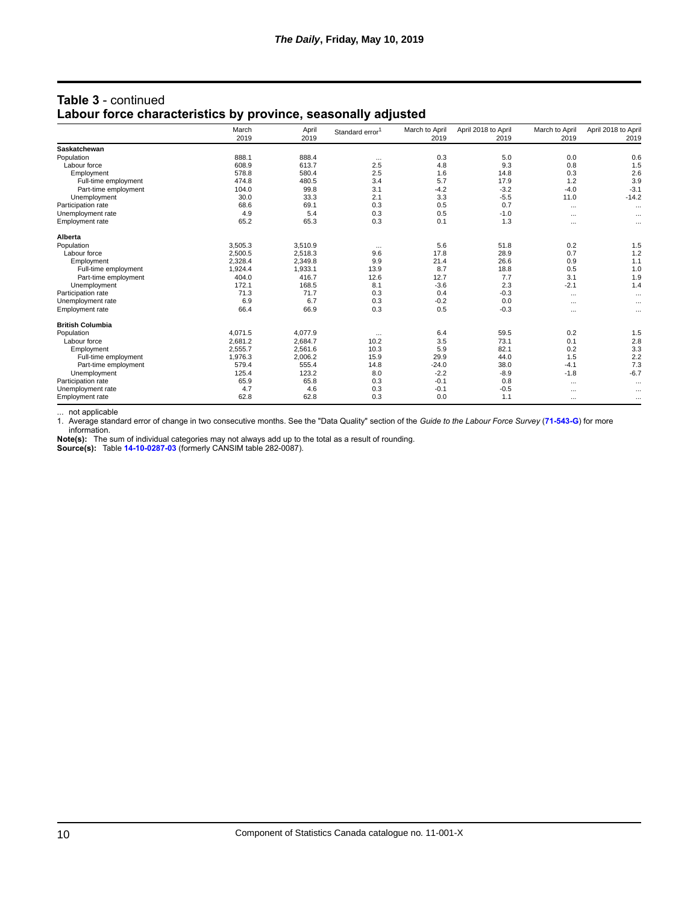## Table 3 - continued
## Labour force characteristics by province, seasonally adjusted

| | March 2019 | April 2019 | Standard error[1] | March to April 2019 | April 2018 to April 2019 | March to April 2019 | April 2018 to April 2019 |
|---|---|---|---|---|---|---|---|
| **Saskatchewan** | | | | | | | |
| Population | 888.1 | 888.4 | ... | 0.3 | 5.0 | 0.0 | 0.6 |
| Labour force | 608.9 | 613.7 | 2.5 | 4.8 | 9.3 | 0.8 | 1.5 |
| Employment | 578.8 | 580.4 | 2.5 | 1.6 | 14.8 | 0.3 | 2.6 |
| Full-time employment | 474.8 | 480.5 | 3.4 | 5.7 | 17.9 | 1.2 | 3.9 |
| Part-time employment | 104.0 | 99.8 | 3.1 | -4.2 | -3.2 | -4.0 | -3.1 |
| Unemployment | 30.0 | 33.3 | 2.1 | 3.3 | -5.5 | 11.0 | -14.2 |
| Participation rate | 68.6 | 69.1 | 0.3 | 0.5 | 0.7 | ... | ... |
| Unemployment rate | 4.9 | 5.4 | 0.3 | 0.5 | -1.0 | ... | ... |
| Employment rate | 65.2 | 65.3 | 0.3 | 0.1 | 1.3 | ... | ... |
| **Alberta** | | | | | | | |
| Population | 3,505.3 | 3,510.9 | ... | 5.6 | 51.8 | 0.2 | 1.5 |
| Labour force | 2,500.5 | 2,518.3 | 9.6 | 17.8 | 28.9 | 0.7 | 1.2 |
| Employment | 2,328.4 | 2,349.8 | 9.9 | 21.4 | 26.6 | 0.9 | 1.1 |
| Full-time employment | 1,924.4 | 1,933.1 | 13.9 | 8.7 | 18.8 | 0.5 | 1.0 |
| Part-time employment | 404.0 | 416.7 | 12.6 | 12.7 | 7.7 | 3.1 | 1.9 |
| Unemployment | 172.1 | 168.5 | 8.1 | -3.6 | 2.3 | -2.1 | 1.4 |
| Participation rate | 71.3 | 71.7 | 0.3 | 0.4 | -0.3 | ... | ... |
| Unemployment rate | 6.9 | 6.7 | 0.3 | -0.2 | 0.0 | ... | ... |
| Employment rate | 66.4 | 66.9 | 0.3 | 0.5 | -0.3 | ... | ... |
| **British Columbia** | | | | | | | |
| Population | 4,071.5 | 4,077.9 | ... | 6.4 | 59.5 | 0.2 | 1.5 |
| Labour force | 2,681.2 | 2,684.7 | 10.2 | 3.5 | 73.1 | 0.1 | 2.8 |
| Employment | 2,555.7 | 2,561.6 | 10.3 | 5.9 | 82.1 | 0.2 | 3.3 |
| Full-time employment | 1,976.3 | 2,006.2 | 15.9 | 29.9 | 44.0 | 1.5 | 2.2 |
| Part-time employment | 579.4 | 555.4 | 14.8 | -24.0 | 38.0 | -4.1 | 7.3 |
| Unemployment | 125.4 | 123.2 | 8.0 | -2.2 | -8.9 | -1.8 | -6.7 |
| Participation rate | 65.9 | 65.8 | 0.3 | -0.1 | 0.8 | ... | ... |
| Unemployment rate | 4.7 | 4.6 | 0.3 | -0.1 | -0.5 | ... | ... |
| Employment rate | 62.8 | 62.8 | 0.3 | 0.0 | 1.1 | ... | ... |

... not applicable

1. Average standard error of change in two consecutive months. See the "Data Quality" section of the *Guide to the Labour Force Survey* (**71-543-G**) for more information.

**Note(s):** The sum of individual categories may not always add up to the total as a result of rounding.

**Source(s):** Table **14-10-0287-03** (formerly CANSIM table 282-0087).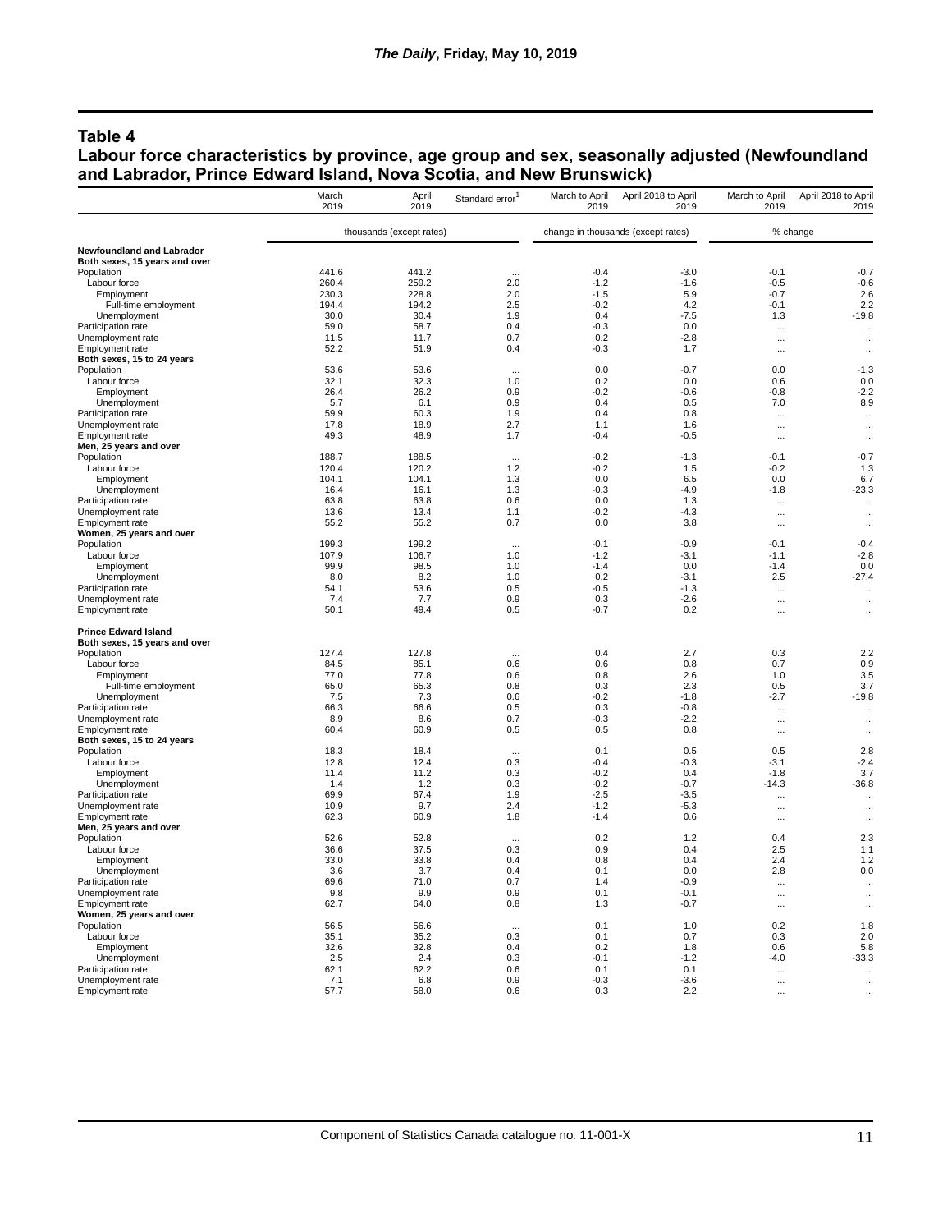## Table 4

## Labour force characteristics by province, age group and sex, seasonally adjusted (Newfoundland and Labrador, Prince Edward Island, Nova Scotia, and New Brunswick)

| | March 2019 | April 2019 | Standard error[1] | March to April 2019 | April 2018 to April 2019 | March to April 2019 | April 2018 to April 2019 |
|---|---|---|---|---|---|---|---|
| | thousands (except rates) | | | change in thousands (except rates) | | % change | |
| **Newfoundland and Labrador** | | | | | | | |
| **Both sexes, 15 years and over** | | | | | | | |
| Population | 441.6 | 441.2 | ... | -0.4 | -3.0 | -0.1 | -0.7 |
| Labour force | 260.4 | 259.2 | 2.0 | -1.2 | -1.6 | -0.5 | -0.6 |
| Employment | 230.3 | 228.8 | 2.0 | -1.5 | 5.9 | -0.7 | 2.6 |
| Full-time employment | 194.4 | 194.2 | 2.5 | -0.2 | 4.2 | -0.1 | 2.2 |
| Unemployment | 30.0 | 30.4 | 1.9 | 0.4 | -7.5 | 1.3 | -19.8 |
| Participation rate | 59.0 | 58.7 | 0.4 | -0.3 | 0.0 | ... | ... |
| Unemployment rate | 11.5 | 11.7 | 0.7 | 0.2 | -2.8 | ... | ... |
| Employment rate | 52.2 | 51.9 | 0.4 | -0.3 | 1.7 | ... | ... |
| **Both sexes, 15 to 24 years** | | | | | | | |
| Population | 53.6 | 53.6 | ... | 0.0 | -0.7 | 0.0 | -1.3 |
| Labour force | 32.1 | 32.3 | 1.0 | 0.2 | 0.0 | 0.6 | 0.0 |
| Employment | 26.4 | 26.2 | 0.9 | -0.2 | -0.6 | -0.8 | -2.2 |
| Unemployment | 5.7 | 6.1 | 0.9 | 0.4 | 0.5 | 7.0 | 8.9 |
| Participation rate | 59.9 | 60.3 | 1.9 | 0.4 | 0.8 | ... | ... |
| Unemployment rate | 17.8 | 18.9 | 2.7 | 1.1 | 1.6 | ... | ... |
| Employment rate | 49.3 | 48.9 | 1.7 | -0.4 | -0.5 | ... | ... |
| **Men, 25 years and over** | | | | | | | |
| Population | 188.7 | 188.5 | ... | -0.2 | -1.3 | -0.1 | -0.7 |
| Labour force | 120.4 | 120.2 | 1.2 | -0.2 | 1.5 | -0.2 | 1.3 |
| Employment | 104.1 | 104.1 | 1.3 | 0.0 | 6.5 | 0.0 | 6.7 |
| Unemployment | 16.4 | 16.1 | 1.3 | -0.3 | -4.9 | -1.8 | -23.3 |
| Participation rate | 63.8 | 63.8 | 0.6 | 0.0 | 1.3 | ... | ... |
| Unemployment rate | 13.6 | 13.4 | 1.1 | -0.2 | -4.3 | ... | ... |
| Employment rate | 55.2 | 55.2 | 0.7 | 0.0 | 3.8 | ... | ... |
| **Women, 25 years and over** | | | | | | | |
| Population | 199.3 | 199.2 | ... | -0.1 | -0.9 | -0.1 | -0.4 |
| Labour force | 107.9 | 106.7 | 1.0 | -1.2 | -3.1 | -1.1 | -2.8 |
| Employment | 99.9 | 98.5 | 1.0 | -1.4 | 0.0 | -1.4 | 0.0 |
| Unemployment | 8.0 | 8.2 | 1.0 | 0.2 | -3.1 | 2.5 | -27.4 |
| Participation rate | 54.1 | 53.6 | 0.5 | -0.5 | -1.3 | ... | ... |
| Unemployment rate | 7.4 | 7.7 | 0.9 | 0.3 | -2.6 | ... | ... |
| Employment rate | 50.1 | 49.4 | 0.5 | -0.7 | 0.2 | ... | ... |
| **Prince Edward Island** | | | | | | | |
| **Both sexes, 15 years and over** | | | | | | | |
| Population | 127.4 | 127.8 | ... | 0.4 | 2.7 | 0.3 | 2.2 |
| Labour force | 84.5 | 85.1 | 0.6 | 0.6 | 0.8 | 0.7 | 0.9 |
| Employment | 77.0 | 77.8 | 0.6 | 0.8 | 2.6 | 1.0 | 3.5 |
| Full-time employment | 65.0 | 65.3 | 0.8 | 0.3 | 2.3 | 0.5 | 3.7 |
| Unemployment | 7.5 | 7.3 | 0.6 | -0.2 | -1.8 | -2.7 | -19.8 |
| Participation rate | 66.3 | 66.6 | 0.5 | 0.3 | -0.8 | ... | ... |
| Unemployment rate | 8.9 | 8.6 | 0.7 | -0.3 | -2.2 | ... | ... |
| Employment rate | 60.4 | 60.9 | 0.5 | 0.5 | 0.8 | ... | ... |
| **Both sexes, 15 to 24 years** | | | | | | | |
| Population | 18.3 | 18.4 | ... | 0.1 | 0.5 | 0.5 | 2.8 |
| Labour force | 12.8 | 12.4 | 0.3 | -0.4 | -0.3 | -3.1 | -2.4 |
| Employment | 11.4 | 11.2 | 0.3 | -0.2 | 0.4 | -1.8 | 3.7 |
| Unemployment | 1.4 | 1.2 | 0.3 | -0.2 | -0.7 | -14.3 | -36.8 |
| Participation rate | 69.9 | 67.4 | 1.9 | -2.5 | -3.5 | ... | ... |
| Unemployment rate | 10.9 | 9.7 | 2.4 | -1.2 | -5.3 | ... | ... |
| Employment rate | 62.3 | 60.9 | 1.8 | -1.4 | 0.6 | ... | ... |
| **Men, 25 years and over** | | | | | | | |
| Population | 52.6 | 52.8 | ... | 0.2 | 1.2 | 0.4 | 2.3 |
| Labour force | 36.6 | 37.5 | 0.3 | 0.9 | 0.4 | 2.5 | 1.1 |
| Employment | 33.0 | 33.8 | 0.4 | 0.8 | 0.4 | 2.4 | 1.2 |
| Unemployment | 3.6 | 3.7 | 0.4 | 0.1 | 0.0 | 2.8 | 0.0 |
| Participation rate | 69.6 | 71.0 | 0.7 | 1.4 | -0.9 | ... | ... |
| Unemployment rate | 9.8 | 9.9 | 0.9 | 0.1 | -0.1 | ... | ... |
| Employment rate | 62.7 | 64.0 | 0.8 | 1.3 | -0.7 | ... | ... |
| **Women, 25 years and over** | | | | | | | |
| Population | 56.5 | 56.6 | ... | 0.1 | 1.0 | 0.2 | 1.8 |
| Labour force | 35.1 | 35.2 | 0.3 | 0.1 | 0.7 | 0.3 | 2.0 |
| Employment | 32.6 | 32.8 | 0.4 | 0.2 | 1.8 | 0.6 | 5.8 |
| Unemployment | 2.5 | 2.4 | 0.3 | -0.1 | -1.2 | -4.0 | -33.3 |
| Participation rate | 62.1 | 62.2 | 0.6 | 0.1 | 0.1 | ... | ... |
| Unemployment rate | 7.1 | 6.8 | 0.9 | -0.3 | -3.6 | ... | ... |
| Employment rate | 57.7 | 58.0 | 0.6 | 0.3 | 2.2 | ... | ... |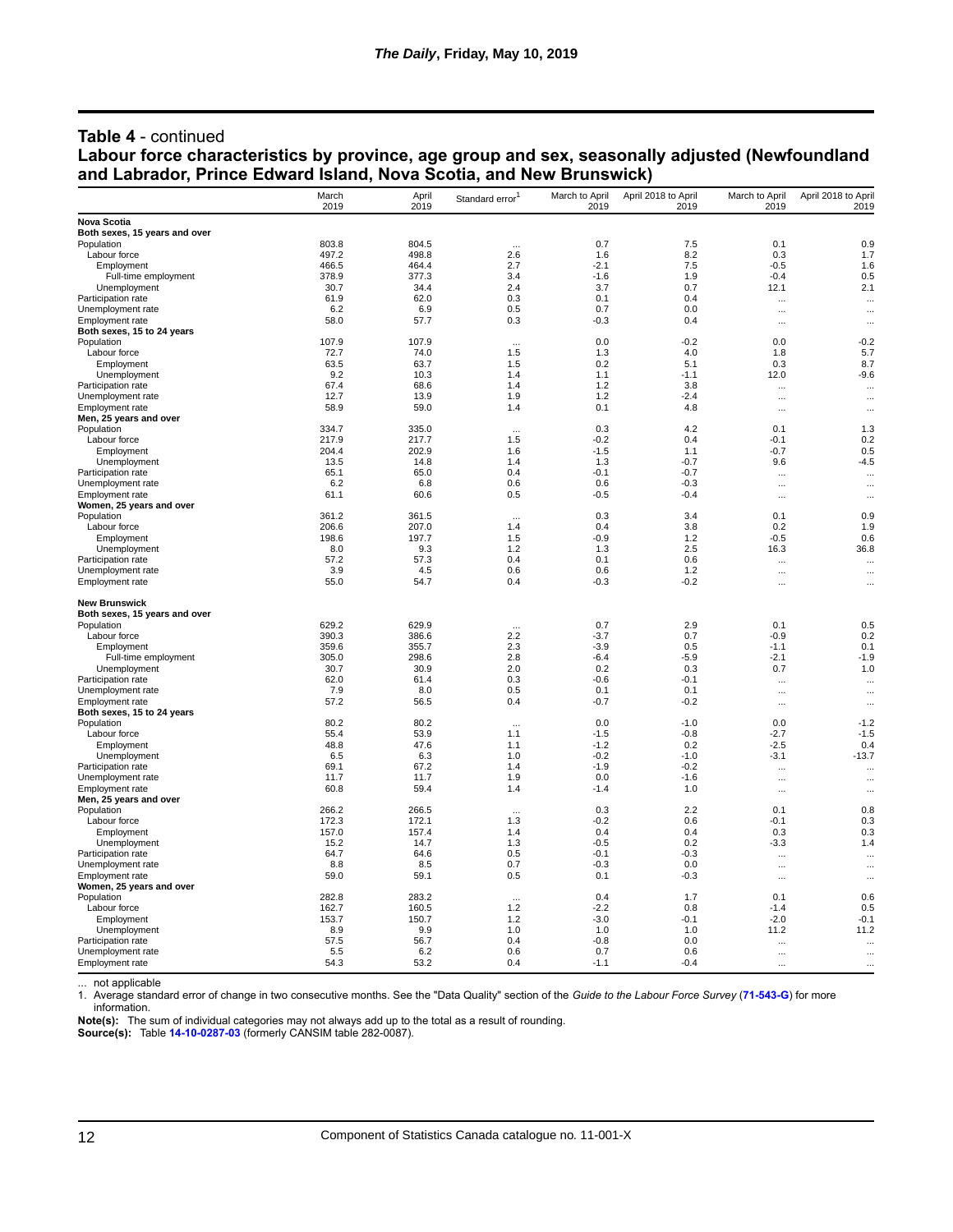**Table 4** - continued

**Labour force characteristics by province, age group and sex, seasonally adjusted (Newfoundland and Labrador, Prince Edward Island, Nova Scotia, and New Brunswick)**

| | March 2019 | April 2019 | Standard error[1] | March to April 2019 | April 2018 to April 2019 | March to April 2019 | April 2018 to April 2019 |
|---|---|---|---|---|---|---|---|
| **Nova Scotia** | | | | | | | |
| **Both sexes, 15 years and over** | | | | | | | |
| Population | 803.8 | 804.5 | ... | 0.7 | 7.5 | 0.1 | 0.9 |
| Labour force | 497.2 | 498.8 | 2.6 | 1.6 | 8.2 | 0.3 | 1.7 |
| Employment | 466.5 | 464.4 | 2.7 | -2.1 | 7.5 | -0.5 | 1.6 |
| Full-time employment | 378.9 | 377.3 | 3.4 | -1.6 | 1.9 | -0.4 | 0.5 |
| Unemployment | 30.7 | 34.4 | 2.4 | 3.7 | 0.7 | 12.1 | 2.1 |
| Participation rate | 61.9 | 62.0 | 0.3 | 0.1 | 0.4 | ... | ... |
| Unemployment rate | 6.2 | 6.9 | 0.5 | 0.7 | 0.0 | ... | ... |
| Employment rate | 58.0 | 57.7 | 0.3 | -0.3 | 0.4 | ... | ... |
| **Both sexes, 15 to 24 years** | | | | | | | |
| Population | 107.9 | 107.9 | ... | 0.0 | -0.2 | 0.0 | -0.2 |
| Labour force | 72.7 | 74.0 | 1.5 | 1.3 | 4.0 | 1.8 | 5.7 |
| Employment | 63.5 | 63.7 | 1.5 | 0.2 | 5.1 | 0.3 | 8.7 |
| Unemployment | 9.2 | 10.3 | 1.4 | 1.1 | -1.1 | 12.0 | -9.6 |
| Participation rate | 67.4 | 68.6 | 1.4 | 1.2 | 3.8 | ... | ... |
| Unemployment rate | 12.7 | 13.9 | 1.9 | 1.2 | -2.4 | ... | ... |
| Employment rate | 58.9 | 59.0 | 1.4 | 0.1 | 4.8 | ... | ... |
| **Men, 25 years and over** | | | | | | | |
| Population | 334.7 | 335.0 | ... | 0.3 | 4.2 | 0.1 | 1.3 |
| Labour force | 217.9 | 217.7 | 1.5 | -0.2 | 0.4 | -0.1 | 0.2 |
| Employment | 204.4 | 202.9 | 1.6 | -1.5 | 1.1 | -0.7 | 0.5 |
| Unemployment | 13.5 | 14.8 | 1.4 | 1.3 | -0.7 | 9.6 | -4.5 |
| Participation rate | 65.1 | 65.0 | 0.4 | -0.1 | -0.7 | ... | ... |
| Unemployment rate | 6.2 | 6.8 | 0.6 | 0.6 | -0.3 | ... | ... |
| Employment rate | 61.1 | 60.6 | 0.5 | -0.5 | -0.4 | ... | ... |
| **Women, 25 years and over** | | | | | | | |
| Population | 361.2 | 361.5 | ... | 0.3 | 3.4 | 0.1 | 0.9 |
| Labour force | 206.6 | 207.0 | 1.4 | 0.4 | 3.8 | 0.2 | 1.9 |
| Employment | 198.6 | 197.7 | 1.5 | -0.9 | 1.2 | -0.5 | 0.6 |
| Unemployment | 8.0 | 9.3 | 1.2 | 1.3 | 2.5 | 16.3 | 36.8 |
| Participation rate | 57.2 | 57.3 | 0.4 | 0.1 | 0.6 | ... | ... |
| Unemployment rate | 3.9 | 4.5 | 0.6 | 0.6 | 1.2 | ... | ... |
| Employment rate | 55.0 | 54.7 | 0.4 | -0.3 | -0.2 | ... | ... |
| **New Brunswick** | | | | | | | |
| **Both sexes, 15 years and over** | | | | | | | |
| Population | 629.2 | 629.9 | ... | 0.7 | 2.9 | 0.1 | 0.5 |
| Labour force | 390.3 | 386.6 | 2.2 | -3.7 | 0.7 | -0.9 | 0.2 |
| Employment | 359.6 | 355.7 | 2.3 | -3.9 | 0.5 | -1.1 | 0.1 |
| Full-time employment | 305.0 | 298.6 | 2.8 | -6.4 | -5.9 | -2.1 | -1.9 |
| Unemployment | 30.7 | 30.9 | 2.0 | 0.2 | 0.3 | 0.7 | 1.0 |
| Participation rate | 62.0 | 61.4 | 0.3 | -0.6 | -0.1 | ... | ... |
| Unemployment rate | 7.9 | 8.0 | 0.5 | 0.1 | 0.1 | ... | ... |
| Employment rate | 57.2 | 56.5 | 0.4 | -0.7 | -0.2 | ... | ... |
| **Both sexes, 15 to 24 years** | | | | | | | |
| Population | 80.2 | 80.2 | ... | 0.0 | -1.0 | 0.0 | -1.2 |
| Labour force | 55.4 | 53.9 | 1.1 | -1.5 | -0.8 | -2.7 | -1.5 |
| Employment | 48.8 | 47.6 | 1.1 | -1.2 | 0.2 | -2.5 | 0.4 |
| Unemployment | 6.5 | 6.3 | 1.0 | -0.2 | -1.0 | -3.1 | -13.7 |
| Participation rate | 69.1 | 67.2 | 1.4 | -1.9 | -0.2 | ... | ... |
| Unemployment rate | 11.7 | 11.7 | 1.9 | 0.0 | -1.6 | ... | ... |
| Employment rate | 60.8 | 59.4 | 1.4 | -1.4 | 1.0 | ... | ... |
| **Men, 25 years and over** | | | | | | | |
| Population | 266.2 | 266.5 | ... | 0.3 | 2.2 | 0.1 | 0.8 |
| Labour force | 172.3 | 172.1 | 1.3 | -0.2 | 0.6 | -0.1 | 0.3 |
| Employment | 157.0 | 157.4 | 1.4 | 0.4 | 0.4 | 0.3 | 0.3 |
| Unemployment | 15.2 | 14.7 | 1.3 | -0.5 | 0.2 | -3.3 | 1.4 |
| Participation rate | 64.7 | 64.6 | 0.5 | -0.1 | -0.3 | ... | ... |
| Unemployment rate | 8.8 | 8.5 | 0.7 | -0.3 | 0.0 | ... | ... |
| Employment rate | 59.0 | 59.1 | 0.5 | 0.1 | -0.3 | ... | ... |
| **Women, 25 years and over** | | | | | | | |
| Population | 282.8 | 283.2 | ... | 0.4 | 1.7 | 0.1 | 0.6 |
| Labour force | 162.7 | 160.5 | 1.2 | -2.2 | 0.8 | -1.4 | 0.5 |
| Employment | 153.7 | 150.7 | 1.2 | -3.0 | -0.1 | -2.0 | -0.1 |
| Unemployment | 8.9 | 9.9 | 1.0 | 1.0 | 1.0 | 11.2 | 11.2 |
| Participation rate | 57.5 | 56.7 | 0.4 | -0.8 | 0.0 | ... | ... |
| Unemployment rate | 5.5 | 6.2 | 0.6 | 0.7 | 0.6 | ... | ... |
| Employment rate | 54.3 | 53.2 | 0.4 | -1.1 | -0.4 | ... | ... |

... not applicable

1. Average standard error of change in two consecutive months. See the "Data Quality" section of the *Guide to the Labour Force Survey* (**71-543-G**) for more information.

**Note(s):** The sum of individual categories may not always add up to the total as a result of rounding.

**Source(s):** Table **14-10-0287-03** (formerly CANSIM table 282-0087).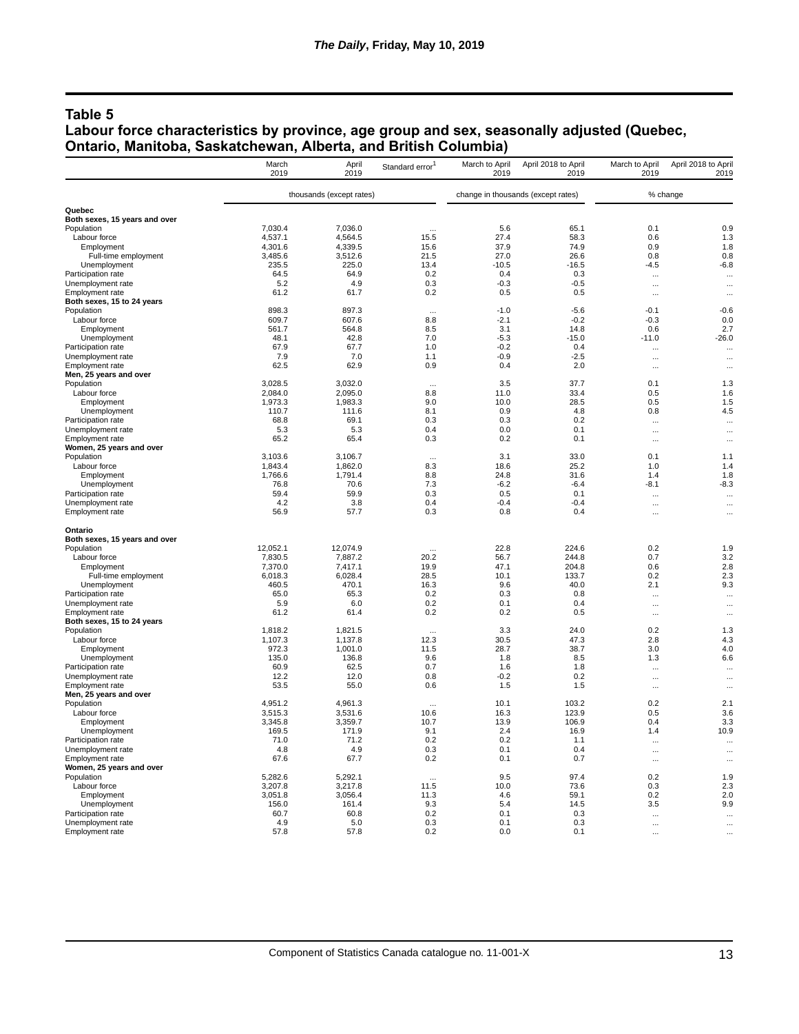## Table 5
## Labour force characteristics by province, age group and sex, seasonally adjusted (Quebec, Ontario, Manitoba, Saskatchewan, Alberta, and British Columbia)

| | March 2019 | April 2019 | Standard error[1] | March to April 2019 | April 2018 to April 2019 | March to April 2019 | April 2018 to April 2019 |
|---|---|---|---|---|---|---|---|
| | thousands (except rates) | | | change in thousands (except rates) | | % change | |
| **Quebec** | | | | | | | |
| **Both sexes, 15 years and over** | | | | | | | |
| Population | 7,030.4 | 7,036.0 | ... | 5.6 | 65.1 | 0.1 | 0.9 |
| Labour force | 4,537.1 | 4,564.5 | 15.5 | 27.4 | 58.3 | 0.6 | 1.3 |
| Employment | 4,301.6 | 4,339.5 | 15.6 | 37.9 | 74.9 | 0.9 | 1.8 |
| Full-time employment | 3,485.6 | 3,512.6 | 21.5 | 27.0 | 26.6 | 0.8 | 0.8 |
| Unemployment | 235.5 | 225.0 | 13.4 | -10.5 | -16.5 | -4.5 | -6.8 |
| Participation rate | 64.5 | 64.9 | 0.2 | 0.4 | 0.3 | ... | ... |
| Unemployment rate | 5.2 | 4.9 | 0.3 | -0.3 | -0.5 | ... | ... |
| Employment rate | 61.2 | 61.7 | 0.2 | 0.5 | 0.5 | ... | ... |
| **Both sexes, 15 to 24 years** | | | | | | | |
| Population | 898.3 | 897.3 | ... | -1.0 | -5.6 | -0.1 | -0.6 |
| Labour force | 609.7 | 607.6 | 8.8 | -2.1 | -0.2 | -0.3 | 0.0 |
| Employment | 561.7 | 564.8 | 8.5 | 3.1 | 14.8 | 0.6 | 2.7 |
| Unemployment | 48.1 | 42.8 | 7.0 | -5.3 | -15.0 | -11.0 | -26.0 |
| Participation rate | 67.9 | 67.7 | 1.0 | -0.2 | 0.4 | ... | ... |
| Unemployment rate | 7.9 | 7.0 | 1.1 | -0.9 | -2.5 | ... | ... |
| Employment rate | 62.5 | 62.9 | 0.9 | 0.4 | 2.0 | ... | ... |
| **Men, 25 years and over** | | | | | | | |
| Population | 3,028.5 | 3,032.0 | ... | 3.5 | 37.7 | 0.1 | 1.3 |
| Labour force | 2,084.0 | 2,095.0 | 8.8 | 11.0 | 33.4 | 0.5 | 1.6 |
| Employment | 1,973.3 | 1,983.3 | 9.0 | 10.0 | 28.5 | 0.5 | 1.5 |
| Unemployment | 110.7 | 111.6 | 8.1 | 0.9 | 4.8 | 0.8 | 4.5 |
| Participation rate | 68.8 | 69.1 | 0.3 | 0.3 | 0.2 | ... | ... |
| Unemployment rate | 5.3 | 5.3 | 0.4 | 0.0 | 0.1 | ... | ... |
| Employment rate | 65.2 | 65.4 | 0.3 | 0.2 | 0.1 | ... | ... |
| **Women, 25 years and over** | | | | | | | |
| Population | 3,103.6 | 3,106.7 | ... | 3.1 | 33.0 | 0.1 | 1.1 |
| Labour force | 1,843.4 | 1,862.0 | 8.3 | 18.6 | 25.2 | 1.0 | 1.4 |
| Employment | 1,766.6 | 1,791.4 | 8.8 | 24.8 | 31.6 | 1.4 | 1.8 |
| Unemployment | 76.8 | 70.6 | 7.3 | -6.2 | -6.4 | -8.1 | -8.3 |
| Participation rate | 59.4 | 59.9 | 0.3 | 0.5 | 0.1 | ... | ... |
| Unemployment rate | 4.2 | 3.8 | 0.4 | -0.4 | -0.4 | ... | ... |
| Employment rate | 56.9 | 57.7 | 0.3 | 0.8 | 0.4 | ... | ... |
| **Ontario** | | | | | | | |
| **Both sexes, 15 years and over** | | | | | | | |
| Population | 12,052.1 | 12,074.9 | ... | 22.8 | 224.6 | 0.2 | 1.9 |
| Labour force | 7,830.5 | 7,887.2 | 20.2 | 56.7 | 244.8 | 0.7 | 3.2 |
| Employment | 7,370.0 | 7,417.1 | 19.9 | 47.1 | 204.8 | 0.6 | 2.8 |
| Full-time employment | 6,018.3 | 6,028.4 | 28.5 | 10.1 | 133.7 | 0.2 | 2.3 |
| Unemployment | 460.5 | 470.1 | 16.3 | 9.6 | 40.0 | 2.1 | 9.3 |
| Participation rate | 65.0 | 65.3 | 0.2 | 0.3 | 0.8 | ... | ... |
| Unemployment rate | 5.9 | 6.0 | 0.2 | 0.1 | 0.4 | ... | ... |
| Employment rate | 61.2 | 61.4 | 0.2 | 0.2 | 0.5 | ... | ... |
| **Both sexes, 15 to 24 years** | | | | | | | |
| Population | 1,818.2 | 1,821.5 | ... | 3.3 | 24.0 | 0.2 | 1.3 |
| Labour force | 1,107.3 | 1,137.8 | 12.3 | 30.5 | 47.3 | 2.8 | 4.3 |
| Employment | 972.3 | 1,001.0 | 11.5 | 28.7 | 38.7 | 3.0 | 4.0 |
| Unemployment | 135.0 | 136.8 | 9.6 | 1.8 | 8.5 | 1.3 | 6.6 |
| Participation rate | 60.9 | 62.5 | 0.7 | 1.6 | 1.8 | ... | ... |
| Unemployment rate | 12.2 | 12.0 | 0.8 | -0.2 | 0.2 | ... | ... |
| Employment rate | 53.5 | 55.0 | 0.6 | 1.5 | 1.5 | ... | ... |
| **Men, 25 years and over** | | | | | | | |
| Population | 4,951.2 | 4,961.3 | ... | 10.1 | 103.2 | 0.2 | 2.1 |
| Labour force | 3,515.3 | 3,531.6 | 10.6 | 16.3 | 123.9 | 0.5 | 3.6 |
| Employment | 3,345.8 | 3,359.7 | 10.7 | 13.9 | 106.9 | 0.4 | 3.3 |
| Unemployment | 169.5 | 171.9 | 9.1 | 2.4 | 16.9 | 1.4 | 10.9 |
| Participation rate | 71.0 | 71.2 | 0.2 | 0.2 | 1.1 | ... | ... |
| Unemployment rate | 4.8 | 4.9 | 0.3 | 0.1 | 0.4 | ... | ... |
| Employment rate | 67.6 | 67.7 | 0.2 | 0.1 | 0.7 | ... | ... |
| **Women, 25 years and over** | | | | | | | |
| Population | 5,282.6 | 5,292.1 | ... | 9.5 | 97.4 | 0.2 | 1.9 |
| Labour force | 3,207.8 | 3,217.8 | 11.5 | 10.0 | 73.6 | 0.3 | 2.3 |
| Employment | 3,051.8 | 3,056.4 | 11.3 | 4.6 | 59.1 | 0.2 | 2.0 |
| Unemployment | 156.0 | 161.4 | 9.3 | 5.4 | 14.5 | 3.5 | 9.9 |
| Participation rate | 60.7 | 60.8 | 0.2 | 0.1 | 0.3 | ... | ... |
| Unemployment rate | 4.9 | 5.0 | 0.3 | 0.1 | 0.3 | ... | ... |
| Employment rate | 57.8 | 57.8 | 0.2 | 0.0 | 0.1 | ... | ... |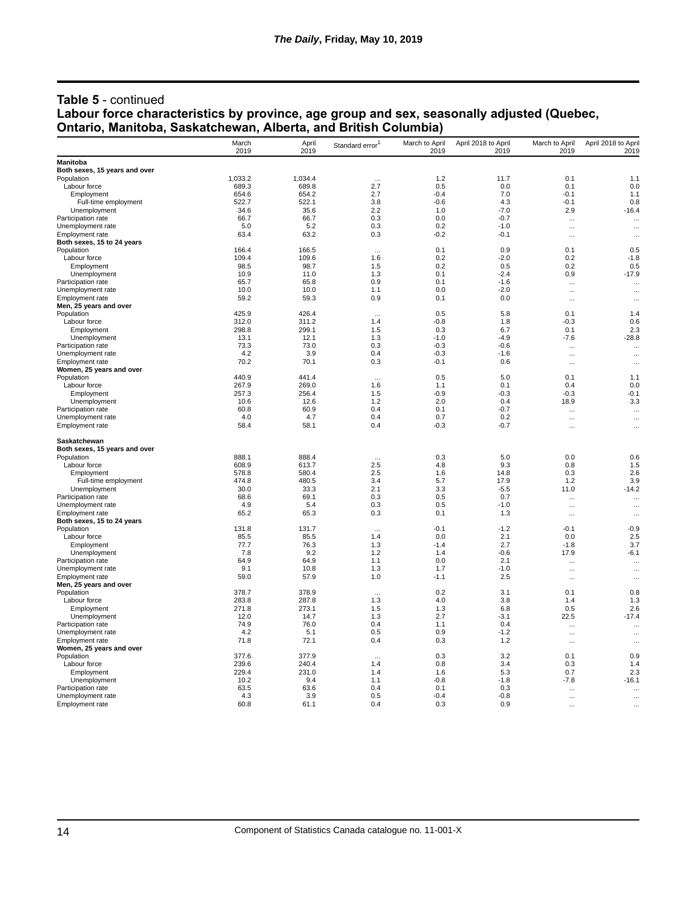## Table 5 - continued

## Labour force characteristics by province, age group and sex, seasonally adjusted (Quebec, Ontario, Manitoba, Saskatchewan, Alberta, and British Columbia)

| | March 2019 | April 2019 | Standard error[1] | March to April 2019 | April 2018 to April 2019 | March to April 2019 | April 2018 to April 2019 |
|---|---|---|---|---|---|---|---|
| **Manitoba** | | | | | | | |
| **Both sexes, 15 years and over** | | | | | | | |
| Population | 1,033.2 | 1,034.4 | ... | 1.2 | 11.7 | 0.1 | 1.1 |
| Labour force | 689.3 | 689.8 | 2.7 | 0.5 | 0.0 | 0.1 | 0.0 |
| Employment | 654.6 | 654.2 | 2.7 | -0.4 | 7.0 | -0.1 | 1.1 |
| Full-time employment | 522.7 | 522.1 | 3.8 | -0.6 | 4.3 | -0.1 | 0.8 |
| Unemployment | 34.6 | 35.6 | 2.2 | 1.0 | -7.0 | 2.9 | -16.4 |
| Participation rate | 66.7 | 66.7 | 0.3 | 0.0 | -0.7 | ... | ... |
| Unemployment rate | 5.0 | 5.2 | 0.3 | 0.2 | -1.0 | ... | ... |
| Employment rate | 63.4 | 63.2 | 0.3 | -0.2 | -0.1 | ... | ... |
| **Both sexes, 15 to 24 years** | | | | | | | |
| Population | 166.4 | 166.5 | ... | 0.1 | 0.9 | 0.1 | 0.5 |
| Labour force | 109.4 | 109.6 | 1.6 | 0.2 | -2.0 | 0.2 | -1.8 |
| Employment | 98.5 | 98.7 | 1.5 | 0.2 | 0.5 | 0.2 | 0.5 |
| Unemployment | 10.9 | 11.0 | 1.3 | 0.1 | -2.4 | 0.9 | -17.9 |
| Participation rate | 65.7 | 65.8 | 0.9 | 0.1 | -1.6 | ... | ... |
| Unemployment rate | 10.0 | 10.0 | 1.1 | 0.0 | -2.0 | ... | ... |
| Employment rate | 59.2 | 59.3 | 0.9 | 0.1 | 0.0 | ... | ... |
| **Men, 25 years and over** | | | | | | | |
| Population | 425.9 | 426.4 | ... | 0.5 | 5.8 | 0.1 | 1.4 |
| Labour force | 312.0 | 311.2 | 1.4 | -0.8 | 1.8 | -0.3 | 0.6 |
| Employment | 298.8 | 299.1 | 1.5 | 0.3 | 6.7 | 0.1 | 2.3 |
| Unemployment | 13.1 | 12.1 | 1.3 | -1.0 | -4.9 | -7.6 | -28.8 |
| Participation rate | 73.3 | 73.0 | 0.3 | -0.3 | -0.6 | ... | ... |
| Unemployment rate | 4.2 | 3.9 | 0.4 | -0.3 | -1.6 | ... | ... |
| Employment rate | 70.2 | 70.1 | 0.3 | -0.1 | 0.6 | ... | ... |
| **Women, 25 years and over** | | | | | | | |
| Population | 440.9 | 441.4 | ... | 0.5 | 5.0 | 0.1 | 1.1 |
| Labour force | 267.9 | 269.0 | 1.6 | 1.1 | 0.1 | 0.4 | 0.0 |
| Employment | 257.3 | 256.4 | 1.5 | -0.9 | -0.3 | -0.3 | -0.1 |
| Unemployment | 10.6 | 12.6 | 1.2 | 2.0 | 0.4 | 18.9 | 3.3 |
| Participation rate | 60.8 | 60.9 | 0.4 | 0.1 | -0.7 | ... | ... |
| Unemployment rate | 4.0 | 4.7 | 0.4 | 0.7 | 0.2 | ... | ... |
| Employment rate | 58.4 | 58.1 | 0.4 | -0.3 | -0.7 | ... | ... |
| **Saskatchewan** | | | | | | | |
| **Both sexes, 15 years and over** | | | | | | | |
| Population | 888.1 | 888.4 | ... | 0.3 | 5.0 | 0.0 | 0.6 |
| Labour force | 608.9 | 613.7 | 2.5 | 4.8 | 9.3 | 0.8 | 1.5 |
| Employment | 578.8 | 580.4 | 2.5 | 1.6 | 14.8 | 0.3 | 2.6 |
| Full-time employment | 474.8 | 480.5 | 3.4 | 5.7 | 17.9 | 1.2 | 3.9 |
| Unemployment | 30.0 | 33.3 | 2.1 | 3.3 | -5.5 | 11.0 | -14.2 |
| Participation rate | 68.6 | 69.1 | 0.3 | 0.5 | 0.7 | ... | ... |
| Unemployment rate | 4.9 | 5.4 | 0.3 | 0.5 | -1.0 | ... | ... |
| Employment rate | 65.2 | 65.3 | 0.3 | 0.1 | 1.3 | ... | ... |
| **Both sexes, 15 to 24 years** | | | | | | | |
| Population | 131.8 | 131.7 | ... | -0.1 | -1.2 | -0.1 | -0.9 |
| Labour force | 85.5 | 85.5 | 1.4 | 0.0 | 2.1 | 0.0 | 2.5 |
| Employment | 77.7 | 76.3 | 1.3 | -1.4 | 2.7 | -1.8 | 3.7 |
| Unemployment | 7.8 | 9.2 | 1.2 | 1.4 | -0.6 | 17.9 | -6.1 |
| Participation rate | 64.9 | 64.9 | 1.1 | 0.0 | 2.1 | ... | ... |
| Unemployment rate | 9.1 | 10.8 | 1.3 | 1.7 | -1.0 | ... | ... |
| Employment rate | 59.0 | 57.9 | 1.0 | -1.1 | 2.5 | ... | ... |
| **Men, 25 years and over** | | | | | | | |
| Population | 378.7 | 378.9 | ... | 0.2 | 3.1 | 0.1 | 0.8 |
| Labour force | 283.8 | 287.8 | 1.3 | 4.0 | 3.8 | 1.4 | 1.3 |
| Employment | 271.8 | 273.1 | 1.5 | 1.3 | 6.8 | 0.5 | 2.6 |
| Unemployment | 12.0 | 14.7 | 1.3 | 2.7 | -3.1 | 22.5 | -17.4 |
| Participation rate | 74.9 | 76.0 | 0.4 | 1.1 | 0.4 | ... | ... |
| Unemployment rate | 4.2 | 5.1 | 0.5 | 0.9 | -1.2 | ... | ... |
| Employment rate | 71.8 | 72.1 | 0.4 | 0.3 | 1.2 | ... | ... |
| **Women, 25 years and over** | | | | | | | |
| Population | 377.6 | 377.9 | ... | 0.3 | 3.2 | 0.1 | 0.9 |
| Labour force | 239.6 | 240.4 | 1.4 | 0.8 | 3.4 | 0.3 | 1.4 |
| Employment | 229.4 | 231.0 | 1.4 | 1.6 | 5.3 | 0.7 | 2.3 |
| Unemployment | 10.2 | 9.4 | 1.1 | -0.8 | -1.8 | -7.8 | -16.1 |
| Participation rate | 63.5 | 63.6 | 0.4 | 0.1 | 0.3 | ... | ... |
| Unemployment rate | 4.3 | 3.9 | 0.5 | -0.4 | -0.8 | ... | ... |
| Employment rate | 60.8 | 61.1 | 0.4 | 0.3 | 0.9 | ... | ... |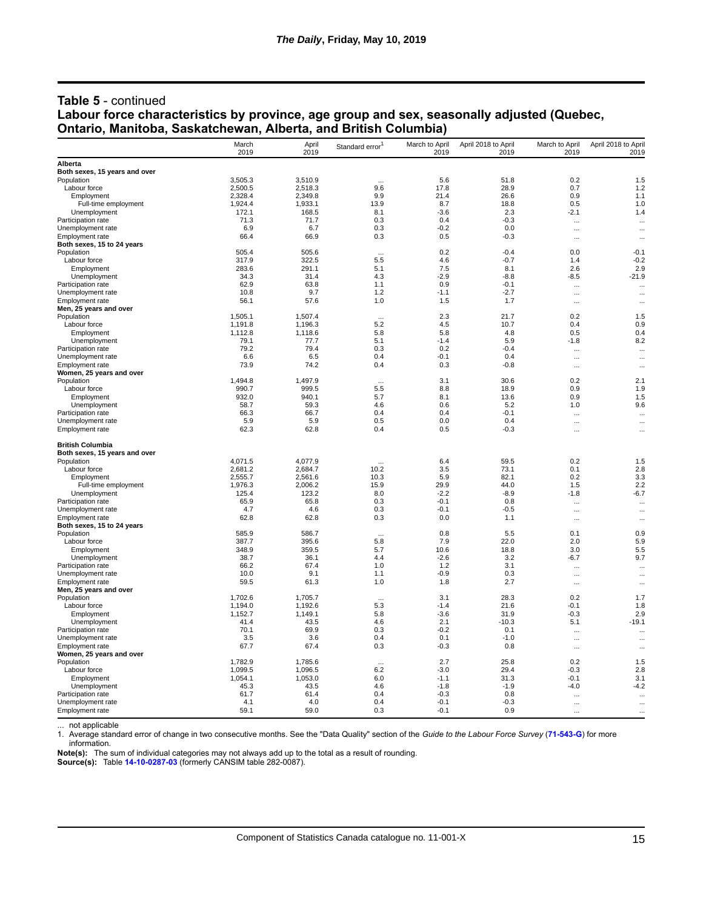**Table 5** - continued

**Labour force characteristics by province, age group and sex, seasonally adjusted (Quebec, Ontario, Manitoba, Saskatchewan, Alberta, and British Columbia)**

| | March 2019 | April 2019 | Standard error[1] | March to April 2019 | April 2018 to April 2019 | March to April 2019 | April 2018 to April 2019 |
|---|---|---|---|---|---|---|---|
| **Alberta** | | | | | | | |
| **Both sexes, 15 years and over** | | | | | | | |
| Population | 3,505.3 | 3,510.9 | ... | 5.6 | 51.8 | 0.2 | 1.5 |
| Labour force | 2,500.5 | 2,518.3 | 9.6 | 17.8 | 28.9 | 0.7 | 1.2 |
| Employment | 2,328.4 | 2,349.8 | 9.9 | 21.4 | 26.6 | 0.9 | 1.1 |
| Full-time employment | 1,924.4 | 1,933.1 | 13.9 | 8.7 | 18.8 | 0.5 | 1.0 |
| Unemployment | 172.1 | 168.5 | 8.1 | -3.6 | 2.3 | -2.1 | 1.4 |
| Participation rate | 71.3 | 71.7 | 0.3 | 0.4 | -0.3 | ... | ... |
| Unemployment rate | 6.9 | 6.7 | 0.3 | -0.2 | 0.0 | ... | ... |
| Employment rate | 66.4 | 66.9 | 0.3 | 0.5 | -0.3 | ... | ... |
| **Both sexes, 15 to 24 years** | | | | | | | |
| Population | 505.4 | 505.6 | ... | 0.2 | -0.4 | 0.0 | -0.1 |
| Labour force | 317.9 | 322.5 | 5.5 | 4.6 | -0.7 | 1.4 | -0.2 |
| Employment | 283.6 | 291.1 | 5.1 | 7.5 | 8.1 | 2.6 | 2.9 |
| Unemployment | 34.3 | 31.4 | 4.3 | -2.9 | -8.8 | -8.5 | -21.9 |
| Participation rate | 62.9 | 63.8 | 1.1 | 0.9 | -0.1 | ... | ... |
| Unemployment rate | 10.8 | 9.7 | 1.2 | -1.1 | -2.7 | ... | ... |
| Employment rate | 56.1 | 57.6 | 1.0 | 1.5 | 1.7 | ... | ... |
| **Men, 25 years and over** | | | | | | | |
| Population | 1,505.1 | 1,507.4 | ... | 2.3 | 21.7 | 0.2 | 1.5 |
| Labour force | 1,191.8 | 1,196.3 | 5.2 | 4.5 | 10.7 | 0.4 | 0.9 |
| Employment | 1,112.8 | 1,118.6 | 5.8 | 5.8 | 4.8 | 0.5 | 0.4 |
| Unemployment | 79.1 | 77.7 | 5.1 | -1.4 | 5.9 | -1.8 | 8.2 |
| Participation rate | 79.2 | 79.4 | 0.3 | 0.2 | -0.4 | ... | ... |
| Unemployment rate | 6.6 | 6.5 | 0.4 | -0.1 | 0.4 | ... | ... |
| Employment rate | 73.9 | 74.2 | 0.4 | 0.3 | -0.8 | ... | ... |
| **Women, 25 years and over** | | | | | | | |
| Population | 1,494.8 | 1,497.9 | ... | 3.1 | 30.6 | 0.2 | 2.1 |
| Labour force | 990.7 | 999.5 | 5.5 | 8.8 | 18.9 | 0.9 | 1.9 |
| Employment | 932.0 | 940.1 | 5.7 | 8.1 | 13.6 | 0.9 | 1.5 |
| Unemployment | 58.7 | 59.3 | 4.6 | 0.6 | 5.2 | 1.0 | 9.6 |
| Participation rate | 66.3 | 66.7 | 0.4 | 0.4 | -0.1 | ... | ... |
| Unemployment rate | 5.9 | 5.9 | 0.5 | 0.0 | 0.4 | ... | ... |
| Employment rate | 62.3 | 62.8 | 0.4 | 0.5 | -0.3 | ... | ... |
| **British Columbia** | | | | | | | |
| **Both sexes, 15 years and over** | | | | | | | |
| Population | 4,071.5 | 4,077.9 | ... | 6.4 | 59.5 | 0.2 | 1.5 |
| Labour force | 2,681.2 | 2,684.7 | 10.2 | 3.5 | 73.1 | 0.1 | 2.8 |
| Employment | 2,555.7 | 2,561.6 | 10.3 | 5.9 | 82.1 | 0.2 | 3.3 |
| Full-time employment | 1,976.3 | 2,006.2 | 15.9 | 29.9 | 44.0 | 1.5 | 2.2 |
| Unemployment | 125.4 | 123.2 | 8.0 | -2.2 | -8.9 | -1.8 | -6.7 |
| Participation rate | 65.9 | 65.8 | 0.3 | -0.1 | 0.8 | ... | ... |
| Unemployment rate | 4.7 | 4.6 | 0.3 | -0.1 | -0.5 | ... | ... |
| Employment rate | 62.8 | 62.8 | 0.3 | 0.0 | 1.1 | ... | ... |
| **Both sexes, 15 to 24 years** | | | | | | | |
| Population | 585.9 | 586.7 | ... | 0.8 | 5.5 | 0.1 | 0.9 |
| Labour force | 387.7 | 395.6 | 5.8 | 7.9 | 22.0 | 2.0 | 5.9 |
| Employment | 348.9 | 359.5 | 5.7 | 10.6 | 18.8 | 3.0 | 5.5 |
| Unemployment | 38.7 | 36.1 | 4.4 | -2.6 | 3.2 | -6.7 | 9.7 |
| Participation rate | 66.2 | 67.4 | 1.0 | 1.2 | 3.1 | ... | ... |
| Unemployment rate | 10.0 | 9.1 | 1.1 | -0.9 | 0.3 | ... | ... |
| Employment rate | 59.5 | 61.3 | 1.0 | 1.8 | 2.7 | ... | ... |
| **Men, 25 years and over** | | | | | | | |
| Population | 1,702.6 | 1,705.7 | ... | 3.1 | 28.3 | 0.2 | 1.7 |
| Labour force | 1,194.0 | 1,192.6 | 5.3 | -1.4 | 21.6 | -0.1 | 1.8 |
| Employment | 1,152.7 | 1,149.1 | 5.8 | -3.6 | 31.9 | -0.3 | 2.9 |
| Unemployment | 41.4 | 43.5 | 4.6 | 2.1 | -10.3 | 5.1 | -19.1 |
| Participation rate | 70.1 | 69.9 | 0.3 | -0.2 | 0.1 | ... | ... |
| Unemployment rate | 3.5 | 3.6 | 0.4 | 0.1 | -1.0 | ... | ... |
| Employment rate | 67.7 | 67.4 | 0.3 | -0.3 | 0.8 | ... | ... |
| **Women, 25 years and over** | | | | | | | |
| Population | 1,782.9 | 1,785.6 | ... | 2.7 | 25.8 | 0.2 | 1.5 |
| Labour force | 1,099.5 | 1,096.5 | 6.2 | -3.0 | 29.4 | -0.3 | 2.8 |
| Employment | 1,054.1 | 1,053.0 | 6.0 | -1.1 | 31.3 | -0.1 | 3.1 |
| Unemployment | 45.3 | 43.5 | 4.6 | -1.8 | -1.9 | -4.0 | -4.2 |
| Participation rate | 61.7 | 61.4 | 0.4 | -0.3 | 0.8 | ... | ... |
| Unemployment rate | 4.1 | 4.0 | 0.4 | -0.1 | -0.3 | ... | ... |
| Employment rate | 59.1 | 59.0 | 0.3 | -0.1 | 0.9 | ... | ... |

... not applicable

1. Average standard error of change in two consecutive months. See the "Data Quality" section of the *Guide to the Labour Force Survey* (**71-543-G**) for more information.

**Note(s):** The sum of individual categories may not always add up to the total as a result of rounding.

**Source(s):** Table **14-10-0287-03** (formerly CANSIM table 282-0087).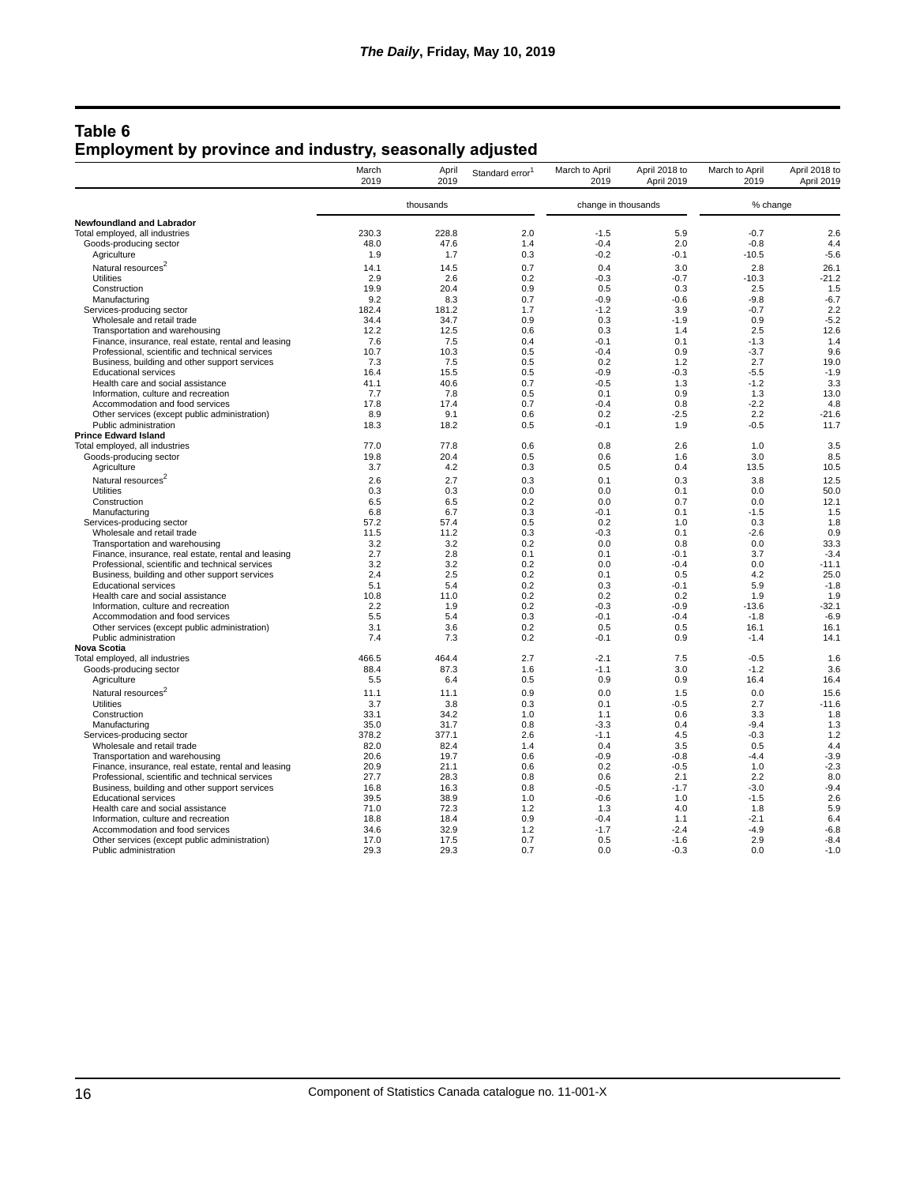## Table 6
## Employment by province and industry, seasonally adjusted

| | March 2019 | April 2019 | Standard error[1] | March to April 2019 | April 2018 to April 2019 | March to April 2019 | April 2018 to April 2019 |
|---|---|---|---|---|---|---|---|
| | thousands | | | change in thousands | | % change | |
| **Newfoundland and Labrador** | | | | | | | |
| Total employed, all industries | 230.3 | 228.8 | 2.0 | -1.5 | 5.9 | -0.7 | 2.6 |
| Goods-producing sector | 48.0 | 47.6 | 1.4 | -0.4 | 2.0 | -0.8 | 4.4 |
| Agriculture | 1.9 | 1.7 | 0.3 | -0.2 | -0.1 | -10.5 | -5.6 |
| Natural resources[2] | 14.1 | 14.5 | 0.7 | 0.4 | 3.0 | 2.8 | 26.1 |
| Utilities | 2.9 | 2.6 | 0.2 | -0.3 | -0.7 | -10.3 | -21.2 |
| Construction | 19.9 | 20.4 | 0.9 | 0.5 | 0.3 | 2.5 | 1.5 |
| Manufacturing | 9.2 | 8.3 | 0.7 | -0.9 | -0.6 | -9.8 | -6.7 |
| Services-producing sector | 182.4 | 181.2 | 1.7 | -1.2 | 3.9 | -0.7 | 2.2 |
| Wholesale and retail trade | 34.4 | 34.7 | 0.9 | 0.3 | -1.9 | 0.9 | -5.2 |
| Transportation and warehousing | 12.2 | 12.5 | 0.6 | 0.3 | 1.4 | 2.5 | 12.6 |
| Finance, insurance, real estate, rental and leasing | 7.6 | 7.5 | 0.4 | -0.1 | 0.1 | -1.3 | 1.4 |
| Professional, scientific and technical services | 10.7 | 10.3 | 0.5 | -0.4 | 0.9 | -3.7 | 9.6 |
| Business, building and other support services | 7.3 | 7.5 | 0.5 | 0.2 | 1.2 | 2.7 | 19.0 |
| Educational services | 16.4 | 15.5 | 0.5 | -0.9 | -0.3 | -5.5 | -1.9 |
| Health care and social assistance | 41.1 | 40.6 | 0.7 | -0.5 | 1.3 | -1.2 | 3.3 |
| Information, culture and recreation | 7.7 | 7.8 | 0.5 | 0.1 | 0.9 | 1.3 | 13.0 |
| Accommodation and food services | 17.8 | 17.4 | 0.7 | -0.4 | 0.8 | -2.2 | 4.8 |
| Other services (except public administration) | 8.9 | 9.1 | 0.6 | 0.2 | -2.5 | 2.2 | -21.6 |
| Public administration | 18.3 | 18.2 | 0.5 | -0.1 | 1.9 | -0.5 | 11.7 |
| **Prince Edward Island** | | | | | | | |
| Total employed, all industries | 77.0 | 77.8 | 0.6 | 0.8 | 2.6 | 1.0 | 3.5 |
| Goods-producing sector | 19.8 | 20.4 | 0.5 | 0.6 | 1.6 | 3.0 | 8.5 |
| Agriculture | 3.7 | 4.2 | 0.3 | 0.5 | 0.4 | 13.5 | 10.5 |
| Natural resources[2] | 2.6 | 2.7 | 0.3 | 0.1 | 0.3 | 3.8 | 12.5 |
| Utilities | 0.3 | 0.3 | 0.0 | 0.0 | 0.1 | 0.0 | 50.0 |
| Construction | 6.5 | 6.5 | 0.2 | 0.0 | 0.7 | 0.0 | 12.1 |
| Manufacturing | 6.8 | 6.7 | 0.3 | -0.1 | 0.1 | -1.5 | 1.5 |
| Services-producing sector | 57.2 | 57.4 | 0.5 | 0.2 | 1.0 | 0.3 | 1.8 |
| Wholesale and retail trade | 11.5 | 11.2 | 0.3 | -0.3 | 0.1 | -2.6 | 0.9 |
| Transportation and warehousing | 3.2 | 3.2 | 0.2 | 0.0 | 0.8 | 0.0 | 33.3 |
| Finance, insurance, real estate, rental and leasing | 2.7 | 2.8 | 0.1 | 0.1 | -0.1 | 3.7 | -3.4 |
| Professional, scientific and technical services | 3.2 | 3.2 | 0.2 | 0.0 | -0.4 | 0.0 | -11.1 |
| Business, building and other support services | 2.4 | 2.5 | 0.2 | 0.1 | 0.5 | 4.2 | 25.0 |
| Educational services | 5.1 | 5.4 | 0.2 | 0.3 | -0.1 | 5.9 | -1.8 |
| Health care and social assistance | 10.8 | 11.0 | 0.2 | 0.2 | 0.2 | 1.9 | 1.9 |
| Information, culture and recreation | 2.2 | 1.9 | 0.2 | -0.3 | -0.9 | -13.6 | -32.1 |
| Accommodation and food services | 5.5 | 5.4 | 0.3 | -0.1 | -0.4 | -1.8 | -6.9 |
| Other services (except public administration) | 3.1 | 3.6 | 0.2 | 0.5 | 0.5 | 16.1 | 16.1 |
| Public administration | 7.4 | 7.3 | 0.2 | -0.1 | 0.9 | -1.4 | 14.1 |
| **Nova Scotia** | | | | | | | |
| Total employed, all industries | 466.5 | 464.4 | 2.7 | -2.1 | 7.5 | -0.5 | 1.6 |
| Goods-producing sector | 88.4 | 87.3 | 1.6 | -1.1 | 3.0 | -1.2 | 3.6 |
| Agriculture | 5.5 | 6.4 | 0.5 | 0.9 | 0.9 | 16.4 | 16.4 |
| Natural resources[2] | 11.1 | 11.1 | 0.9 | 0.0 | 1.5 | 0.0 | 15.6 |
| Utilities | 3.7 | 3.8 | 0.3 | 0.1 | -0.5 | 2.7 | -11.6 |
| Construction | 33.1 | 34.2 | 1.0 | 1.1 | 0.6 | 3.3 | 1.8 |
| Manufacturing | 35.0 | 31.7 | 0.8 | -3.3 | 0.4 | -9.4 | 1.3 |
| Services-producing sector | 378.2 | 377.1 | 2.6 | -1.1 | 4.5 | -0.3 | 1.2 |
| Wholesale and retail trade | 82.0 | 82.4 | 1.4 | 0.4 | 3.5 | 0.5 | 4.4 |
| Transportation and warehousing | 20.6 | 19.7 | 0.6 | -0.9 | -0.8 | -4.4 | -3.9 |
| Finance, insurance, real estate, rental and leasing | 20.9 | 21.1 | 0.6 | 0.2 | -0.5 | 1.0 | -2.3 |
| Professional, scientific and technical services | 27.7 | 28.3 | 0.8 | 0.6 | 2.1 | 2.2 | 8.0 |
| Business, building and other support services | 16.8 | 16.3 | 0.8 | -0.5 | -1.7 | -3.0 | -9.4 |
| Educational services | 39.5 | 38.9 | 1.0 | -0.6 | 1.0 | -1.5 | 2.6 |
| Health care and social assistance | 71.0 | 72.3 | 1.2 | 1.3 | 4.0 | 1.8 | 5.9 |
| Information, culture and recreation | 18.8 | 18.4 | 0.9 | -0.4 | 1.1 | -2.1 | 6.4 |
| Accommodation and food services | 34.6 | 32.9 | 1.2 | -1.7 | -2.4 | -4.9 | -6.8 |
| Other services (except public administration) | 17.0 | 17.5 | 0.7 | 0.5 | -1.6 | 2.9 | -8.4 |
| Public administration | 29.3 | 29.3 | 0.7 | 0.0 | -0.3 | 0.0 | -1.0 |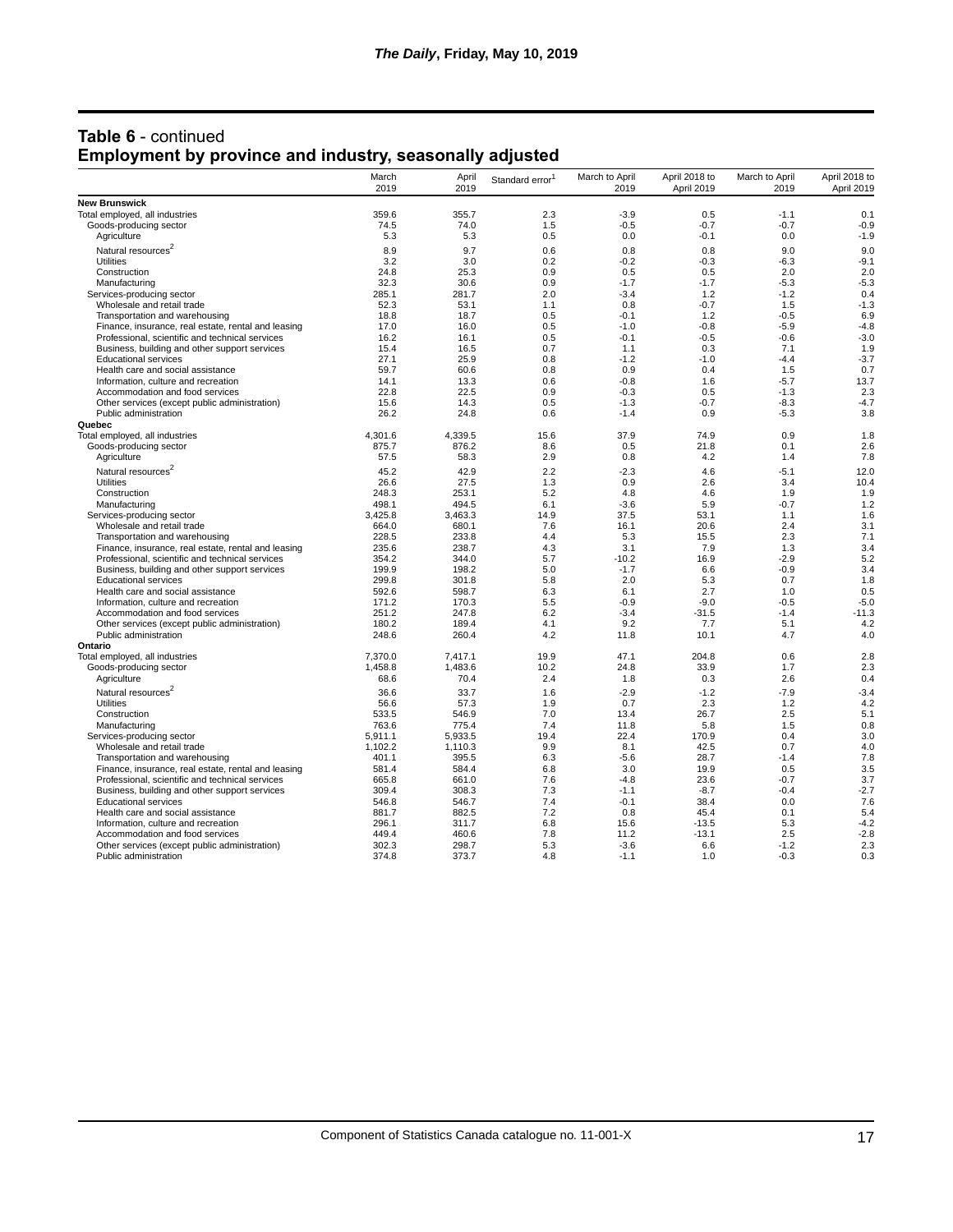## Table 6 - continued
## Employment by province and industry, seasonally adjusted

| | March 2019 | April 2019 | Standard error[1] | March to April 2019 | April 2018 to April 2019 | March to April 2019 | April 2018 to April 2019 |
|---|---|---|---|---|---|---|---|
| **New Brunswick** | | | | | | | |
| Total employed, all industries | 359.6 | 355.7 | 2.3 | -3.9 | 0.5 | -1.1 | 0.1 |
| Goods-producing sector | 74.5 | 74.0 | 1.5 | -0.5 | -0.7 | -0.7 | -0.9 |
| Agriculture | 5.3 | 5.3 | 0.5 | 0.0 | -0.1 | 0.0 | -1.9 |
| Natural resources[2] | 8.9 | 9.7 | 0.6 | 0.8 | 0.8 | 9.0 | 9.0 |
| Utilities | 3.2 | 3.0 | 0.2 | -0.2 | -0.3 | -6.3 | -9.1 |
| Construction | 24.8 | 25.3 | 0.9 | 0.5 | 0.5 | 2.0 | 2.0 |
| Manufacturing | 32.3 | 30.6 | 0.9 | -1.7 | -1.7 | -5.3 | -5.3 |
| Services-producing sector | 285.1 | 281.7 | 2.0 | -3.4 | 1.2 | -1.2 | 0.4 |
| Wholesale and retail trade | 52.3 | 53.1 | 1.1 | 0.8 | -0.7 | 1.5 | -1.3 |
| Transportation and warehousing | 18.8 | 18.7 | 0.5 | -0.1 | 1.2 | -0.5 | 6.9 |
| Finance, insurance, real estate, rental and leasing | 17.0 | 16.0 | 0.5 | -1.0 | -0.8 | -5.9 | -4.8 |
| Professional, scientific and technical services | 16.2 | 16.1 | 0.5 | -0.1 | -0.5 | -0.6 | -3.0 |
| Business, building and other support services | 15.4 | 16.5 | 0.7 | 1.1 | 0.3 | 7.1 | 1.9 |
| Educational services | 27.1 | 25.9 | 0.8 | -1.2 | -1.0 | -4.4 | -3.7 |
| Health care and social assistance | 59.7 | 60.6 | 0.8 | 0.9 | 0.4 | 1.5 | 0.7 |
| Information, culture and recreation | 14.1 | 13.3 | 0.6 | -0.8 | 1.6 | -5.7 | 13.7 |
| Accommodation and food services | 22.8 | 22.5 | 0.9 | -0.3 | 0.5 | -1.3 | 2.3 |
| Other services (except public administration) | 15.6 | 14.3 | 0.5 | -1.3 | -0.7 | -8.3 | -4.7 |
| Public administration | 26.2 | 24.8 | 0.6 | -1.4 | 0.9 | -5.3 | 3.8 |
| **Quebec** | | | | | | | |
| Total employed, all industries | 4,301.6 | 4,339.5 | 15.6 | 37.9 | 74.9 | 0.9 | 1.8 |
| Goods-producing sector | 875.7 | 876.2 | 8.6 | 0.5 | 21.8 | 0.1 | 2.6 |
| Agriculture | 57.5 | 58.3 | 2.9 | 0.8 | 4.2 | 1.4 | 7.8 |
| Natural resources[2] | 45.2 | 42.9 | 2.2 | -2.3 | 4.6 | -5.1 | 12.0 |
| Utilities | 26.6 | 27.5 | 1.3 | 0.9 | 2.6 | 3.4 | 10.4 |
| Construction | 248.3 | 253.1 | 5.2 | 4.8 | 4.6 | 1.9 | 1.9 |
| Manufacturing | 498.1 | 494.5 | 6.1 | -3.6 | 5.9 | -0.7 | 1.2 |
| Services-producing sector | 3,425.8 | 3,463.3 | 14.9 | 37.5 | 53.1 | 1.1 | 1.6 |
| Wholesale and retail trade | 664.0 | 680.1 | 7.6 | 16.1 | 20.6 | 2.4 | 3.1 |
| Transportation and warehousing | 228.5 | 233.8 | 4.4 | 5.3 | 15.5 | 2.3 | 7.1 |
| Finance, insurance, real estate, rental and leasing | 235.6 | 238.7 | 4.3 | 3.1 | 7.9 | 1.3 | 3.4 |
| Professional, scientific and technical services | 354.2 | 344.0 | 5.7 | -10.2 | 16.9 | -2.9 | 5.2 |
| Business, building and other support services | 199.9 | 198.2 | 5.0 | -1.7 | 6.6 | -0.9 | 3.4 |
| Educational services | 299.8 | 301.8 | 5.8 | 2.0 | 5.3 | 0.7 | 1.8 |
| Health care and social assistance | 592.6 | 598.7 | 6.3 | 6.1 | 2.7 | 1.0 | 0.5 |
| Information, culture and recreation | 171.2 | 170.3 | 5.5 | -0.9 | -9.0 | -0.5 | -5.0 |
| Accommodation and food services | 251.2 | 247.8 | 6.2 | -3.4 | -31.5 | -1.4 | -11.3 |
| Other services (except public administration) | 180.2 | 189.4 | 4.1 | 9.2 | 7.7 | 5.1 | 4.2 |
| Public administration | 248.6 | 260.4 | 4.2 | 11.8 | 10.1 | 4.7 | 4.0 |
| **Ontario** | | | | | | | |
| Total employed, all industries | 7,370.0 | 7,417.1 | 19.9 | 47.1 | 204.8 | 0.6 | 2.8 |
| Goods-producing sector | 1,458.8 | 1,483.6 | 10.2 | 24.8 | 33.9 | 1.7 | 2.3 |
| Agriculture | 68.6 | 70.4 | 2.4 | 1.8 | 0.3 | 2.6 | 0.4 |
| Natural resources[2] | 36.6 | 33.7 | 1.6 | -2.9 | -1.2 | -7.9 | -3.4 |
| Utilities | 56.6 | 57.3 | 1.9 | 0.7 | 2.3 | 1.2 | 4.2 |
| Construction | 533.5 | 546.9 | 7.0 | 13.4 | 26.7 | 2.5 | 5.1 |
| Manufacturing | 763.6 | 775.4 | 7.4 | 11.8 | 5.8 | 1.5 | 0.8 |
| Services-producing sector | 5,911.1 | 5,933.5 | 19.4 | 22.4 | 170.9 | 0.4 | 3.0 |
| Wholesale and retail trade | 1,102.2 | 1,110.3 | 9.9 | 8.1 | 42.5 | 0.7 | 4.0 |
| Transportation and warehousing | 401.1 | 395.5 | 6.3 | -5.6 | 28.7 | -1.4 | 7.8 |
| Finance, insurance, real estate, rental and leasing | 581.4 | 584.4 | 6.8 | 3.0 | 19.9 | 0.5 | 3.5 |
| Professional, scientific and technical services | 665.8 | 661.0 | 7.6 | -4.8 | 23.6 | -0.7 | 3.7 |
| Business, building and other support services | 309.4 | 308.3 | 7.3 | -1.1 | -8.7 | -0.4 | -2.7 |
| Educational services | 546.8 | 546.7 | 7.4 | -0.1 | 38.4 | 0.0 | 7.6 |
| Health care and social assistance | 881.7 | 882.5 | 7.2 | 0.8 | 45.4 | 0.1 | 5.4 |
| Information, culture and recreation | 296.1 | 311.7 | 6.8 | 15.6 | -13.5 | 5.3 | -4.2 |
| Accommodation and food services | 449.4 | 460.6 | 7.8 | 11.2 | -13.1 | 2.5 | -2.8 |
| Other services (except public administration) | 302.3 | 298.7 | 5.3 | -3.6 | 6.6 | -1.2 | 2.3 |
| Public administration | 374.8 | 373.7 | 4.8 | -1.1 | 1.0 | -0.3 | 0.3 |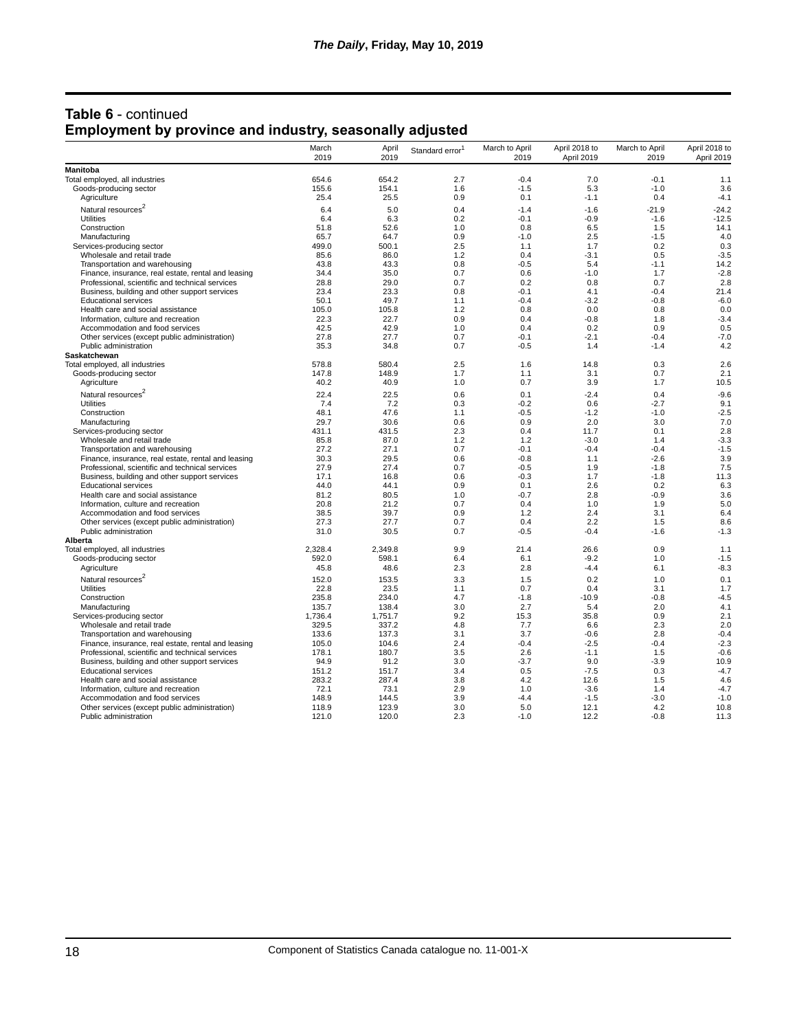## Table 6 - continued
## Employment by province and industry, seasonally adjusted

| | March 2019 | April 2019 | Standard error[1] | March to April 2019 | April 2018 to April 2019 | March to April 2019 | April 2018 to April 2019 |
|---|---|---|---|---|---|---|---|
| **Manitoba** | | | | | | | |
| Total employed, all industries | 654.6 | 654.2 | 2.7 | -0.4 | 7.0 | -0.1 | 1.1 |
| Goods-producing sector | 155.6 | 154.1 | 1.6 | -1.5 | 5.3 | -1.0 | 3.6 |
| Agriculture | 25.4 | 25.5 | 0.9 | 0.1 | -1.1 | 0.4 | -4.1 |
| Natural resources[2] | 6.4 | 5.0 | 0.4 | -1.4 | -1.6 | -21.9 | -24.2 |
| Utilities | 6.4 | 6.3 | 0.2 | -0.1 | -0.9 | -1.6 | -12.5 |
| Construction | 51.8 | 52.6 | 1.0 | 0.8 | 6.5 | 1.5 | 14.1 |
| Manufacturing | 65.7 | 64.7 | 0.9 | -1.0 | 2.5 | -1.5 | 4.0 |
| Services-producing sector | 499.0 | 500.1 | 2.5 | 1.1 | 1.7 | 0.2 | 0.3 |
| Wholesale and retail trade | 85.6 | 86.0 | 1.2 | 0.4 | -3.1 | 0.5 | -3.5 |
| Transportation and warehousing | 43.8 | 43.3 | 0.8 | -0.5 | 5.4 | -1.1 | 14.2 |
| Finance, insurance, real estate, rental and leasing | 34.4 | 35.0 | 0.7 | 0.6 | -1.0 | 1.7 | -2.8 |
| Professional, scientific and technical services | 28.8 | 29.0 | 0.7 | 0.2 | 0.8 | 0.7 | 2.8 |
| Business, building and other support services | 23.4 | 23.3 | 0.8 | -0.1 | 4.1 | -0.4 | 21.4 |
| Educational services | 50.1 | 49.7 | 1.1 | -0.4 | -3.2 | -0.8 | -6.0 |
| Health care and social assistance | 105.0 | 105.8 | 1.2 | 0.8 | 0.0 | 0.8 | 0.0 |
| Information, culture and recreation | 22.3 | 22.7 | 0.9 | 0.4 | -0.8 | 1.8 | -3.4 |
| Accommodation and food services | 42.5 | 42.9 | 1.0 | 0.4 | 0.2 | 0.9 | 0.5 |
| Other services (except public administration) | 27.8 | 27.7 | 0.7 | -0.1 | -2.1 | -0.4 | -7.0 |
| Public administration | 35.3 | 34.8 | 0.7 | -0.5 | 1.4 | -1.4 | 4.2 |
| **Saskatchewan** | | | | | | | |
| Total employed, all industries | 578.8 | 580.4 | 2.5 | 1.6 | 14.8 | 0.3 | 2.6 |
| Goods-producing sector | 147.8 | 148.9 | 1.7 | 1.1 | 3.1 | 0.7 | 2.1 |
| Agriculture | 40.2 | 40.9 | 1.0 | 0.7 | 3.9 | 1.7 | 10.5 |
| Natural resources[2] | 22.4 | 22.5 | 0.6 | 0.1 | -2.4 | 0.4 | -9.6 |
| Utilities | 7.4 | 7.2 | 0.3 | -0.2 | 0.6 | -2.7 | 9.1 |
| Construction | 48.1 | 47.6 | 1.1 | -0.5 | -1.2 | -1.0 | -2.5 |
| Manufacturing | 29.7 | 30.6 | 0.6 | 0.9 | 2.0 | 3.0 | 7.0 |
| Services-producing sector | 431.1 | 431.5 | 2.3 | 0.4 | 11.7 | 0.1 | 2.8 |
| Wholesale and retail trade | 85.8 | 87.0 | 1.2 | 1.2 | -3.0 | 1.4 | -3.3 |
| Transportation and warehousing | 27.2 | 27.1 | 0.7 | -0.1 | -0.4 | -0.4 | -1.5 |
| Finance, insurance, real estate, rental and leasing | 30.3 | 29.5 | 0.6 | -0.8 | 1.1 | -2.6 | 3.9 |
| Professional, scientific and technical services | 27.9 | 27.4 | 0.7 | -0.5 | 1.9 | -1.8 | 7.5 |
| Business, building and other support services | 17.1 | 16.8 | 0.6 | -0.3 | 1.7 | -1.8 | 11.3 |
| Educational services | 44.0 | 44.1 | 0.9 | 0.1 | 2.6 | 0.2 | 6.3 |
| Health care and social assistance | 81.2 | 80.5 | 1.0 | -0.7 | 2.8 | -0.9 | 3.6 |
| Information, culture and recreation | 20.8 | 21.2 | 0.7 | 0.4 | 1.0 | 1.9 | 5.0 |
| Accommodation and food services | 38.5 | 39.7 | 0.9 | 1.2 | 2.4 | 3.1 | 6.4 |
| Other services (except public administration) | 27.3 | 27.7 | 0.7 | 0.4 | 2.2 | 1.5 | 8.6 |
| Public administration | 31.0 | 30.5 | 0.7 | -0.5 | -0.4 | -1.6 | -1.3 |
| **Alberta** | | | | | | | |
| Total employed, all industries | 2,328.4 | 2,349.8 | 9.9 | 21.4 | 26.6 | 0.9 | 1.1 |
| Goods-producing sector | 592.0 | 598.1 | 6.4 | 6.1 | -9.2 | 1.0 | -1.5 |
| Agriculture | 45.8 | 48.6 | 2.3 | 2.8 | -4.4 | 6.1 | -8.3 |
| Natural resources[2] | 152.0 | 153.5 | 3.3 | 1.5 | 0.2 | 1.0 | 0.1 |
| Utilities | 22.8 | 23.5 | 1.1 | 0.7 | 0.4 | 3.1 | 1.7 |
| Construction | 235.8 | 234.0 | 4.7 | -1.8 | -10.9 | -0.8 | -4.5 |
| Manufacturing | 135.7 | 138.4 | 3.0 | 2.7 | 5.4 | 2.0 | 4.1 |
| Services-producing sector | 1,736.4 | 1,751.7 | 9.2 | 15.3 | 35.8 | 0.9 | 2.1 |
| Wholesale and retail trade | 329.5 | 337.2 | 4.8 | 7.7 | 6.6 | 2.3 | 2.0 |
| Transportation and warehousing | 133.6 | 137.3 | 3.1 | 3.7 | -0.6 | 2.8 | -0.4 |
| Finance, insurance, real estate, rental and leasing | 105.0 | 104.6 | 2.4 | -0.4 | -2.5 | -0.4 | -2.3 |
| Professional, scientific and technical services | 178.1 | 180.7 | 3.5 | 2.6 | -1.1 | 1.5 | -0.6 |
| Business, building and other support services | 94.9 | 91.2 | 3.0 | -3.7 | 9.0 | -3.9 | 10.9 |
| Educational services | 151.2 | 151.7 | 3.4 | 0.5 | -7.5 | 0.3 | -4.7 |
| Health care and social assistance | 283.2 | 287.4 | 3.8 | 4.2 | 12.6 | 1.5 | 4.6 |
| Information, culture and recreation | 72.1 | 73.1 | 2.9 | 1.0 | -3.6 | 1.4 | -4.7 |
| Accommodation and food services | 148.9 | 144.5 | 3.9 | -4.4 | -1.5 | -3.0 | -1.0 |
| Other services (except public administration) | 118.9 | 123.9 | 3.0 | 5.0 | 12.1 | 4.2 | 10.8 |
| Public administration | 121.0 | 120.0 | 2.3 | -1.0 | 12.2 | -0.8 | 11.3 |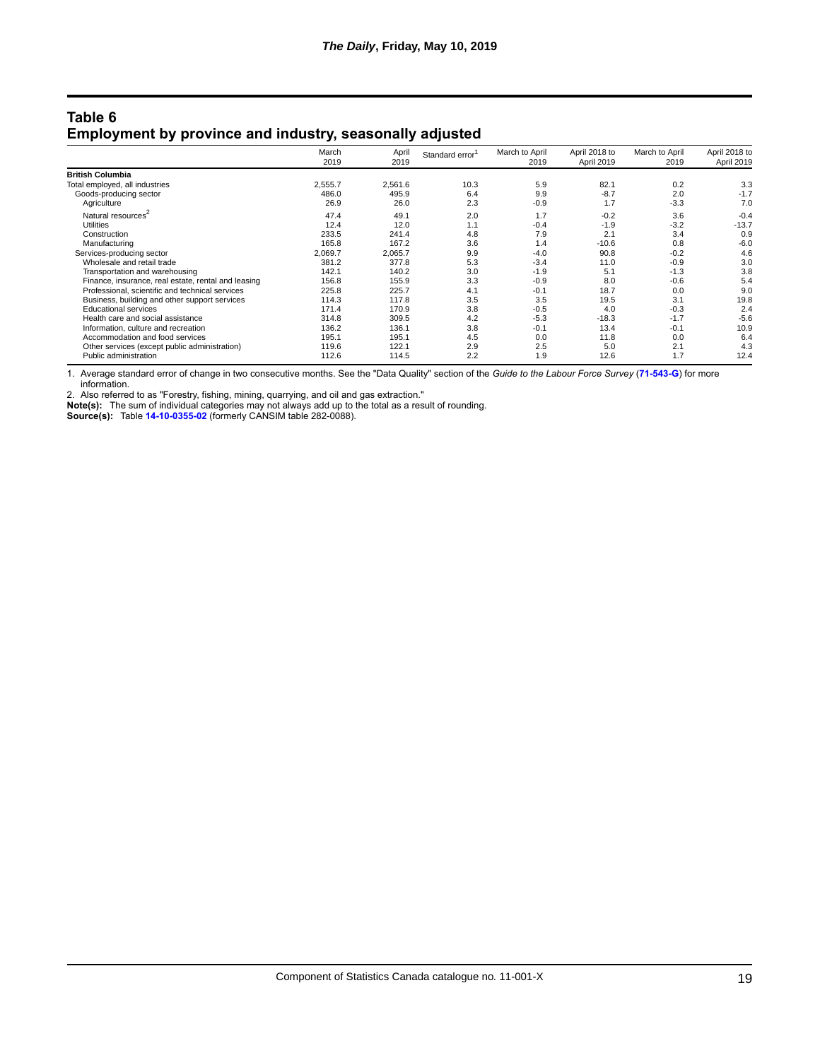# Table 6
## Employment by province and industry, seasonally adjusted

| | March 2019 | April 2019 | Standard error[1] | March to April 2019 | April 2018 to April 2019 | March to April 2019 | April 2018 to April 2019 |
|---|---|---|---|---|---|---|---|
| **British Columbia** | | | | | | | |
| Total employed, all industries | 2,555.7 | 2,561.6 | 10.3 | 5.9 | 82.1 | 0.2 | 3.3 |
| Goods-producing sector | 486.0 | 495.9 | 6.4 | 9.9 | -8.7 | 2.0 | -1.7 |
| Agriculture | 26.9 | 26.0 | 2.3 | -0.9 | 1.7 | -3.3 | 7.0 |
| Natural resources[2] | 47.4 | 49.1 | 2.0 | 1.7 | -0.2 | 3.6 | -0.4 |
| Utilities | 12.4 | 12.0 | 1.1 | -0.4 | -1.9 | -3.2 | -13.7 |
| Construction | 233.5 | 241.4 | 4.8 | 7.9 | 2.1 | 3.4 | 0.9 |
| Manufacturing | 165.8 | 167.2 | 3.6 | 1.4 | -10.6 | 0.8 | -6.0 |
| Services-producing sector | 2,069.7 | 2,065.7 | 9.9 | -4.0 | 90.8 | -0.2 | 4.6 |
| Wholesale and retail trade | 381.2 | 377.8 | 5.3 | -3.4 | 11.0 | -0.9 | 3.0 |
| Transportation and warehousing | 142.1 | 140.2 | 3.0 | -1.9 | 5.1 | -1.3 | 3.8 |
| Finance, insurance, real estate, rental and leasing | 156.8 | 155.9 | 3.3 | -0.9 | 8.0 | -0.6 | 5.4 |
| Professional, scientific and technical services | 225.8 | 225.7 | 4.1 | -0.1 | 18.7 | 0.0 | 9.0 |
| Business, building and other support services | 114.3 | 117.8 | 3.5 | 3.5 | 19.5 | 3.1 | 19.8 |
| Educational services | 171.4 | 170.9 | 3.8 | -0.5 | 4.0 | -0.3 | 2.4 |
| Health care and social assistance | 314.8 | 309.5 | 4.2 | -5.3 | -18.3 | -1.7 | -5.6 |
| Information, culture and recreation | 136.2 | 136.1 | 3.8 | -0.1 | 13.4 | -0.1 | 10.9 |
| Accommodation and food services | 195.1 | 195.1 | 4.5 | 0.0 | 11.8 | 0.0 | 6.4 |
| Other services (except public administration) | 119.6 | 122.1 | 2.9 | 2.5 | 5.0 | 2.1 | 4.3 |
| Public administration | 112.6 | 114.5 | 2.2 | 1.9 | 12.6 | 1.7 | 12.4 |

1. Average standard error of change in two consecutive months. See the "Data Quality" section of the *Guide to the Labour Force Survey* (**71-543-G**) for more information.
2. Also referred to as "Forestry, fishing, mining, quarrying, and oil and gas extraction."

**Note(s):** The sum of individual categories may not always add up to the total as a result of rounding.
**Source(s):** Table **14-10-0355-02** (formerly CANSIM table 282-0088).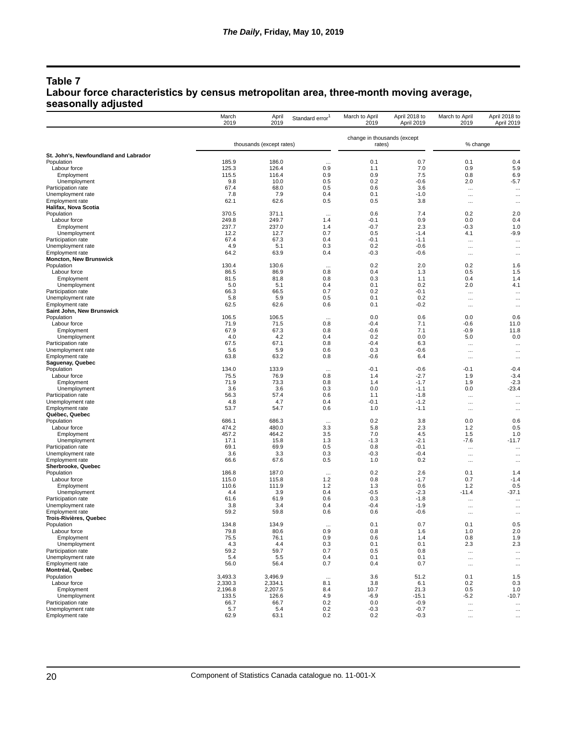## Table 7
## Labour force characteristics by census metropolitan area, three-month moving average, seasonally adjusted

| | March 2019 | April 2019 | Standard error[1] | March to April 2019 | April 2018 to April 2019 | March to April 2019 | April 2018 to April 2019 |
|---|---|---|---|---|---|---|---|
| | thousands (except rates) | | | change in thousands (except rates) | | % change | |
| **St. John's, Newfoundland and Labrador** | | | | | | | |
| Population | 185.9 | 186.0 | ... | 0.1 | 0.7 | 0.1 | 0.4 |
| Labour force | 125.3 | 126.4 | 0.9 | 1.1 | 7.0 | 0.9 | 5.9 |
| Employment | 115.5 | 116.4 | 0.9 | 0.9 | 7.5 | 0.8 | 6.9 |
| Unemployment | 9.8 | 10.0 | 0.5 | 0.2 | -0.6 | 2.0 | -5.7 |
| Participation rate | 67.4 | 68.0 | 0.5 | 0.6 | 3.6 | ... | ... |
| Unemployment rate | 7.8 | 7.9 | 0.4 | 0.1 | -1.0 | ... | ... |
| Employment rate | 62.1 | 62.6 | 0.5 | 0.5 | 3.8 | ... | ... |
| **Halifax, Nova Scotia** | | | | | | | |
| Population | 370.5 | 371.1 | ... | 0.6 | 7.4 | 0.2 | 2.0 |
| Labour force | 249.8 | 249.7 | 1.4 | -0.1 | 0.9 | 0.0 | 0.4 |
| Employment | 237.7 | 237.0 | 1.4 | -0.7 | 2.3 | -0.3 | 1.0 |
| Unemployment | 12.2 | 12.7 | 0.7 | 0.5 | -1.4 | 4.1 | -9.9 |
| Participation rate | 67.4 | 67.3 | 0.4 | -0.1 | -1.1 | ... | ... |
| Unemployment rate | 4.9 | 5.1 | 0.3 | 0.2 | -0.6 | ... | ... |
| Employment rate | 64.2 | 63.9 | 0.4 | -0.3 | -0.6 | ... | ... |
| **Moncton, New Brunswick** | | | | | | | |
| Population | 130.4 | 130.6 | ... | 0.2 | 2.0 | 0.2 | 1.6 |
| Labour force | 86.5 | 86.9 | 0.8 | 0.4 | 1.3 | 0.5 | 1.5 |
| Employment | 81.5 | 81.8 | 0.8 | 0.3 | 1.1 | 0.4 | 1.4 |
| Unemployment | 5.0 | 5.1 | 0.4 | 0.1 | 0.2 | 2.0 | 4.1 |
| Participation rate | 66.3 | 66.5 | 0.7 | 0.2 | -0.1 | ... | ... |
| Unemployment rate | 5.8 | 5.9 | 0.5 | 0.1 | 0.2 | ... | ... |
| Employment rate | 62.5 | 62.6 | 0.6 | 0.1 | -0.2 | ... | ... |
| **Saint John, New Brunswick** | | | | | | | |
| Population | 106.5 | 106.5 | ... | 0.0 | 0.6 | 0.0 | 0.6 |
| Labour force | 71.9 | 71.5 | 0.8 | -0.4 | 7.1 | -0.6 | 11.0 |
| Employment | 67.9 | 67.3 | 0.8 | -0.6 | 7.1 | -0.9 | 11.8 |
| Unemployment | 4.0 | 4.2 | 0.4 | 0.2 | 0.0 | 5.0 | 0.0 |
| Participation rate | 67.5 | 67.1 | 0.8 | -0.4 | 6.3 | ... | ... |
| Unemployment rate | 5.6 | 5.9 | 0.6 | 0.3 | -0.6 | ... | ... |
| Employment rate | 63.8 | 63.2 | 0.8 | -0.6 | 6.4 | ... | ... |
| **Saguenay, Quebec** | | | | | | | |
| Population | 134.0 | 133.9 | ... | -0.1 | -0.6 | -0.1 | -0.4 |
| Labour force | 75.5 | 76.9 | 0.8 | 1.4 | -2.7 | 1.9 | -3.4 |
| Employment | 71.9 | 73.3 | 0.8 | 1.4 | -1.7 | 1.9 | -2.3 |
| Unemployment | 3.6 | 3.6 | 0.3 | 0.0 | -1.1 | 0.0 | -23.4 |
| Participation rate | 56.3 | 57.4 | 0.6 | 1.1 | -1.8 | ... | ... |
| Unemployment rate | 4.8 | 4.7 | 0.4 | -0.1 | -1.2 | ... | ... |
| Employment rate | 53.7 | 54.7 | 0.6 | 1.0 | -1.1 | ... | ... |
| **Québec, Quebec** | | | | | | | |
| Population | 686.1 | 686.3 | ... | 0.2 | 3.8 | 0.0 | 0.6 |
| Labour force | 474.2 | 480.0 | 3.3 | 5.8 | 2.3 | 1.2 | 0.5 |
| Employment | 457.2 | 464.2 | 3.5 | 7.0 | 4.5 | 1.5 | 1.0 |
| Unemployment | 17.1 | 15.8 | 1.3 | -1.3 | -2.1 | -7.6 | -11.7 |
| Participation rate | 69.1 | 69.9 | 0.5 | 0.8 | -0.1 | ... | ... |
| Unemployment rate | 3.6 | 3.3 | 0.3 | -0.3 | -0.4 | ... | ... |
| Employment rate | 66.6 | 67.6 | 0.5 | 1.0 | 0.2 | ... | ... |
| **Sherbrooke, Quebec** | | | | | | | |
| Population | 186.8 | 187.0 | ... | 0.2 | 2.6 | 0.1 | 1.4 |
| Labour force | 115.0 | 115.8 | 1.2 | 0.8 | -1.7 | 0.7 | -1.4 |
| Employment | 110.6 | 111.9 | 1.2 | 1.3 | 0.6 | 1.2 | 0.5 |
| Unemployment | 4.4 | 3.9 | 0.4 | -0.5 | -2.3 | -11.4 | -37.1 |
| Participation rate | 61.6 | 61.9 | 0.6 | 0.3 | -1.8 | ... | ... |
| Unemployment rate | 3.8 | 3.4 | 0.4 | -0.4 | -1.9 | ... | ... |
| Employment rate | 59.2 | 59.8 | 0.6 | 0.6 | -0.6 | ... | ... |
| **Trois-Rivières, Quebec** | | | | | | | |
| Population | 134.8 | 134.9 | ... | 0.1 | 0.7 | 0.1 | 0.5 |
| Labour force | 79.8 | 80.6 | 0.9 | 0.8 | 1.6 | 1.0 | 2.0 |
| Employment | 75.5 | 76.1 | 0.9 | 0.6 | 1.4 | 0.8 | 1.9 |
| Unemployment | 4.3 | 4.4 | 0.3 | 0.1 | 0.1 | 2.3 | 2.3 |
| Participation rate | 59.2 | 59.7 | 0.7 | 0.5 | 0.8 | ... | ... |
| Unemployment rate | 5.4 | 5.5 | 0.4 | 0.1 | 0.1 | ... | ... |
| Employment rate | 56.0 | 56.4 | 0.7 | 0.4 | 0.7 | ... | ... |
| **Montréal, Quebec** | | | | | | | |
| Population | 3,493.3 | 3,496.9 | ... | 3.6 | 51.2 | 0.1 | 1.5 |
| Labour force | 2,330.3 | 2,334.1 | 8.1 | 3.8 | 6.1 | 0.2 | 0.3 |
| Employment | 2,196.8 | 2,207.5 | 8.4 | 10.7 | 21.3 | 0.5 | 1.0 |
| Unemployment | 133.5 | 126.6 | 4.9 | -6.9 | -15.1 | -5.2 | -10.7 |
| Participation rate | 66.7 | 66.7 | 0.2 | 0.0 | -0.9 | ... | ... |
| Unemployment rate | 5.7 | 5.4 | 0.2 | -0.3 | -0.7 | ... | ... |
| Employment rate | 62.9 | 63.1 | 0.2 | 0.2 | -0.3 | ... | ... |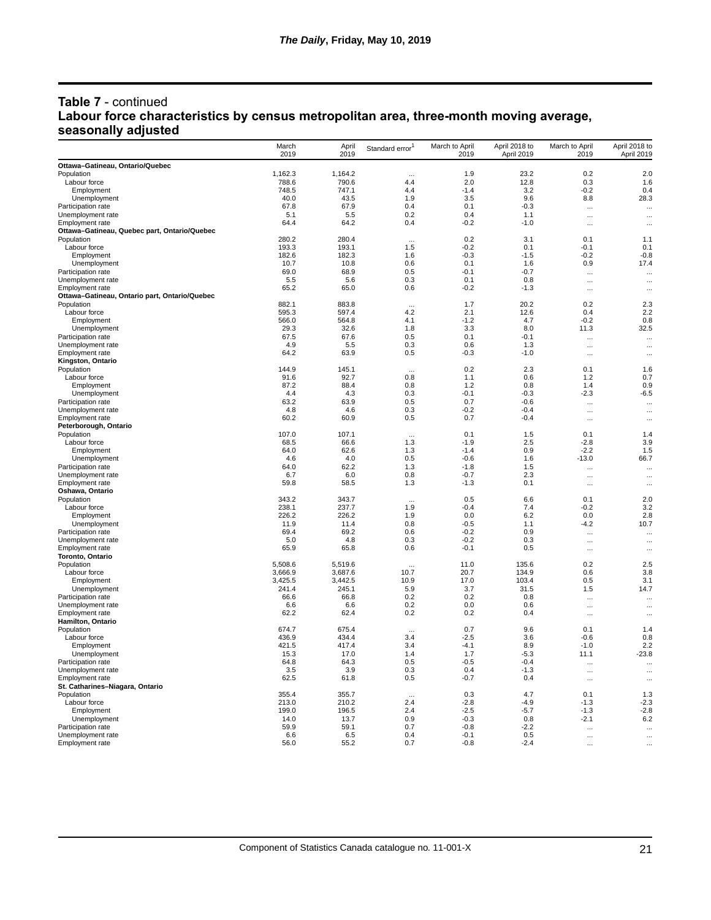## Table 7 - continued
## Labour force characteristics by census metropolitan area, three-month moving average, seasonally adjusted

| | March 2019 | April 2019 | Standard error[1] | March to April 2019 | April 2018 to April 2019 | March to April 2019 | April 2018 to April 2019 |
|---|---|---|---|---|---|---|---|
| **Ottawa–Gatineau, Ontario/Quebec** | | | | | | | |
| Population | 1,162.3 | 1,164.2 | ... | 1.9 | 23.2 | 0.2 | 2.0 |
| Labour force | 788.6 | 790.6 | 4.4 | 2.0 | 12.8 | 0.3 | 1.6 |
| Employment | 748.5 | 747.1 | 4.4 | -1.4 | 3.2 | -0.2 | 0.4 |
| Unemployment | 40.0 | 43.5 | 1.9 | 3.5 | 9.6 | 8.8 | 28.3 |
| Participation rate | 67.8 | 67.9 | 0.4 | 0.1 | -0.3 | ... | ... |
| Unemployment rate | 5.1 | 5.5 | 0.2 | 0.4 | 1.1 | ... | ... |
| Employment rate | 64.4 | 64.2 | 0.4 | -0.2 | -1.0 | ... | ... |
| **Ottawa–Gatineau, Quebec part, Ontario/Quebec** | | | | | | | |
| Population | 280.2 | 280.4 | ... | 0.2 | 3.1 | 0.1 | 1.1 |
| Labour force | 193.3 | 193.1 | 1.5 | -0.2 | 0.1 | -0.1 | 0.1 |
| Employment | 182.6 | 182.3 | 1.6 | -0.3 | -1.5 | -0.2 | -0.8 |
| Unemployment | 10.7 | 10.8 | 0.6 | 0.1 | 1.6 | 0.9 | 17.4 |
| Participation rate | 69.0 | 68.9 | 0.5 | -0.1 | -0.7 | ... | ... |
| Unemployment rate | 5.5 | 5.6 | 0.3 | 0.1 | 0.8 | ... | ... |
| Employment rate | 65.2 | 65.0 | 0.6 | -0.2 | -1.3 | ... | ... |
| **Ottawa–Gatineau, Ontario part, Ontario/Quebec** | | | | | | | |
| Population | 882.1 | 883.8 | ... | 1.7 | 20.2 | 0.2 | 2.3 |
| Labour force | 595.3 | 597.4 | 4.2 | 2.1 | 12.6 | 0.4 | 2.2 |
| Employment | 566.0 | 564.8 | 4.1 | -1.2 | 4.7 | -0.2 | 0.8 |
| Unemployment | 29.3 | 32.6 | 1.8 | 3.3 | 8.0 | 11.3 | 32.5 |
| Participation rate | 67.5 | 67.6 | 0.5 | 0.1 | -0.1 | ... | ... |
| Unemployment rate | 4.9 | 5.5 | 0.3 | 0.6 | 1.3 | ... | ... |
| Employment rate | 64.2 | 63.9 | 0.5 | -0.3 | -1.0 | ... | ... |
| **Kingston, Ontario** | | | | | | | |
| Population | 144.9 | 145.1 | ... | 0.2 | 2.3 | 0.1 | 1.6 |
| Labour force | 91.6 | 92.7 | 0.8 | 1.1 | 0.6 | 1.2 | 0.7 |
| Employment | 87.2 | 88.4 | 0.8 | 1.2 | 0.8 | 1.4 | 0.9 |
| Unemployment | 4.4 | 4.3 | 0.3 | -0.1 | -0.3 | -2.3 | -6.5 |
| Participation rate | 63.2 | 63.9 | 0.5 | 0.7 | -0.6 | ... | ... |
| Unemployment rate | 4.8 | 4.6 | 0.3 | -0.2 | -0.4 | ... | ... |
| Employment rate | 60.2 | 60.9 | 0.5 | 0.7 | -0.4 | ... | ... |
| **Peterborough, Ontario** | | | | | | | |
| Population | 107.0 | 107.1 | ... | 0.1 | 1.5 | 0.1 | 1.4 |
| Labour force | 68.5 | 66.6 | 1.3 | -1.9 | 2.5 | -2.8 | 3.9 |
| Employment | 64.0 | 62.6 | 1.3 | -1.4 | 0.9 | -2.2 | 1.5 |
| Unemployment | 4.6 | 4.0 | 0.5 | -0.6 | 1.6 | -13.0 | 66.7 |
| Participation rate | 64.0 | 62.2 | 1.3 | -1.8 | 1.5 | ... | ... |
| Unemployment rate | 6.7 | 6.0 | 0.8 | -0.7 | 2.3 | ... | ... |
| Employment rate | 59.8 | 58.5 | 1.3 | -1.3 | 0.1 | ... | ... |
| **Oshawa, Ontario** | | | | | | | |
| Population | 343.2 | 343.7 | ... | 0.5 | 6.6 | 0.1 | 2.0 |
| Labour force | 238.1 | 237.7 | 1.9 | -0.4 | 7.4 | -0.2 | 3.2 |
| Employment | 226.2 | 226.2 | 1.9 | 0.0 | 6.2 | 0.0 | 2.8 |
| Unemployment | 11.9 | 11.4 | 0.8 | -0.5 | 1.1 | -4.2 | 10.7 |
| Participation rate | 69.4 | 69.2 | 0.6 | -0.2 | 0.9 | ... | ... |
| Unemployment rate | 5.0 | 4.8 | 0.3 | -0.2 | 0.3 | ... | ... |
| Employment rate | 65.9 | 65.8 | 0.6 | -0.1 | 0.5 | ... | ... |
| **Toronto, Ontario** | | | | | | | |
| Population | 5,508.6 | 5,519.6 | ... | 11.0 | 135.6 | 0.2 | 2.5 |
| Labour force | 3,666.9 | 3,687.6 | 10.7 | 20.7 | 134.9 | 0.6 | 3.8 |
| Employment | 3,425.5 | 3,442.5 | 10.9 | 17.0 | 103.4 | 0.5 | 3.1 |
| Unemployment | 241.4 | 245.1 | 5.9 | 3.7 | 31.5 | 1.5 | 14.7 |
| Participation rate | 66.6 | 66.8 | 0.2 | 0.2 | 0.8 | ... | ... |
| Unemployment rate | 6.6 | 6.6 | 0.2 | 0.0 | 0.6 | ... | ... |
| Employment rate | 62.2 | 62.4 | 0.2 | 0.2 | 0.4 | ... | ... |
| **Hamilton, Ontario** | | | | | | | |
| Population | 674.7 | 675.4 | ... | 0.7 | 9.6 | 0.1 | 1.4 |
| Labour force | 436.9 | 434.4 | 3.4 | -2.5 | 3.6 | -0.6 | 0.8 |
| Employment | 421.5 | 417.4 | 3.4 | -4.1 | 8.9 | -1.0 | 2.2 |
| Unemployment | 15.3 | 17.0 | 1.4 | 1.7 | -5.3 | 11.1 | -23.8 |
| Participation rate | 64.8 | 64.3 | 0.5 | -0.5 | -0.4 | ... | ... |
| Unemployment rate | 3.5 | 3.9 | 0.3 | 0.4 | -1.3 | ... | ... |
| Employment rate | 62.5 | 61.8 | 0.5 | -0.7 | 0.4 | ... | ... |
| **St. Catharines–Niagara, Ontario** | | | | | | | |
| Population | 355.4 | 355.7 | ... | 0.3 | 4.7 | 0.1 | 1.3 |
| Labour force | 213.0 | 210.2 | 2.4 | -2.8 | -4.9 | -1.3 | -2.3 |
| Employment | 199.0 | 196.5 | 2.4 | -2.5 | -5.7 | -1.3 | -2.8 |
| Unemployment | 14.0 | 13.7 | 0.9 | -0.3 | 0.8 | -2.1 | 6.2 |
| Participation rate | 59.9 | 59.1 | 0.7 | -0.8 | -2.2 | ... | ... |
| Unemployment rate | 6.6 | 6.5 | 0.4 | -0.1 | 0.5 | ... | ... |
| Employment rate | 56.0 | 55.2 | 0.7 | -0.8 | -2.4 | ... | ... |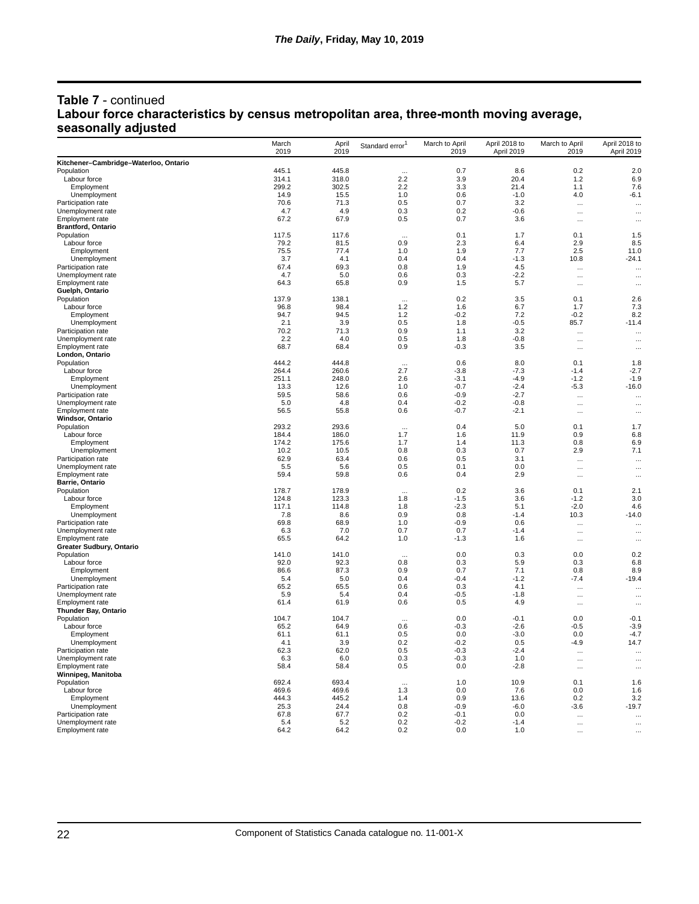## Table 7 - continued

## Labour force characteristics by census metropolitan area, three-month moving average, seasonally adjusted

| | March 2019 | April 2019 | Standard error[1] | March to April 2019 | April 2018 to April 2019 | March to April 2019 | April 2018 to April 2019 |
|---|---|---|---|---|---|---|---|
| **Kitchener–Cambridge–Waterloo, Ontario** | | | | | | | |
| Population | 445.1 | 445.8 | ... | 0.7 | 8.6 | 0.2 | 2.0 |
| Labour force | 314.1 | 318.0 | 2.2 | 3.9 | 20.4 | 1.2 | 6.9 |
| Employment | 299.2 | 302.5 | 2.2 | 3.3 | 21.4 | 1.1 | 7.6 |
| Unemployment | 14.9 | 15.5 | 1.0 | 0.6 | -1.0 | 4.0 | -6.1 |
| Participation rate | 70.6 | 71.3 | 0.5 | 0.7 | 3.2 | ... | ... |
| Unemployment rate | 4.7 | 4.9 | 0.3 | 0.2 | -0.6 | ... | ... |
| Employment rate | 67.2 | 67.9 | 0.5 | 0.7 | 3.6 | ... | ... |
| **Brantford, Ontario** | | | | | | | |
| Population | 117.5 | 117.6 | ... | 0.1 | 1.7 | 0.1 | 1.5 |
| Labour force | 79.2 | 81.5 | 0.9 | 2.3 | 6.4 | 2.9 | 8.5 |
| Employment | 75.5 | 77.4 | 1.0 | 1.9 | 7.7 | 2.5 | 11.0 |
| Unemployment | 3.7 | 4.1 | 0.4 | 0.4 | -1.3 | 10.8 | -24.1 |
| Participation rate | 67.4 | 69.3 | 0.8 | 1.9 | 4.5 | ... | ... |
| Unemployment rate | 4.7 | 5.0 | 0.6 | 0.3 | -2.2 | ... | ... |
| Employment rate | 64.3 | 65.8 | 0.9 | 1.5 | 5.7 | ... | ... |
| **Guelph, Ontario** | | | | | | | |
| Population | 137.9 | 138.1 | ... | 0.2 | 3.5 | 0.1 | 2.6 |
| Labour force | 96.8 | 98.4 | 1.2 | 1.6 | 6.7 | 1.7 | 7.3 |
| Employment | 94.7 | 94.5 | 1.2 | -0.2 | 7.2 | -0.2 | 8.2 |
| Unemployment | 2.1 | 3.9 | 0.5 | 1.8 | -0.5 | 85.7 | -11.4 |
| Participation rate | 70.2 | 71.3 | 0.9 | 1.1 | 3.2 | ... | ... |
| Unemployment rate | 2.2 | 4.0 | 0.5 | 1.8 | -0.8 | ... | ... |
| Employment rate | 68.7 | 68.4 | 0.9 | -0.3 | 3.5 | ... | ... |
| **London, Ontario** | | | | | | | |
| Population | 444.2 | 444.8 | ... | 0.6 | 8.0 | 0.1 | 1.8 |
| Labour force | 264.4 | 260.6 | 2.7 | -3.8 | -7.3 | -1.4 | -2.7 |
| Employment | 251.1 | 248.0 | 2.6 | -3.1 | -4.9 | -1.2 | -1.9 |
| Unemployment | 13.3 | 12.6 | 1.0 | -0.7 | -2.4 | -5.3 | -16.0 |
| Participation rate | 59.5 | 58.6 | 0.6 | -0.9 | -2.7 | ... | ... |
| Unemployment rate | 5.0 | 4.8 | 0.4 | -0.2 | -0.8 | ... | ... |
| Employment rate | 56.5 | 55.8 | 0.6 | -0.7 | -2.1 | ... | ... |
| **Windsor, Ontario** | | | | | | | |
| Population | 293.2 | 293.6 | ... | 0.4 | 5.0 | 0.1 | 1.7 |
| Labour force | 184.4 | 186.0 | 1.7 | 1.6 | 11.9 | 0.9 | 6.8 |
| Employment | 174.2 | 175.6 | 1.7 | 1.4 | 11.3 | 0.8 | 6.9 |
| Unemployment | 10.2 | 10.5 | 0.8 | 0.3 | 0.7 | 2.9 | 7.1 |
| Participation rate | 62.9 | 63.4 | 0.6 | 0.5 | 3.1 | ... | ... |
| Unemployment rate | 5.5 | 5.6 | 0.5 | 0.1 | 0.0 | ... | ... |
| Employment rate | 59.4 | 59.8 | 0.6 | 0.4 | 2.9 | ... | ... |
| **Barrie, Ontario** | | | | | | | |
| Population | 178.7 | 178.9 | ... | 0.2 | 3.6 | 0.1 | 2.1 |
| Labour force | 124.8 | 123.3 | 1.8 | -1.5 | 3.6 | -1.2 | 3.0 |
| Employment | 117.1 | 114.8 | 1.8 | -2.3 | 5.1 | -2.0 | 4.6 |
| Unemployment | 7.8 | 8.6 | 0.9 | 0.8 | -1.4 | 10.3 | -14.0 |
| Participation rate | 69.8 | 68.9 | 1.0 | -0.9 | 0.6 | ... | ... |
| Unemployment rate | 6.3 | 7.0 | 0.7 | 0.7 | -1.4 | ... | ... |
| Employment rate | 65.5 | 64.2 | 1.0 | -1.3 | 1.6 | ... | ... |
| **Greater Sudbury, Ontario** | | | | | | | |
| Population | 141.0 | 141.0 | ... | 0.0 | 0.3 | 0.0 | 0.2 |
| Labour force | 92.0 | 92.3 | 0.8 | 0.3 | 5.9 | 0.3 | 6.8 |
| Employment | 86.6 | 87.3 | 0.9 | 0.7 | 7.1 | 0.8 | 8.9 |
| Unemployment | 5.4 | 5.0 | 0.4 | -0.4 | -1.2 | -7.4 | -19.4 |
| Participation rate | 65.2 | 65.5 | 0.6 | 0.3 | 4.1 | ... | ... |
| Unemployment rate | 5.9 | 5.4 | 0.4 | -0.5 | -1.8 | ... | ... |
| Employment rate | 61.4 | 61.9 | 0.6 | 0.5 | 4.9 | ... | ... |
| **Thunder Bay, Ontario** | | | | | | | |
| Population | 104.7 | 104.7 | ... | 0.0 | -0.1 | 0.0 | -0.1 |
| Labour force | 65.2 | 64.9 | 0.6 | -0.3 | -2.6 | -0.5 | -3.9 |
| Employment | 61.1 | 61.1 | 0.5 | 0.0 | -3.0 | 0.0 | -4.7 |
| Unemployment | 4.1 | 3.9 | 0.2 | -0.2 | 0.5 | -4.9 | 14.7 |
| Participation rate | 62.3 | 62.0 | 0.5 | -0.3 | -2.4 | ... | ... |
| Unemployment rate | 6.3 | 6.0 | 0.3 | -0.3 | 1.0 | ... | ... |
| Employment rate | 58.4 | 58.4 | 0.5 | 0.0 | -2.8 | ... | ... |
| **Winnipeg, Manitoba** | | | | | | | |
| Population | 692.4 | 693.4 | ... | 1.0 | 10.9 | 0.1 | 1.6 |
| Labour force | 469.6 | 469.6 | 1.3 | 0.0 | 7.6 | 0.0 | 1.6 |
| Employment | 444.3 | 445.2 | 1.4 | 0.9 | 13.6 | 0.2 | 3.2 |
| Unemployment | 25.3 | 24.4 | 0.8 | -0.9 | -6.0 | -3.6 | -19.7 |
| Participation rate | 67.8 | 67.7 | 0.2 | -0.1 | 0.0 | ... | ... |
| Unemployment rate | 5.4 | 5.2 | 0.2 | -0.2 | -1.4 | ... | ... |
| Employment rate | 64.2 | 64.2 | 0.2 | 0.0 | 1.0 | ... | ... |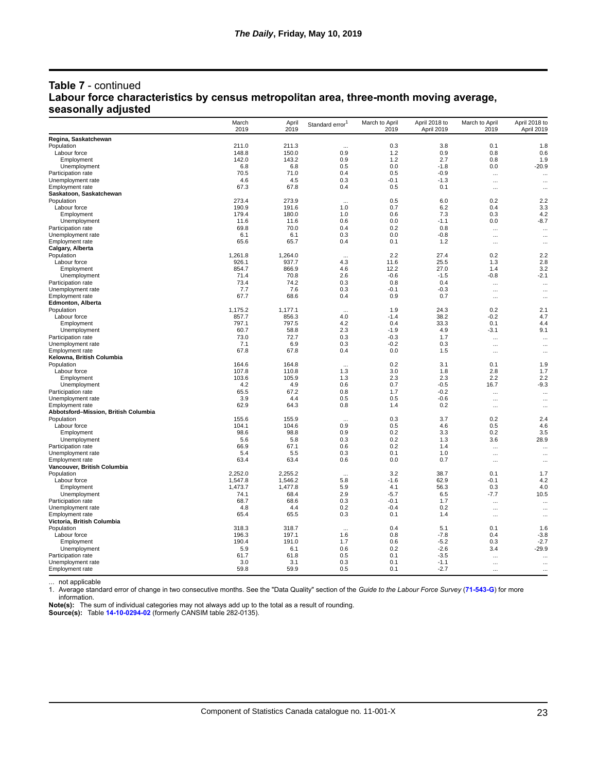## Table 7 - continued

## Labour force characteristics by census metropolitan area, three-month moving average, seasonally adjusted

| | March 2019 | April 2019 | Standard error[1] | March to April 2019 | April 2018 to April 2019 | March to April 2019 | April 2018 to April 2019 |
|---|---|---|---|---|---|---|---|
| **Regina, Saskatchewan** | | | | | | | |
| Population | 211.0 | 211.3 | ... | 0.3 | 3.8 | 0.1 | 1.8 |
| Labour force | 148.8 | 150.0 | 0.9 | 1.2 | 0.9 | 0.8 | 0.6 |
| Employment | 142.0 | 143.2 | 0.9 | 1.2 | 2.7 | 0.8 | 1.9 |
| Unemployment | 6.8 | 6.8 | 0.5 | 0.0 | -1.8 | 0.0 | -20.9 |
| Participation rate | 70.5 | 71.0 | 0.4 | 0.5 | -0.9 | ... | ... |
| Unemployment rate | 4.6 | 4.5 | 0.3 | -0.1 | -1.3 | ... | ... |
| Employment rate | 67.3 | 67.8 | 0.4 | 0.5 | 0.1 | ... | ... |
| **Saskatoon, Saskatchewan** | | | | | | | |
| Population | 273.4 | 273.9 | ... | 0.5 | 6.0 | 0.2 | 2.2 |
| Labour force | 190.9 | 191.6 | 1.0 | 0.7 | 6.2 | 0.4 | 3.3 |
| Employment | 179.4 | 180.0 | 1.0 | 0.6 | 7.3 | 0.3 | 4.2 |
| Unemployment | 11.6 | 11.6 | 0.6 | 0.0 | -1.1 | 0.0 | -8.7 |
| Participation rate | 69.8 | 70.0 | 0.4 | 0.2 | 0.8 | ... | ... |
| Unemployment rate | 6.1 | 6.1 | 0.3 | 0.0 | -0.8 | ... | ... |
| Employment rate | 65.6 | 65.7 | 0.4 | 0.1 | 1.2 | ... | ... |
| **Calgary, Alberta** | | | | | | | |
| Population | 1,261.8 | 1,264.0 | ... | 2.2 | 27.4 | 0.2 | 2.2 |
| Labour force | 926.1 | 937.7 | 4.3 | 11.6 | 25.5 | 1.3 | 2.8 |
| Employment | 854.7 | 866.9 | 4.6 | 12.2 | 27.0 | 1.4 | 3.2 |
| Unemployment | 71.4 | 70.8 | 2.6 | -0.6 | -1.5 | -0.8 | -2.1 |
| Participation rate | 73.4 | 74.2 | 0.3 | 0.8 | 0.4 | ... | ... |
| Unemployment rate | 7.7 | 7.6 | 0.3 | -0.1 | -0.3 | ... | ... |
| Employment rate | 67.7 | 68.6 | 0.4 | 0.9 | 0.7 | ... | ... |
| **Edmonton, Alberta** | | | | | | | |
| Population | 1,175.2 | 1,177.1 | ... | 1.9 | 24.3 | 0.2 | 2.1 |
| Labour force | 857.7 | 856.3 | 4.0 | -1.4 | 38.2 | -0.2 | 4.7 |
| Employment | 797.1 | 797.5 | 4.2 | 0.4 | 33.3 | 0.1 | 4.4 |
| Unemployment | 60.7 | 58.8 | 2.3 | -1.9 | 4.9 | -3.1 | 9.1 |
| Participation rate | 73.0 | 72.7 | 0.3 | -0.3 | 1.7 | ... | ... |
| Unemployment rate | 7.1 | 6.9 | 0.3 | -0.2 | 0.3 | ... | ... |
| Employment rate | 67.8 | 67.8 | 0.4 | 0.0 | 1.5 | ... | ... |
| **Kelowna, British Columbia** | | | | | | | |
| Population | 164.6 | 164.8 | ... | 0.2 | 3.1 | 0.1 | 1.9 |
| Labour force | 107.8 | 110.8 | 1.3 | 3.0 | 1.8 | 2.8 | 1.7 |
| Employment | 103.6 | 105.9 | 1.3 | 2.3 | 2.3 | 2.2 | 2.2 |
| Unemployment | 4.2 | 4.9 | 0.6 | 0.7 | -0.5 | 16.7 | -9.3 |
| Participation rate | 65.5 | 67.2 | 0.8 | 1.7 | -0.2 | ... | ... |
| Unemployment rate | 3.9 | 4.4 | 0.5 | 0.5 | -0.6 | ... | ... |
| Employment rate | 62.9 | 64.3 | 0.8 | 1.4 | 0.2 | ... | ... |
| **Abbotsford–Mission, British Columbia** | | | | | | | |
| Population | 155.6 | 155.9 | ... | 0.3 | 3.7 | 0.2 | 2.4 |
| Labour force | 104.1 | 104.6 | 0.9 | 0.5 | 4.6 | 0.5 | 4.6 |
| Employment | 98.6 | 98.8 | 0.9 | 0.2 | 3.3 | 0.2 | 3.5 |
| Unemployment | 5.6 | 5.8 | 0.3 | 0.2 | 1.3 | 3.6 | 28.9 |
| Participation rate | 66.9 | 67.1 | 0.6 | 0.2 | 1.4 | ... | ... |
| Unemployment rate | 5.4 | 5.5 | 0.3 | 0.1 | 1.0 | ... | ... |
| Employment rate | 63.4 | 63.4 | 0.6 | 0.0 | 0.7 | ... | ... |
| **Vancouver, British Columbia** | | | | | | | |
| Population | 2,252.0 | 2,255.2 | ... | 3.2 | 38.7 | 0.1 | 1.7 |
| Labour force | 1,547.8 | 1,546.2 | 5.8 | -1.6 | 62.9 | -0.1 | 4.2 |
| Employment | 1,473.7 | 1,477.8 | 5.9 | 4.1 | 56.3 | 0.3 | 4.0 |
| Unemployment | 74.1 | 68.4 | 2.9 | -5.7 | 6.5 | -7.7 | 10.5 |
| Participation rate | 68.7 | 68.6 | 0.3 | -0.1 | 1.7 | ... | ... |
| Unemployment rate | 4.8 | 4.4 | 0.2 | -0.4 | 0.2 | ... | ... |
| Employment rate | 65.4 | 65.5 | 0.3 | 0.1 | 1.4 | ... | ... |
| **Victoria, British Columbia** | | | | | | | |
| Population | 318.3 | 318.7 | ... | 0.4 | 5.1 | 0.1 | 1.6 |
| Labour force | 196.3 | 197.1 | 1.6 | 0.8 | -7.8 | 0.4 | -3.8 |
| Employment | 190.4 | 191.0 | 1.7 | 0.6 | -5.2 | 0.3 | -2.7 |
| Unemployment | 5.9 | 6.1 | 0.6 | 0.2 | -2.6 | 3.4 | -29.9 |
| Participation rate | 61.7 | 61.8 | 0.5 | 0.1 | -3.5 | ... | ... |
| Unemployment rate | 3.0 | 3.1 | 0.3 | 0.1 | -1.1 | ... | ... |
| Employment rate | 59.8 | 59.9 | 0.5 | 0.1 | -2.7 | ... | ... |

... not applicable

1. Average standard error of change in two consecutive months. See the "Data Quality" section of the *Guide to the Labour Force Survey* (**71-543-G**) for more information.

**Note(s):** The sum of individual categories may not always add up to the total as a result of rounding.

**Source(s):** Table **14-10-0294-02** (formerly CANSIM table 282-0135).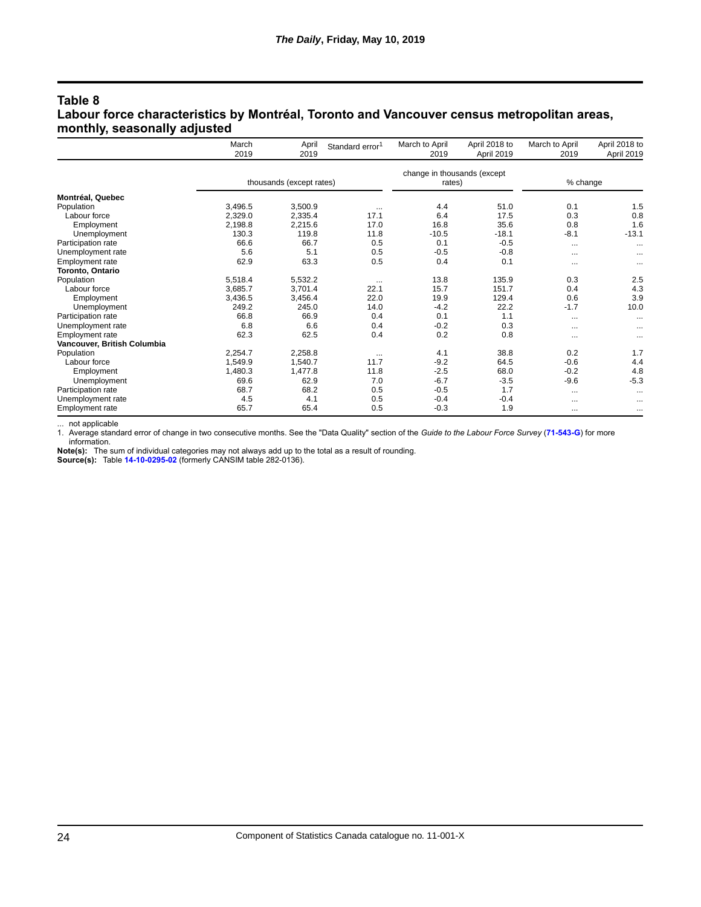## Table 8
## Labour force characteristics by Montréal, Toronto and Vancouver census metropolitan areas, monthly, seasonally adjusted

| | March 2019 | April 2019 | Standard error[1] | March to April 2019 | April 2018 to April 2019 | March to April 2019 | April 2018 to April 2019 |
|---|---|---|---|---|---|---|---|
| | thousands (except rates) | | | change in thousands (except rates) | | % change | |
| **Montréal, Quebec** | | | | | | | |
| Population | 3,496.5 | 3,500.9 | ... | 4.4 | 51.0 | 0.1 | 1.5 |
| Labour force | 2,329.0 | 2,335.4 | 17.1 | 6.4 | 17.5 | 0.3 | 0.8 |
| Employment | 2,198.8 | 2,215.6 | 17.0 | 16.8 | 35.6 | 0.8 | 1.6 |
| Unemployment | 130.3 | 119.8 | 11.8 | -10.5 | -18.1 | -8.1 | -13.1 |
| Participation rate | 66.6 | 66.7 | 0.5 | 0.1 | -0.5 | ... | ... |
| Unemployment rate | 5.6 | 5.1 | 0.5 | -0.5 | -0.8 | ... | ... |
| Employment rate | 62.9 | 63.3 | 0.5 | 0.4 | 0.1 | ... | ... |
| **Toronto, Ontario** | | | | | | | |
| Population | 5,518.4 | 5,532.2 | ... | 13.8 | 135.9 | 0.3 | 2.5 |
| Labour force | 3,685.7 | 3,701.4 | 22.1 | 15.7 | 151.7 | 0.4 | 4.3 |
| Employment | 3,436.5 | 3,456.4 | 22.0 | 19.9 | 129.4 | 0.6 | 3.9 |
| Unemployment | 249.2 | 245.0 | 14.0 | -4.2 | 22.2 | -1.7 | 10.0 |
| Participation rate | 66.8 | 66.9 | 0.4 | 0.1 | 1.1 | ... | ... |
| Unemployment rate | 6.8 | 6.6 | 0.4 | -0.2 | 0.3 | ... | ... |
| Employment rate | 62.3 | 62.5 | 0.4 | 0.2 | 0.8 | ... | ... |
| **Vancouver, British Columbia** | | | | | | | |
| Population | 2,254.7 | 2,258.8 | ... | 4.1 | 38.8 | 0.2 | 1.7 |
| Labour force | 1,549.9 | 1,540.7 | 11.7 | -9.2 | 64.5 | -0.6 | 4.4 |
| Employment | 1,480.3 | 1,477.8 | 11.8 | -2.5 | 68.0 | -0.2 | 4.8 |
| Unemployment | 69.6 | 62.9 | 7.0 | -6.7 | -3.5 | -9.6 | -5.3 |
| Participation rate | 68.7 | 68.2 | 0.5 | -0.5 | 1.7 | ... | ... |
| Unemployment rate | 4.5 | 4.1 | 0.5 | -0.4 | -0.4 | ... | ... |
| Employment rate | 65.7 | 65.4 | 0.5 | -0.3 | 1.9 | ... | ... |

... not applicable

1. Average standard error of change in two consecutive months. See the "Data Quality" section of the *Guide to the Labour Force Survey* (**71-543-G**) for more information.

**Note(s):** The sum of individual categories may not always add up to the total as a result of rounding.

**Source(s):** Table **14-10-0295-02** (formerly CANSIM table 282-0136).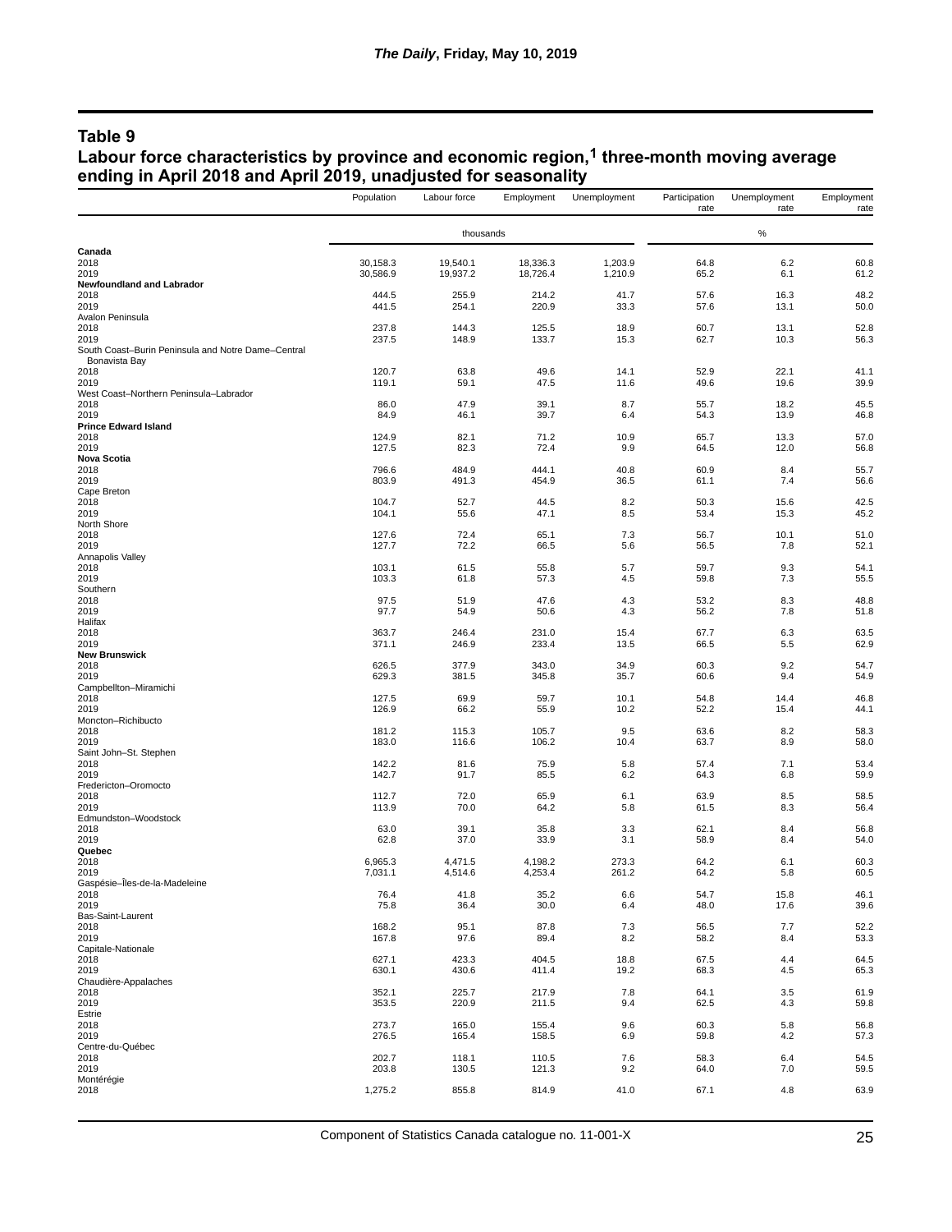## Table 9
## Labour force characteristics by province and economic region,[1] three-month moving average ending in April 2018 and April 2019, unadjusted for seasonality

| | Population | Labour force | Employment | Unemployment | Participation rate | Unemployment rate | Employment rate |
|---|---|---|---|---|---|---|---|
| | thousands | | | | % | | |
| **Canada** | | | | | | | |
| 2018 | 30,158.3 | 19,540.1 | 18,336.3 | 1,203.9 | 64.8 | 6.2 | 60.8 |
| 2019 | 30,586.9 | 19,937.2 | 18,726.4 | 1,210.9 | 65.2 | 6.1 | 61.2 |
| **Newfoundland and Labrador** | | | | | | | |
| 2018 | 444.5 | 255.9 | 214.2 | 41.7 | 57.6 | 16.3 | 48.2 |
| 2019 | 441.5 | 254.1 | 220.9 | 33.3 | 57.6 | 13.1 | 50.0 |
| Avalon Peninsula | | | | | | | |
| 2018 | 237.8 | 144.3 | 125.5 | 18.9 | 60.7 | 13.1 | 52.8 |
| 2019 | 237.5 | 148.9 | 133.7 | 15.3 | 62.7 | 10.3 | 56.3 |
| South Coast–Burin Peninsula and Notre Dame–Central Bonavista Bay | | | | | | | |
| 2018 | 120.7 | 63.8 | 49.6 | 14.1 | 52.9 | 22.1 | 41.1 |
| 2019 | 119.1 | 59.1 | 47.5 | 11.6 | 49.6 | 19.6 | 39.9 |
| West Coast–Northern Peninsula–Labrador | | | | | | | |
| 2018 | 86.0 | 47.9 | 39.1 | 8.7 | 55.7 | 18.2 | 45.5 |
| 2019 | 84.9 | 46.1 | 39.7 | 6.4 | 54.3 | 13.9 | 46.8 |
| **Prince Edward Island** | | | | | | | |
| 2018 | 124.9 | 82.1 | 71.2 | 10.9 | 65.7 | 13.3 | 57.0 |
| 2019 | 127.5 | 82.3 | 72.4 | 9.9 | 64.5 | 12.0 | 56.8 |
| **Nova Scotia** | | | | | | | |
| 2018 | 796.6 | 484.9 | 444.1 | 40.8 | 60.9 | 8.4 | 55.7 |
| 2019 | 803.9 | 491.3 | 454.9 | 36.5 | 61.1 | 7.4 | 56.6 |
| Cape Breton | | | | | | | |
| 2018 | 104.7 | 52.7 | 44.5 | 8.2 | 50.3 | 15.6 | 42.5 |
| 2019 | 104.1 | 55.6 | 47.1 | 8.5 | 53.4 | 15.3 | 45.2 |
| North Shore | | | | | | | |
| 2018 | 127.6 | 72.4 | 65.1 | 7.3 | 56.7 | 10.1 | 51.0 |
| 2019 | 127.7 | 72.2 | 66.5 | 5.6 | 56.5 | 7.8 | 52.1 |
| Annapolis Valley | | | | | | | |
| 2018 | 103.1 | 61.5 | 55.8 | 5.7 | 59.7 | 9.3 | 54.1 |
| 2019 | 103.3 | 61.8 | 57.3 | 4.5 | 59.8 | 7.3 | 55.5 |
| Southern | | | | | | | |
| 2018 | 97.5 | 51.9 | 47.6 | 4.3 | 53.2 | 8.3 | 48.8 |
| 2019 | 97.7 | 54.9 | 50.6 | 4.3 | 56.2 | 7.8 | 51.8 |
| Halifax | | | | | | | |
| 2018 | 363.7 | 246.4 | 231.0 | 15.4 | 67.7 | 6.3 | 63.5 |
| 2019 | 371.1 | 246.9 | 233.4 | 13.5 | 66.5 | 5.5 | 62.9 |
| **New Brunswick** | | | | | | | |
| 2018 | 626.5 | 377.9 | 343.0 | 34.9 | 60.3 | 9.2 | 54.7 |
| 2019 | 629.3 | 381.5 | 345.8 | 35.7 | 60.6 | 9.4 | 54.9 |
| Campbellton–Miramichi | | | | | | | |
| 2018 | 127.5 | 69.9 | 59.7 | 10.1 | 54.8 | 14.4 | 46.8 |
| 2019 | 126.9 | 66.2 | 55.9 | 10.2 | 52.2 | 15.4 | 44.1 |
| Moncton–Richibucto | | | | | | | |
| 2018 | 181.2 | 115.3 | 105.7 | 9.5 | 63.6 | 8.2 | 58.3 |
| 2019 | 183.0 | 116.6 | 106.2 | 10.4 | 63.7 | 8.9 | 58.0 |
| Saint John–St. Stephen | | | | | | | |
| 2018 | 142.2 | 81.6 | 75.9 | 5.8 | 57.4 | 7.1 | 53.4 |
| 2019 | 142.7 | 91.7 | 85.5 | 6.2 | 64.3 | 6.8 | 59.9 |
| Fredericton–Oromocto | | | | | | | |
| 2018 | 112.7 | 72.0 | 65.9 | 6.1 | 63.9 | 8.5 | 58.5 |
| 2019 | 113.9 | 70.0 | 64.2 | 5.8 | 61.5 | 8.3 | 56.4 |
| Edmundston–Woodstock | | | | | | | |
| 2018 | 63.0 | 39.1 | 35.8 | 3.3 | 62.1 | 8.4 | 56.8 |
| 2019 | 62.8 | 37.0 | 33.9 | 3.1 | 58.9 | 8.4 | 54.0 |
| **Quebec** | | | | | | | |
| 2018 | 6,965.3 | 4,471.5 | 4,198.2 | 273.3 | 64.2 | 6.1 | 60.3 |
| 2019 | 7,031.1 | 4,514.6 | 4,253.4 | 261.2 | 64.2 | 5.8 | 60.5 |
| Gaspésie–Îles-de-la-Madeleine | | | | | | | |
| 2018 | 76.4 | 41.8 | 35.2 | 6.6 | 54.7 | 15.8 | 46.1 |
| 2019 | 75.8 | 36.4 | 30.0 | 6.4 | 48.0 | 17.6 | 39.6 |
| Bas-Saint-Laurent | | | | | | | |
| 2018 | 168.2 | 95.1 | 87.8 | 7.3 | 56.5 | 7.7 | 52.2 |
| 2019 | 167.8 | 97.6 | 89.4 | 8.2 | 58.2 | 8.4 | 53.3 |
| Capitale-Nationale | | | | | | | |
| 2018 | 627.1 | 423.3 | 404.5 | 18.8 | 67.5 | 4.4 | 64.5 |
| 2019 | 630.1 | 430.6 | 411.4 | 19.2 | 68.3 | 4.5 | 65.3 |
| Chaudière-Appalaches | | | | | | | |
| 2018 | 352.1 | 225.7 | 217.9 | 7.8 | 64.1 | 3.5 | 61.9 |
| 2019 | 353.5 | 220.9 | 211.5 | 9.4 | 62.5 | 4.3 | 59.8 |
| Estrie | | | | | | | |
| 2018 | 273.7 | 165.0 | 155.4 | 9.6 | 60.3 | 5.8 | 56.8 |
| 2019 | 276.5 | 165.4 | 158.5 | 6.9 | 59.8 | 4.2 | 57.3 |
| Centre-du-Québec | | | | | | | |
| 2018 | 202.7 | 118.1 | 110.5 | 7.6 | 58.3 | 6.4 | 54.5 |
| 2019 | 203.8 | 130.5 | 121.3 | 9.2 | 64.0 | 7.0 | 59.5 |
| Montérégie | | | | | | | |
| 2018 | 1,275.2 | 855.8 | 814.9 | 41.0 | 67.1 | 4.8 | 63.9 |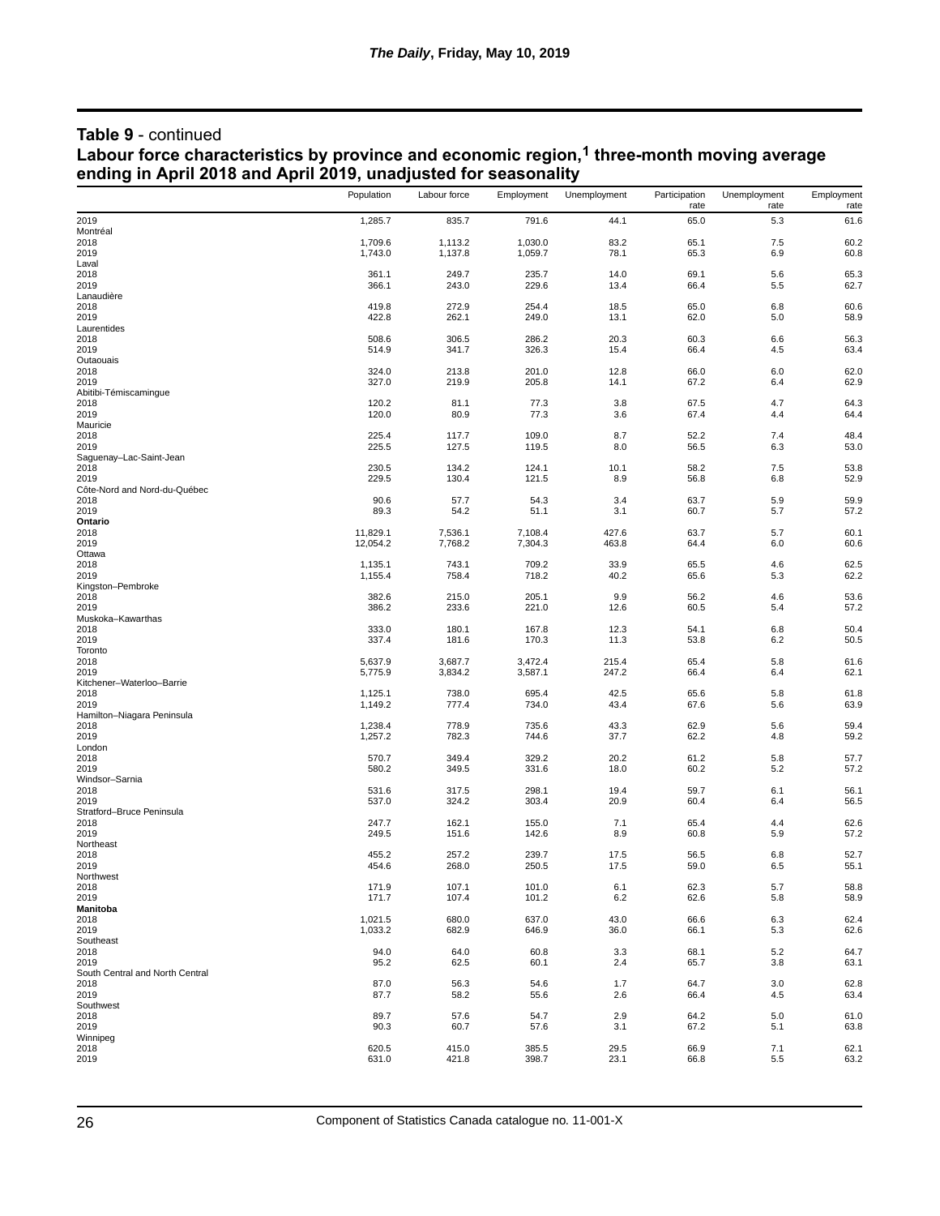## Table 9 - continued

## Labour force characteristics by province and economic region,[1] three-month moving average ending in April 2018 and April 2019, unadjusted for seasonality

| | Population | Labour force | Employment | Unemployment | Participation rate | Unemployment rate | Employment rate |
|---|---|---|---|---|---|---|---|
| 2019 | 1,285.7 | 835.7 | 791.6 | 44.1 | 65.0 | 5.3 | 61.6 |
| Montréal | | | | | | | |
| 2018 | 1,709.6 | 1,113.2 | 1,030.0 | 83.2 | 65.1 | 7.5 | 60.2 |
| 2019 | 1,743.0 | 1,137.8 | 1,059.7 | 78.1 | 65.3 | 6.9 | 60.8 |
| Laval | | | | | | | |
| 2018 | 361.1 | 249.7 | 235.7 | 14.0 | 69.1 | 5.6 | 65.3 |
| 2019 | 366.1 | 243.0 | 229.6 | 13.4 | 66.4 | 5.5 | 62.7 |
| Lanaudière | | | | | | | |
| 2018 | 419.8 | 272.9 | 254.4 | 18.5 | 65.0 | 6.8 | 60.6 |
| 2019 | 422.8 | 262.1 | 249.0 | 13.1 | 62.0 | 5.0 | 58.9 |
| Laurentides | | | | | | | |
| 2018 | 508.6 | 306.5 | 286.2 | 20.3 | 60.3 | 6.6 | 56.3 |
| 2019 | 514.9 | 341.7 | 326.3 | 15.4 | 66.4 | 4.5 | 63.4 |
| Outaouais | | | | | | | |
| 2018 | 324.0 | 213.8 | 201.0 | 12.8 | 66.0 | 6.0 | 62.0 |
| 2019 | 327.0 | 219.9 | 205.8 | 14.1 | 67.2 | 6.4 | 62.9 |
| Abitibi-Témiscamingue | | | | | | | |
| 2018 | 120.2 | 81.1 | 77.3 | 3.8 | 67.5 | 4.7 | 64.3 |
| 2019 | 120.0 | 80.9 | 77.3 | 3.6 | 67.4 | 4.4 | 64.4 |
| Mauricie | | | | | | | |
| 2018 | 225.4 | 117.7 | 109.0 | 8.7 | 52.2 | 7.4 | 48.4 |
| 2019 | 225.5 | 127.5 | 119.5 | 8.0 | 56.5 | 6.3 | 53.0 |
| Saguenay–Lac-Saint-Jean | | | | | | | |
| 2018 | 230.5 | 134.2 | 124.1 | 10.1 | 58.2 | 7.5 | 53.8 |
| 2019 | 229.5 | 130.4 | 121.5 | 8.9 | 56.8 | 6.8 | 52.9 |
| Côte-Nord and Nord-du-Québec | | | | | | | |
| 2018 | 90.6 | 57.7 | 54.3 | 3.4 | 63.7 | 5.9 | 59.9 |
| 2019 | 89.3 | 54.2 | 51.1 | 3.1 | 60.7 | 5.7 | 57.2 |
| **Ontario** | | | | | | | |
| 2018 | 11,829.1 | 7,536.1 | 7,108.4 | 427.6 | 63.7 | 5.7 | 60.1 |
| 2019 | 12,054.2 | 7,768.2 | 7,304.3 | 463.8 | 64.4 | 6.0 | 60.6 |
| Ottawa | | | | | | | |
| 2018 | 1,135.1 | 743.1 | 709.2 | 33.9 | 65.5 | 4.6 | 62.5 |
| 2019 | 1,155.4 | 758.4 | 718.2 | 40.2 | 65.6 | 5.3 | 62.2 |
| Kingston–Pembroke | | | | | | | |
| 2018 | 382.6 | 215.0 | 205.1 | 9.9 | 56.2 | 4.6 | 53.6 |
| 2019 | 386.2 | 233.6 | 221.0 | 12.6 | 60.5 | 5.4 | 57.2 |
| Muskoka–Kawarthas | | | | | | | |
| 2018 | 333.0 | 180.1 | 167.8 | 12.3 | 54.1 | 6.8 | 50.4 |
| 2019 | 337.4 | 181.6 | 170.3 | 11.3 | 53.8 | 6.2 | 50.5 |
| Toronto | | | | | | | |
| 2018 | 5,637.9 | 3,687.7 | 3,472.4 | 215.4 | 65.4 | 5.8 | 61.6 |
| 2019 | 5,775.9 | 3,834.2 | 3,587.1 | 247.2 | 66.4 | 6.4 | 62.1 |
| Kitchener–Waterloo–Barrie | | | | | | | |
| 2018 | 1,125.1 | 738.0 | 695.4 | 42.5 | 65.6 | 5.8 | 61.8 |
| 2019 | 1,149.2 | 777.4 | 734.0 | 43.4 | 67.6 | 5.6 | 63.9 |
| Hamilton–Niagara Peninsula | | | | | | | |
| 2018 | 1,238.4 | 778.9 | 735.6 | 43.3 | 62.9 | 5.6 | 59.4 |
| 2019 | 1,257.2 | 782.3 | 744.6 | 37.7 | 62.2 | 4.8 | 59.2 |
| London | | | | | | | |
| 2018 | 570.7 | 349.4 | 329.2 | 20.2 | 61.2 | 5.8 | 57.7 |
| 2019 | 580.2 | 349.5 | 331.6 | 18.0 | 60.2 | 5.2 | 57.2 |
| Windsor–Sarnia | | | | | | | |
| 2018 | 531.6 | 317.5 | 298.1 | 19.4 | 59.7 | 6.1 | 56.1 |
| 2019 | 537.0 | 324.2 | 303.4 | 20.9 | 60.4 | 6.4 | 56.5 |
| Stratford–Bruce Peninsula | | | | | | | |
| 2018 | 247.7 | 162.1 | 155.0 | 7.1 | 65.4 | 4.4 | 62.6 |
| 2019 | 249.5 | 151.6 | 142.6 | 8.9 | 60.8 | 5.9 | 57.2 |
| Northeast | | | | | | | |
| 2018 | 455.2 | 257.2 | 239.7 | 17.5 | 56.5 | 6.8 | 52.7 |
| 2019 | 454.6 | 268.0 | 250.5 | 17.5 | 59.0 | 6.5 | 55.1 |
| Northwest | | | | | | | |
| 2018 | 171.9 | 107.1 | 101.0 | 6.1 | 62.3 | 5.7 | 58.8 |
| 2019 | 171.7 | 107.4 | 101.2 | 6.2 | 62.6 | 5.8 | 58.9 |
| **Manitoba** | | | | | | | |
| 2018 | 1,021.5 | 680.0 | 637.0 | 43.0 | 66.6 | 6.3 | 62.4 |
| 2019 | 1,033.2 | 682.9 | 646.9 | 36.0 | 66.1 | 5.3 | 62.6 |
| Southeast | | | | | | | |
| 2018 | 94.0 | 64.0 | 60.8 | 3.3 | 68.1 | 5.2 | 64.7 |
| 2019 | 95.2 | 62.5 | 60.1 | 2.4 | 65.7 | 3.8 | 63.1 |
| South Central and North Central | | | | | | | |
| 2018 | 87.0 | 56.3 | 54.6 | 1.7 | 64.7 | 3.0 | 62.8 |
| 2019 | 87.7 | 58.2 | 55.6 | 2.6 | 66.4 | 4.5 | 63.4 |
| Southwest | | | | | | | |
| 2018 | 89.7 | 57.6 | 54.7 | 2.9 | 64.2 | 5.0 | 61.0 |
| 2019 | 90.3 | 60.7 | 57.6 | 3.1 | 67.2 | 5.1 | 63.8 |
| Winnipeg | | | | | | | |
| 2018 | 620.5 | 415.0 | 385.5 | 29.5 | 66.9 | 7.1 | 62.1 |
| 2019 | 631.0 | 421.8 | 398.7 | 23.1 | 66.8 | 5.5 | 63.2 |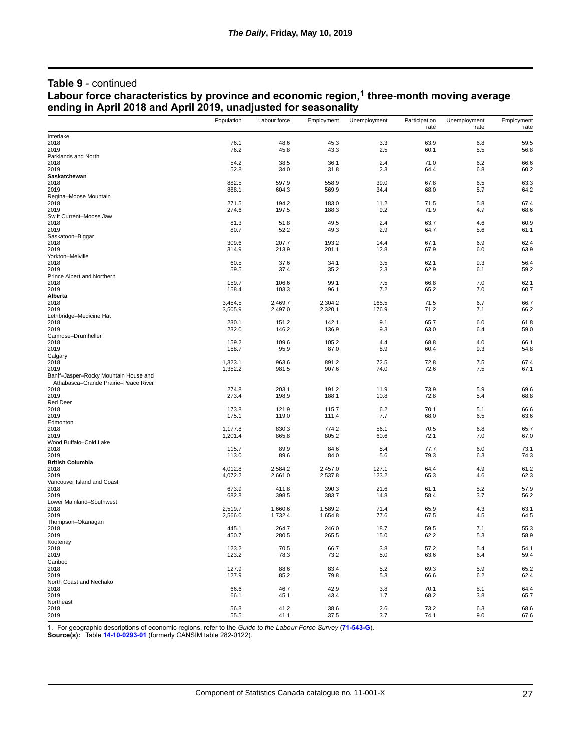## Table 9 - continued

### Labour force characteristics by province and economic region,[1] three-month moving average ending in April 2018 and April 2019, unadjusted for seasonality

| | Population | Labour force | Employment | Unemployment | Participation rate | Unemployment rate | Employment rate |
|---|---|---|---|---|---|---|---|
| Interlake | | | | | | | |
| 2018 | 76.1 | 48.6 | 45.3 | 3.3 | 63.9 | 6.8 | 59.5 |
| 2019 | 76.2 | 45.8 | 43.3 | 2.5 | 60.1 | 5.5 | 56.8 |
| Parklands and North | | | | | | | |
| 2018 | 54.2 | 38.5 | 36.1 | 2.4 | 71.0 | 6.2 | 66.6 |
| 2019 | 52.8 | 34.0 | 31.8 | 2.3 | 64.4 | 6.8 | 60.2 |
| **Saskatchewan** | | | | | | | |
| 2018 | 882.5 | 597.9 | 558.9 | 39.0 | 67.8 | 6.5 | 63.3 |
| 2019 | 888.1 | 604.3 | 569.9 | 34.4 | 68.0 | 5.7 | 64.2 |
| Regina–Moose Mountain | | | | | | | |
| 2018 | 271.5 | 194.2 | 183.0 | 11.2 | 71.5 | 5.8 | 67.4 |
| 2019 | 274.6 | 197.5 | 188.3 | 9.2 | 71.9 | 4.7 | 68.6 |
| Swift Current–Moose Jaw | | | | | | | |
| 2018 | 81.3 | 51.8 | 49.5 | 2.4 | 63.7 | 4.6 | 60.9 |
| 2019 | 80.7 | 52.2 | 49.3 | 2.9 | 64.7 | 5.6 | 61.1 |
| Saskatoon–Biggar | | | | | | | |
| 2018 | 309.6 | 207.7 | 193.2 | 14.4 | 67.1 | 6.9 | 62.4 |
| 2019 | 314.9 | 213.9 | 201.1 | 12.8 | 67.9 | 6.0 | 63.9 |
| Yorkton–Melville | | | | | | | |
| 2018 | 60.5 | 37.6 | 34.1 | 3.5 | 62.1 | 9.3 | 56.4 |
| 2019 | 59.5 | 37.4 | 35.2 | 2.3 | 62.9 | 6.1 | 59.2 |
| Prince Albert and Northern | | | | | | | |
| 2018 | 159.7 | 106.6 | 99.1 | 7.5 | 66.8 | 7.0 | 62.1 |
| 2019 | 158.4 | 103.3 | 96.1 | 7.2 | 65.2 | 7.0 | 60.7 |
| **Alberta** | | | | | | | |
| 2018 | 3,454.5 | 2,469.7 | 2,304.2 | 165.5 | 71.5 | 6.7 | 66.7 |
| 2019 | 3,505.9 | 2,497.0 | 2,320.1 | 176.9 | 71.2 | 7.1 | 66.2 |
| Lethbridge–Medicine Hat | | | | | | | |
| 2018 | 230.1 | 151.2 | 142.1 | 9.1 | 65.7 | 6.0 | 61.8 |
| 2019 | 232.0 | 146.2 | 136.9 | 9.3 | 63.0 | 6.4 | 59.0 |
| Camrose–Drumheller | | | | | | | |
| 2018 | 159.2 | 109.6 | 105.2 | 4.4 | 68.8 | 4.0 | 66.1 |
| 2019 | 158.7 | 95.9 | 87.0 | 8.9 | 60.4 | 9.3 | 54.8 |
| Calgary | | | | | | | |
| 2018 | 1,323.1 | 963.6 | 891.2 | 72.5 | 72.8 | 7.5 | 67.4 |
| 2019 | 1,352.2 | 981.5 | 907.6 | 74.0 | 72.6 | 7.5 | 67.1 |
| Banff–Jasper–Rocky Mountain House and Athabasca–Grande Prairie–Peace River | | | | | | | |
| 2018 | 274.8 | 203.1 | 191.2 | 11.9 | 73.9 | 5.9 | 69.6 |
| 2019 | 273.4 | 198.9 | 188.1 | 10.8 | 72.8 | 5.4 | 68.8 |
| Red Deer | | | | | | | |
| 2018 | 173.8 | 121.9 | 115.7 | 6.2 | 70.1 | 5.1 | 66.6 |
| 2019 | 175.1 | 119.0 | 111.4 | 7.7 | 68.0 | 6.5 | 63.6 |
| Edmonton | | | | | | | |
| 2018 | 1,177.8 | 830.3 | 774.2 | 56.1 | 70.5 | 6.8 | 65.7 |
| 2019 | 1,201.4 | 865.8 | 805.2 | 60.6 | 72.1 | 7.0 | 67.0 |
| Wood Buffalo–Cold Lake | | | | | | | |
| 2018 | 115.7 | 89.9 | 84.6 | 5.4 | 77.7 | 6.0 | 73.1 |
| 2019 | 113.0 | 89.6 | 84.0 | 5.6 | 79.3 | 6.3 | 74.3 |
| **British Columbia** | | | | | | | |
| 2018 | 4,012.8 | 2,584.2 | 2,457.0 | 127.1 | 64.4 | 4.9 | 61.2 |
| 2019 | 4,072.2 | 2,661.0 | 2,537.8 | 123.2 | 65.3 | 4.6 | 62.3 |
| Vancouver Island and Coast | | | | | | | |
| 2018 | 673.9 | 411.8 | 390.3 | 21.6 | 61.1 | 5.2 | 57.9 |
| 2019 | 682.8 | 398.5 | 383.7 | 14.8 | 58.4 | 3.7 | 56.2 |
| Lower Mainland–Southwest | | | | | | | |
| 2018 | 2,519.7 | 1,660.6 | 1,589.2 | 71.4 | 65.9 | 4.3 | 63.1 |
| 2019 | 2,566.0 | 1,732.4 | 1,654.8 | 77.6 | 67.5 | 4.5 | 64.5 |
| Thompson–Okanagan | | | | | | | |
| 2018 | 445.1 | 264.7 | 246.0 | 18.7 | 59.5 | 7.1 | 55.3 |
| 2019 | 450.7 | 280.5 | 265.5 | 15.0 | 62.2 | 5.3 | 58.9 |
| Kootenay | | | | | | | |
| 2018 | 123.2 | 70.5 | 66.7 | 3.8 | 57.2 | 5.4 | 54.1 |
| 2019 | 123.2 | 78.3 | 73.2 | 5.0 | 63.6 | 6.4 | 59.4 |
| Cariboo | | | | | | | |
| 2018 | 127.9 | 88.6 | 83.4 | 5.2 | 69.3 | 5.9 | 65.2 |
| 2019 | 127.9 | 85.2 | 79.8 | 5.3 | 66.6 | 6.2 | 62.4 |
| North Coast and Nechako | | | | | | | |
| 2018 | 66.6 | 46.7 | 42.9 | 3.8 | 70.1 | 8.1 | 64.4 |
| 2019 | 66.1 | 45.1 | 43.4 | 1.7 | 68.2 | 3.8 | 65.7 |
| Northeast | | | | | | | |
| 2018 | 56.3 | 41.2 | 38.6 | 2.6 | 73.2 | 6.3 | 68.6 |
| 2019 | 55.5 | 41.1 | 37.5 | 3.7 | 74.1 | 9.0 | 67.6 |

1. For geographic descriptions of economic regions, refer to the *Guide to the Labour Force Survey* (**71-543-G**).

**Source(s):** Table **14-10-0293-01** (formerly CANSIM table 282-0122).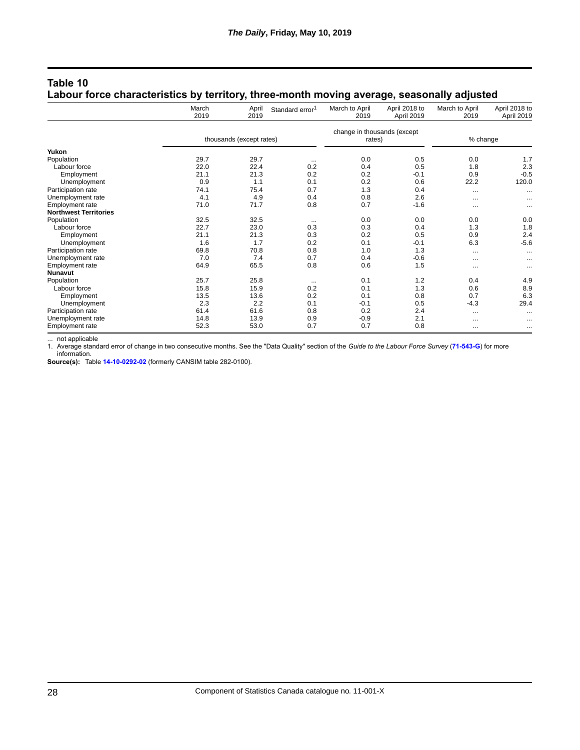## Table 10
## Labour force characteristics by territory, three-month moving average, seasonally adjusted

| | March 2019 | April 2019 | Standard error[1] | March to April 2019 | April 2018 to April 2019 | March to April 2019 | April 2018 to April 2019 |
|---|---|---|---|---|---|---|---|
| | thousands (except rates) | | | change in thousands (except rates) | | % change | |
| **Yukon** | | | | | | | |
| Population | 29.7 | 29.7 | ... | 0.0 | 0.5 | 0.0 | 1.7 |
| Labour force | 22.0 | 22.4 | 0.2 | 0.4 | 0.5 | 1.8 | 2.3 |
| Employment | 21.1 | 21.3 | 0.2 | 0.2 | -0.1 | 0.9 | -0.5 |
| Unemployment | 0.9 | 1.1 | 0.1 | 0.2 | 0.6 | 22.2 | 120.0 |
| Participation rate | 74.1 | 75.4 | 0.7 | 1.3 | 0.4 | ... | ... |
| Unemployment rate | 4.1 | 4.9 | 0.4 | 0.8 | 2.6 | ... | ... |
| Employment rate | 71.0 | 71.7 | 0.8 | 0.7 | -1.6 | ... | ... |
| **Northwest Territories** | | | | | | | |
| Population | 32.5 | 32.5 | ... | 0.0 | 0.0 | 0.0 | 0.0 |
| Labour force | 22.7 | 23.0 | 0.3 | 0.3 | 0.4 | 1.3 | 1.8 |
| Employment | 21.1 | 21.3 | 0.3 | 0.2 | 0.5 | 0.9 | 2.4 |
| Unemployment | 1.6 | 1.7 | 0.2 | 0.1 | -0.1 | 6.3 | -5.6 |
| Participation rate | 69.8 | 70.8 | 0.8 | 1.0 | 1.3 | ... | ... |
| Unemployment rate | 7.0 | 7.4 | 0.7 | 0.4 | -0.6 | ... | ... |
| Employment rate | 64.9 | 65.5 | 0.8 | 0.6 | 1.5 | ... | ... |
| **Nunavut** | | | | | | | |
| Population | 25.7 | 25.8 | ... | 0.1 | 1.2 | 0.4 | 4.9 |
| Labour force | 15.8 | 15.9 | 0.2 | 0.1 | 1.3 | 0.6 | 8.9 |
| Employment | 13.5 | 13.6 | 0.2 | 0.1 | 0.8 | 0.7 | 6.3 |
| Unemployment | 2.3 | 2.2 | 0.1 | -0.1 | 0.5 | -4.3 | 29.4 |
| Participation rate | 61.4 | 61.6 | 0.8 | 0.2 | 2.4 | ... | ... |
| Unemployment rate | 14.8 | 13.9 | 0.9 | -0.9 | 2.1 | ... | ... |
| Employment rate | 52.3 | 53.0 | 0.7 | 0.7 | 0.8 | ... | ... |

... not applicable

1. Average standard error of change in two consecutive months. See the "Data Quality" section of the *Guide to the Labour Force Survey* (**71-543-G**) for more information.

**Source(s):** Table **14-10-0292-02** (formerly CANSIM table 282-0100).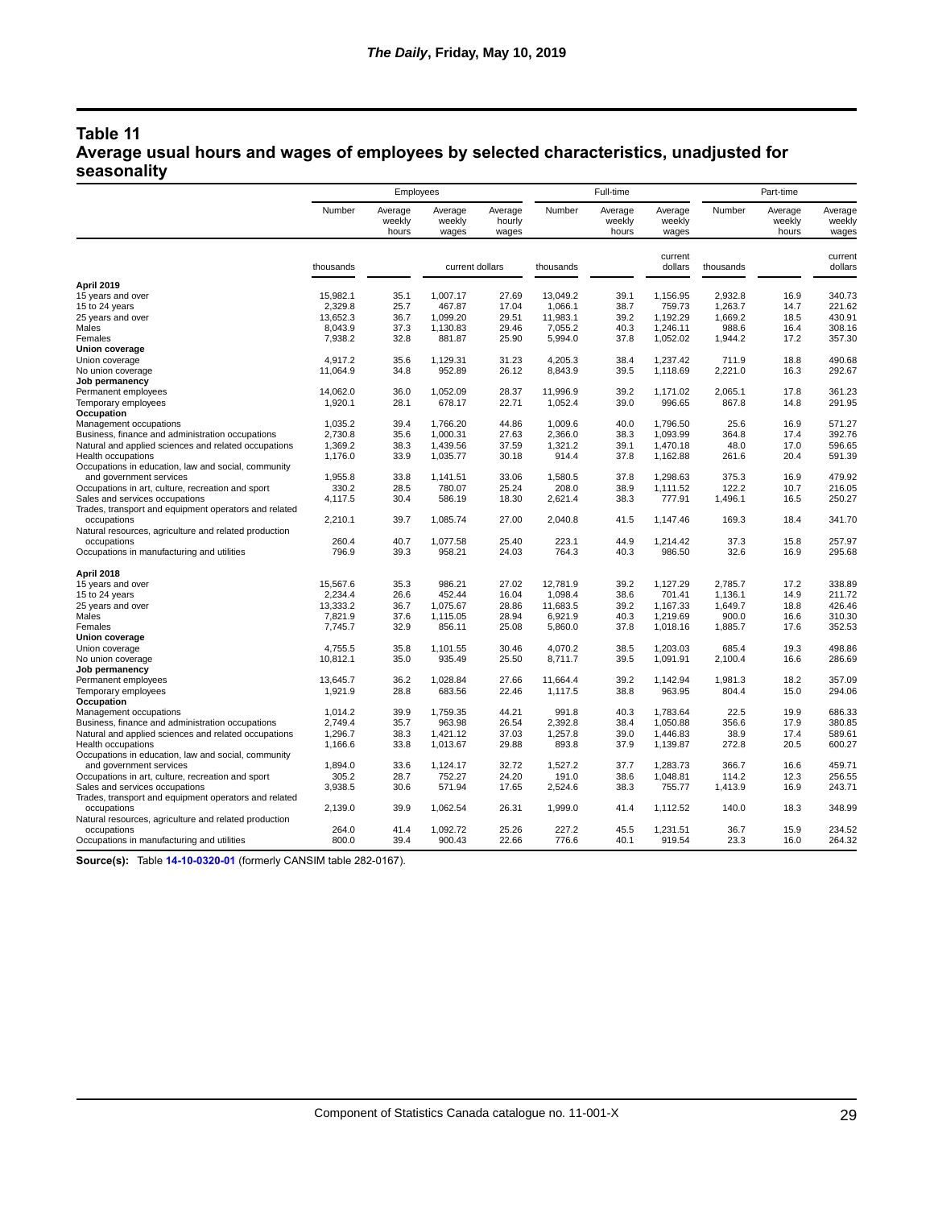## Table 11
## Average usual hours and wages of employees by selected characteristics, unadjusted for seasonality

| | Employees | | | | Full-time | | | Part-time | | |
|---|---|---|---|---|---|---|---|---|---|---|
| | Number | Average weekly hours | Average weekly wages | Average hourly wages | Number | Average weekly hours | Average weekly wages | Number | Average weekly hours | Average weekly wages |
| | thousands | | current dollars | | thousands | | current dollars | thousands | | current dollars |
| **April 2019** | | | | | | | | | | |
| 15 years and over | 15,982.1 | 35.1 | 1,007.17 | 27.69 | 13,049.2 | 39.1 | 1,156.95 | 2,932.8 | 16.9 | 340.73 |
| 15 to 24 years | 2,329.8 | 25.7 | 467.87 | 17.04 | 1,066.1 | 38.7 | 759.73 | 1,263.7 | 14.7 | 221.62 |
| 25 years and over | 13,652.3 | 36.7 | 1,099.20 | 29.51 | 11,983.1 | 39.2 | 1,192.29 | 1,669.2 | 18.5 | 430.91 |
| Males | 8,043.9 | 37.3 | 1,130.83 | 29.46 | 7,055.2 | 40.3 | 1,246.11 | 988.6 | 16.4 | 308.16 |
| Females | 7,938.2 | 32.8 | 881.87 | 25.90 | 5,994.0 | 37.8 | 1,052.02 | 1,944.2 | 17.2 | 357.30 |
| **Union coverage** | | | | | | | | | | |
| Union coverage | 4,917.2 | 35.6 | 1,129.31 | 31.23 | 4,205.3 | 38.4 | 1,237.42 | 711.9 | 18.8 | 490.68 |
| No union coverage | 11,064.9 | 34.8 | 952.89 | 26.12 | 8,843.9 | 39.5 | 1,118.69 | 2,221.0 | 16.3 | 292.67 |
| **Job permanency** | | | | | | | | | | |
| Permanent employees | 14,062.0 | 36.0 | 1,052.09 | 28.37 | 11,996.9 | 39.2 | 1,171.02 | 2,065.1 | 17.8 | 361.23 |
| Temporary employees | 1,920.1 | 28.1 | 678.17 | 22.71 | 1,052.4 | 39.0 | 996.65 | 867.8 | 14.8 | 291.95 |
| **Occupation** | | | | | | | | | | |
| Management occupations | 1,035.2 | 39.4 | 1,766.20 | 44.86 | 1,009.6 | 40.0 | 1,796.50 | 25.6 | 16.9 | 571.27 |
| Business, finance and administration occupations | 2,730.8 | 35.6 | 1,000.31 | 27.63 | 2,366.0 | 38.3 | 1,093.99 | 364.8 | 17.4 | 392.76 |
| Natural and applied sciences and related occupations | 1,369.2 | 38.3 | 1,439.56 | 37.59 | 1,321.2 | 39.1 | 1,470.18 | 48.0 | 17.0 | 596.65 |
| Health occupations | 1,176.0 | 33.9 | 1,035.77 | 30.18 | 914.4 | 37.8 | 1,162.88 | 261.6 | 20.4 | 591.39 |
| Occupations in education, law and social, community and government services | 1,955.8 | 33.8 | 1,141.51 | 33.06 | 1,580.5 | 37.8 | 1,298.63 | 375.3 | 16.9 | 479.92 |
| Occupations in art, culture, recreation and sport | 330.2 | 28.5 | 780.07 | 25.24 | 208.0 | 38.9 | 1,111.52 | 122.2 | 10.7 | 216.05 |
| Sales and services occupations | 4,117.5 | 30.4 | 586.19 | 18.30 | 2,621.4 | 38.3 | 777.91 | 1,496.1 | 16.5 | 250.27 |
| Trades, transport and equipment operators and related occupations | 2,210.1 | 39.7 | 1,085.74 | 27.00 | 2,040.8 | 41.5 | 1,147.46 | 169.3 | 18.4 | 341.70 |
| Natural resources, agriculture and related production occupations | 260.4 | 40.7 | 1,077.58 | 25.40 | 223.1 | 44.9 | 1,214.42 | 37.3 | 15.8 | 257.97 |
| Occupations in manufacturing and utilities | 796.9 | 39.3 | 958.21 | 24.03 | 764.3 | 40.3 | 986.50 | 32.6 | 16.9 | 295.68 |
| **April 2018** | | | | | | | | | | |
| 15 years and over | 15,567.6 | 35.3 | 986.21 | 27.02 | 12,781.9 | 39.2 | 1,127.29 | 2,785.7 | 17.2 | 338.89 |
| 15 to 24 years | 2,234.4 | 26.6 | 452.44 | 16.04 | 1,098.4 | 38.6 | 701.41 | 1,136.1 | 14.9 | 211.72 |
| 25 years and over | 13,333.2 | 36.7 | 1,075.67 | 28.86 | 11,683.5 | 39.2 | 1,167.33 | 1,649.7 | 18.8 | 426.46 |
| Males | 7,821.9 | 37.6 | 1,115.05 | 28.94 | 6,921.9 | 40.3 | 1,219.69 | 900.0 | 16.6 | 310.30 |
| Females | 7,745.7 | 32.9 | 856.11 | 25.08 | 5,860.0 | 37.8 | 1,018.16 | 1,885.7 | 17.6 | 352.53 |
| **Union coverage** | | | | | | | | | | |
| Union coverage | 4,755.5 | 35.8 | 1,101.55 | 30.46 | 4,070.2 | 38.5 | 1,203.03 | 685.4 | 19.3 | 498.86 |
| No union coverage | 10,812.1 | 35.0 | 935.49 | 25.50 | 8,711.7 | 39.5 | 1,091.91 | 2,100.4 | 16.6 | 286.69 |
| **Job permanency** | | | | | | | | | | |
| Permanent employees | 13,645.7 | 36.2 | 1,028.84 | 27.66 | 11,664.4 | 39.2 | 1,142.94 | 1,981.3 | 18.2 | 357.09 |
| Temporary employees | 1,921.9 | 28.8 | 683.56 | 22.46 | 1,117.5 | 38.8 | 963.95 | 804.4 | 15.0 | 294.06 |
| **Occupation** | | | | | | | | | | |
| Management occupations | 1,014.2 | 39.9 | 1,759.35 | 44.21 | 991.8 | 40.3 | 1,783.64 | 22.5 | 19.9 | 686.33 |
| Business, finance and administration occupations | 2,749.4 | 35.7 | 963.98 | 26.54 | 2,392.8 | 38.4 | 1,050.88 | 356.6 | 17.9 | 380.85 |
| Natural and applied sciences and related occupations | 1,296.7 | 38.3 | 1,421.12 | 37.03 | 1,257.8 | 39.0 | 1,446.83 | 38.9 | 17.4 | 589.61 |
| Health occupations | 1,166.6 | 33.8 | 1,013.67 | 29.88 | 893.8 | 37.9 | 1,139.87 | 272.8 | 20.5 | 600.27 |
| Occupations in education, law and social, community and government services | 1,894.0 | 33.6 | 1,124.17 | 32.72 | 1,527.2 | 37.7 | 1,283.73 | 366.7 | 16.6 | 459.71 |
| Occupations in art, culture, recreation and sport | 305.2 | 28.7 | 752.27 | 24.20 | 191.0 | 38.6 | 1,048.81 | 114.2 | 12.3 | 256.55 |
| Sales and services occupations | 3,938.5 | 30.6 | 571.94 | 17.65 | 2,524.6 | 38.3 | 755.77 | 1,413.9 | 16.9 | 243.71 |
| Trades, transport and equipment operators and related occupations | 2,139.0 | 39.9 | 1,062.54 | 26.31 | 1,999.0 | 41.4 | 1,112.52 | 140.0 | 18.3 | 348.99 |
| Natural resources, agriculture and related production occupations | 264.0 | 41.4 | 1,092.72 | 25.26 | 227.2 | 45.5 | 1,231.51 | 36.7 | 15.9 | 234.52 |
| Occupations in manufacturing and utilities | 800.0 | 39.4 | 900.43 | 22.66 | 776.6 | 40.1 | 919.54 | 23.3 | 16.0 | 264.32 |

**Source(s):** Table 14-10-0320-01 (formerly CANSIM table 282-0167).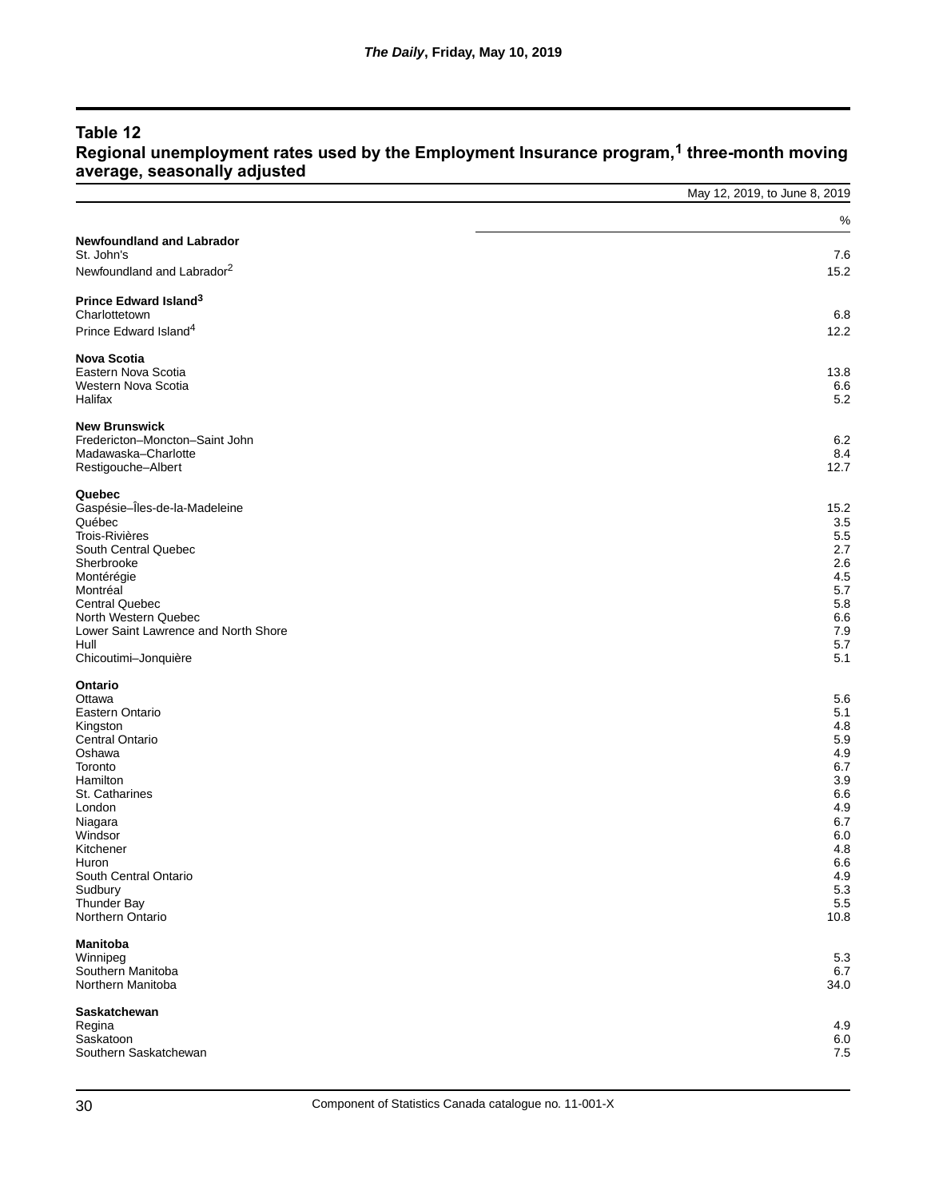## Table 12
## Regional unemployment rates used by the Employment Insurance program,[1] three-month moving average, seasonally adjusted

| | May 12, 2019, to June 8, 2019 |
|---|---|
| | % |
| **Newfoundland and Labrador** | |
| St. John's | 7.6 |
| Newfoundland and Labrador[2] | 15.2 |
| **Prince Edward Island[3]** | |
| Charlottetown | 6.8 |
| Prince Edward Island[4] | 12.2 |
| **Nova Scotia** | |
| Eastern Nova Scotia | 13.8 |
| Western Nova Scotia | 6.6 |
| Halifax | 5.2 |
| **New Brunswick** | |
| Fredericton–Moncton–Saint John | 6.2 |
| Madawaska–Charlotte | 8.4 |
| Restigouche–Albert | 12.7 |
| **Quebec** | |
| Gaspésie–Îles-de-la-Madeleine | 15.2 |
| Québec | 3.5 |
| Trois-Rivières | 5.5 |
| South Central Quebec | 2.7 |
| Sherbrooke | 2.6 |
| Montérégie | 4.5 |
| Montréal | 5.7 |
| Central Quebec | 5.8 |
| North Western Quebec | 6.6 |
| Lower Saint Lawrence and North Shore | 7.9 |
| Hull | 5.7 |
| Chicoutimi–Jonquière | 5.1 |
| **Ontario** | |
| Ottawa | 5.6 |
| Eastern Ontario | 5.1 |
| Kingston | 4.8 |
| Central Ontario | 5.9 |
| Oshawa | 4.9 |
| Toronto | 6.7 |
| Hamilton | 3.9 |
| St. Catharines | 6.6 |
| London | 4.9 |
| Niagara | 6.7 |
| Windsor | 6.0 |
| Kitchener | 4.8 |
| Huron | 6.6 |
| South Central Ontario | 4.9 |
| Sudbury | 5.3 |
| Thunder Bay | 5.5 |
| Northern Ontario | 10.8 |
| **Manitoba** | |
| Winnipeg | 5.3 |
| Southern Manitoba | 6.7 |
| Northern Manitoba | 34.0 |
| **Saskatchewan** | |
| Regina | 4.9 |
| Saskatoon | 6.0 |
| Southern Saskatchewan | 7.5 |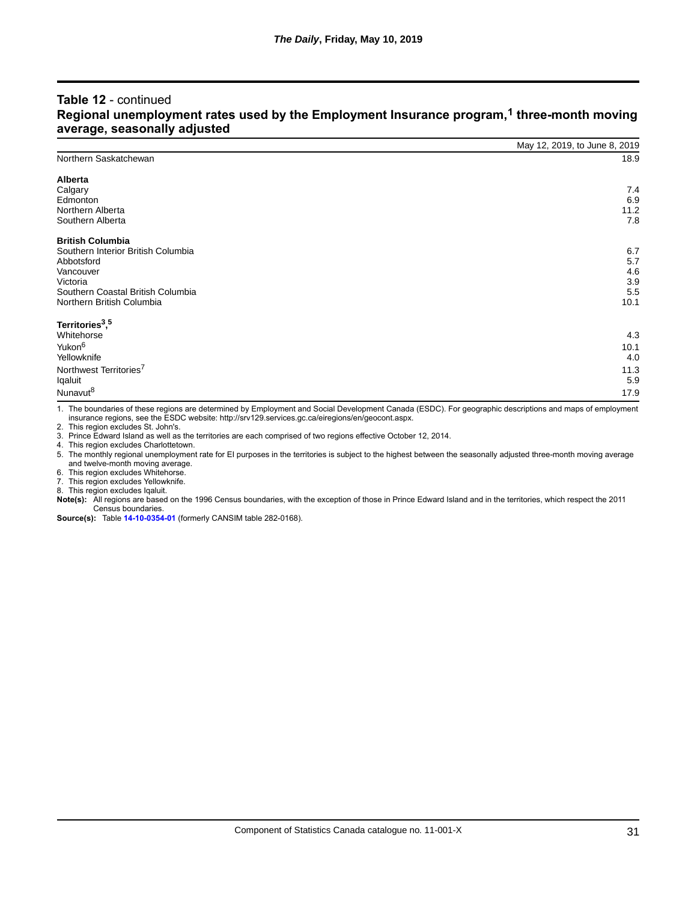**Table 12** - continued
**Regional unemployment rates used by the Employment Insurance program,[1] three-month moving average, seasonally adjusted**

| | May 12, 2019, to June 8, 2019 |
|---|---|
| Northern Saskatchewan | 18.9 |
| **Alberta** | |
| Calgary | 7.4 |
| Edmonton | 6.9 |
| Northern Alberta | 11.2 |
| Southern Alberta | 7.8 |
| **British Columbia** | |
| Southern Interior British Columbia | 6.7 |
| Abbotsford | 5.7 |
| Vancouver | 4.6 |
| Victoria | 3.9 |
| Southern Coastal British Columbia | 5.5 |
| Northern British Columbia | 10.1 |
| **Territories[3],[5]** | |
| Whitehorse | 4.3 |
| Yukon[6] | 10.1 |
| Yellowknife | 4.0 |
| Northwest Territories[7] | 11.3 |
| Iqaluit | 5.9 |
| Nunavut[8] | 17.9 |

1. The boundaries of these regions are determined by Employment and Social Development Canada (ESDC). For geographic descriptions and maps of employment insurance regions, see the ESDC website: http://srv129.services.gc.ca/eiregions/en/geocont.aspx.
2. This region excludes St. John's.
3. Prince Edward Island as well as the territories are each comprised of two regions effective October 12, 2014.
4. This region excludes Charlottetown.
5. The monthly regional unemployment rate for EI purposes in the territories is subject to the highest between the seasonally adjusted three-month moving average and twelve-month moving average.
6. This region excludes Whitehorse.
7. This region excludes Yellowknife.
8. This region excludes Iqaluit.

**Note(s):** All regions are based on the 1996 Census boundaries, with the exception of those in Prince Edward Island and in the territories, which respect the 2011 Census boundaries.

**Source(s):** Table **14-10-0354-01** (formerly CANSIM table 282-0168).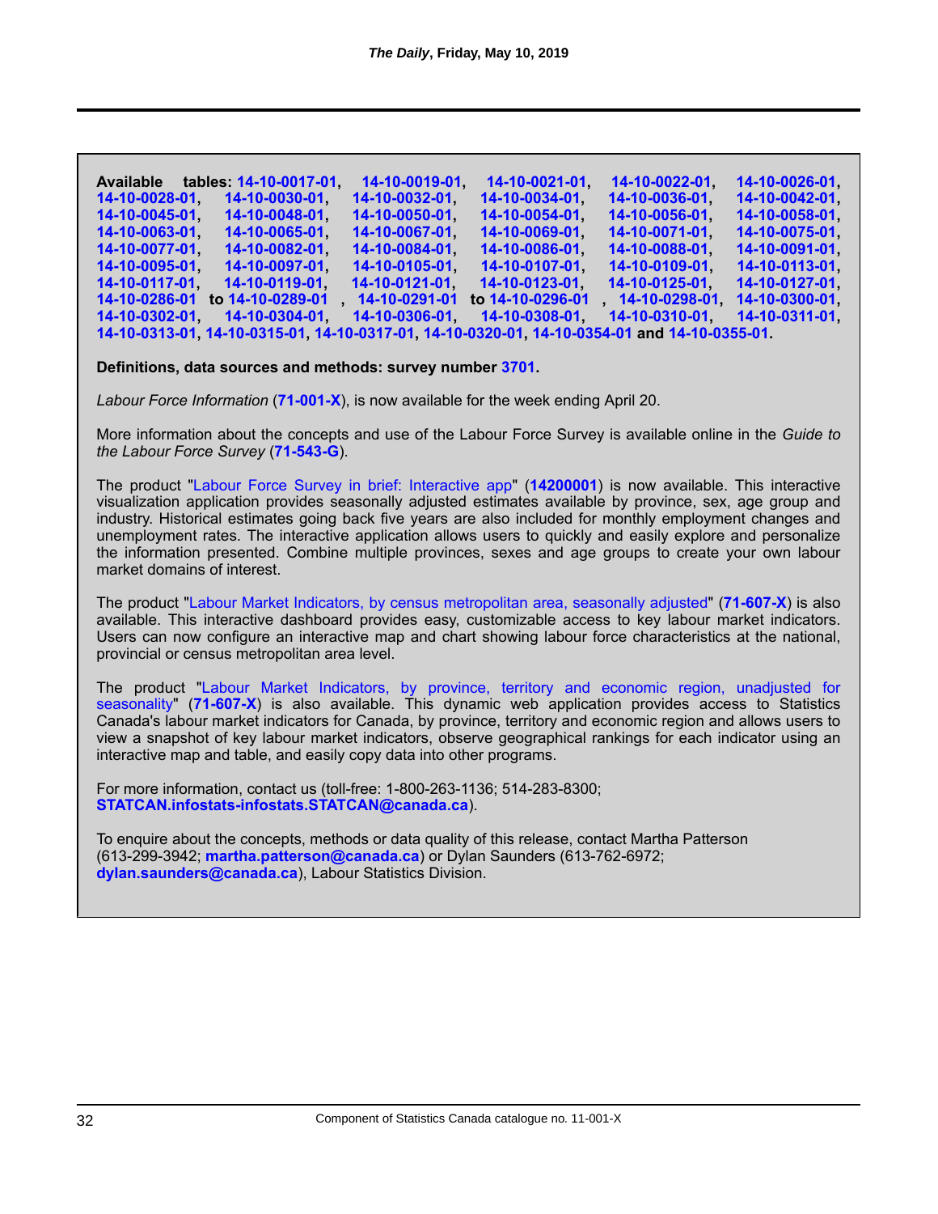**Available tables:** 14-10-0017-01, 14-10-0019-01, 14-10-0021-01, 14-10-0022-01, 14-10-0026-01, 14-10-0028-01, 14-10-0030-01, 14-10-0032-01, 14-10-0034-01, 14-10-0036-01, 14-10-0042-01, 14-10-0045-01, 14-10-0048-01, 14-10-0050-01, 14-10-0054-01, 14-10-0056-01, 14-10-0058-01, 14-10-0063-01, 14-10-0065-01, 14-10-0067-01, 14-10-0069-01, 14-10-0071-01, 14-10-0075-01, 14-10-0077-01, 14-10-0082-01, 14-10-0084-01, 14-10-0086-01, 14-10-0088-01, 14-10-0091-01, 14-10-0095-01, 14-10-0097-01, 14-10-0105-01, 14-10-0107-01, 14-10-0109-01, 14-10-0113-01, 14-10-0117-01, 14-10-0119-01, 14-10-0121-01, 14-10-0123-01, 14-10-0125-01, 14-10-0127-01, 14-10-0286-01 to 14-10-0289-01 , 14-10-0291-01 to 14-10-0296-01 , 14-10-0298-01, 14-10-0300-01, 14-10-0302-01, 14-10-0304-01, 14-10-0306-01, 14-10-0308-01, 14-10-0310-01, 14-10-0311-01, 14-10-0313-01, 14-10-0315-01, 14-10-0317-01, 14-10-0320-01, 14-10-0354-01 and 14-10-0355-01.

**Definitions, data sources and methods: survey number 3701.**

*Labour Force Information* (**71-001-X**), is now available for the week ending April 20.

More information about the concepts and use of the Labour Force Survey is available online in the *Guide to the Labour Force Survey* (**71-543-G**).

The product "Labour Force Survey in brief: Interactive app" (**14200001**) is now available. This interactive visualization application provides seasonally adjusted estimates available by province, sex, age group and industry. Historical estimates going back five years are also included for monthly employment changes and unemployment rates. The interactive application allows users to quickly and easily explore and personalize the information presented. Combine multiple provinces, sexes and age groups to create your own labour market domains of interest.

The product "Labour Market Indicators, by census metropolitan area, seasonally adjusted" (**71-607-X**) is also available. This interactive dashboard provides easy, customizable access to key labour market indicators. Users can now configure an interactive map and chart showing labour force characteristics at the national, provincial or census metropolitan area level.

The product "Labour Market Indicators, by province, territory and economic region, unadjusted for seasonality" (**71-607-X**) is also available. This dynamic web application provides access to Statistics Canada's labour market indicators for Canada, by province, territory and economic region and allows users to view a snapshot of key labour market indicators, observe geographical rankings for each indicator using an interactive map and table, and easily copy data into other programs.

For more information, contact us (toll-free: 1-800-263-1136; 514-283-8300; **STATCAN.infostats-infostats.STATCAN@canada.ca**).

To enquire about the concepts, methods or data quality of this release, contact Martha Patterson (613-299-3942; **martha.patterson@canada.ca**) or Dylan Saunders (613-762-6972; **dylan.saunders@canada.ca**), Labour Statistics Division.